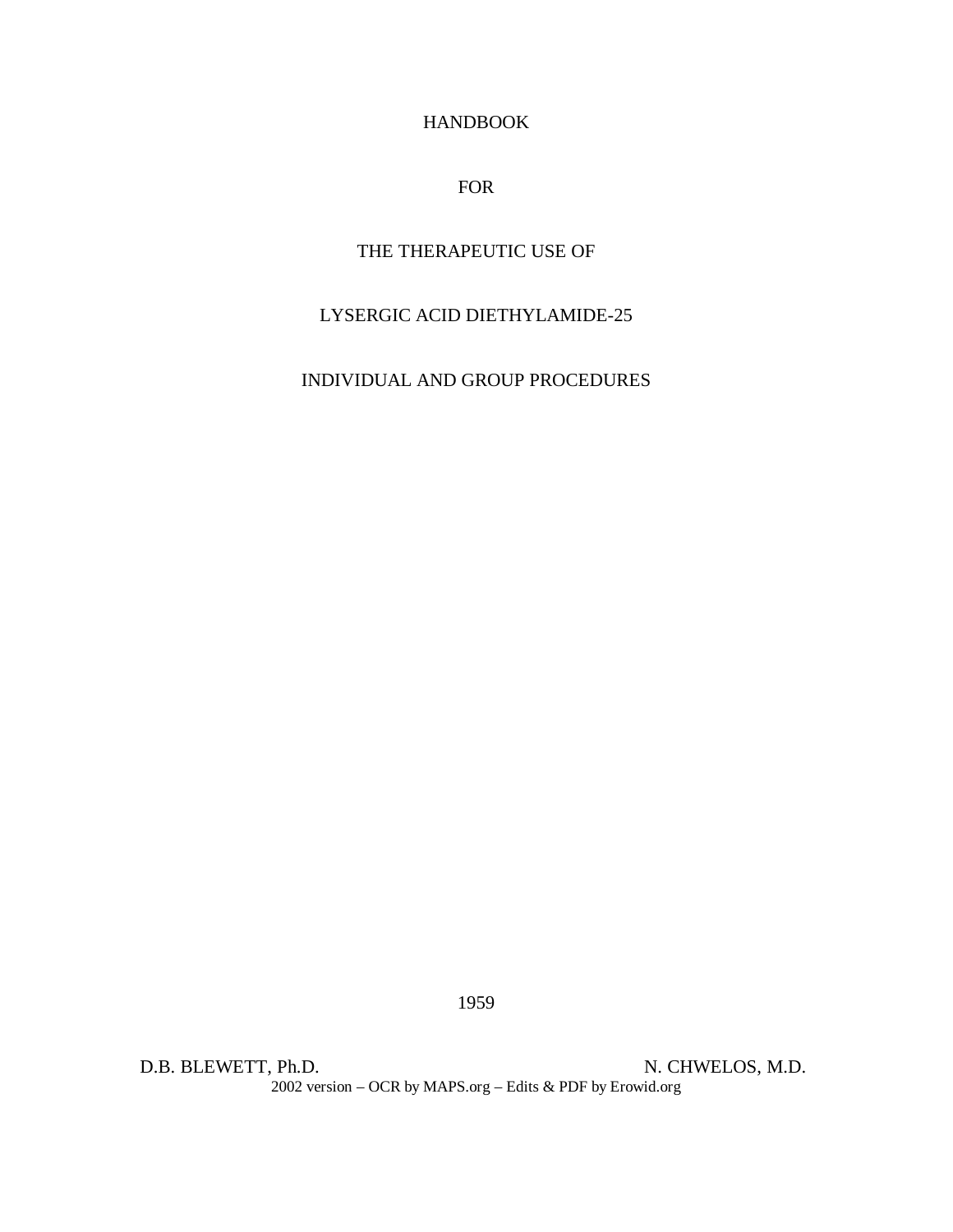# HANDBOOK

# FOR

# THE THERAPEUTIC USE OF

# LYSERGIC ACID DIETHYLAMIDE-25

## INDIVIDUAL AND GROUP PROCEDURES

1959

D.B. BLEWETT, Ph.D. N. CHWELOS, M.D.

2002 version – OCR by MAPS.org – Edits & PDF by Erowid.org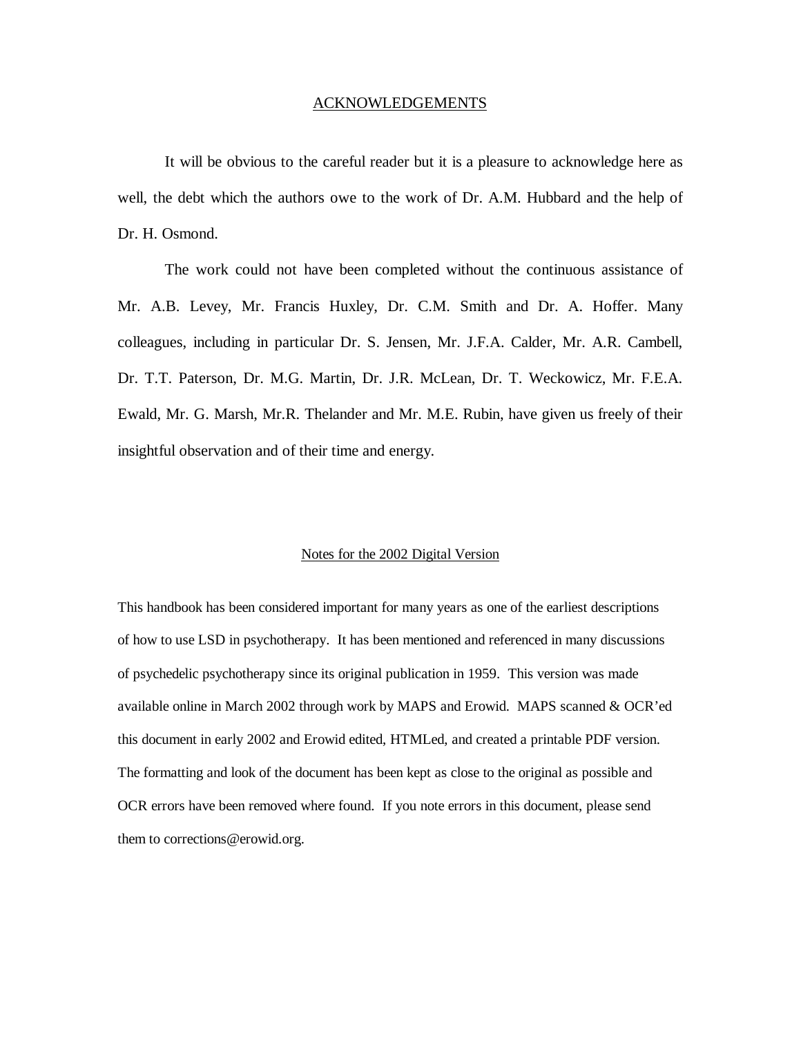## ACKNOWLEDGEMENTS

It will be obvious to the careful reader but it is a pleasure to acknowledge here as well, the debt which the authors owe to the work of Dr. A.M. Hubbard and the help of Dr. H. Osmond.

The work could not have been completed without the continuous assistance of Mr. A.B. Levey, Mr. Francis Huxley, Dr. C.M. Smith and Dr. A. Hoffer. Many colleagues, including in particular Dr. S. Jensen, Mr. J.F.A. Calder, Mr. A.R. Cambell, Dr. T.T. Paterson, Dr. M.G. Martin, Dr. J.R. McLean, Dr. T. Weckowicz, Mr. F.E.A. Ewald, Mr. G. Marsh, Mr.R. Thelander and Mr. M.E. Rubin, have given us freely of their insightful observation and of their time and energy.

### Notes for the 2002 Digital Version

This handbook has been considered important for many years as one of the earliest descriptions of how to use LSD in psychotherapy. It has been mentioned and referenced in many discussions of psychedelic psychotherapy since its original publication in 1959. This version was made available online in March 2002 through work by MAPS and Erowid. MAPS scanned & OCR'ed this document in early 2002 and Erowid edited, HTMLed, and created a printable PDF version. The formatting and look of the document has been kept as close to the original as possible and OCR errors have been removed where found. If you note errors in this document, please send them to corrections@erowid.org.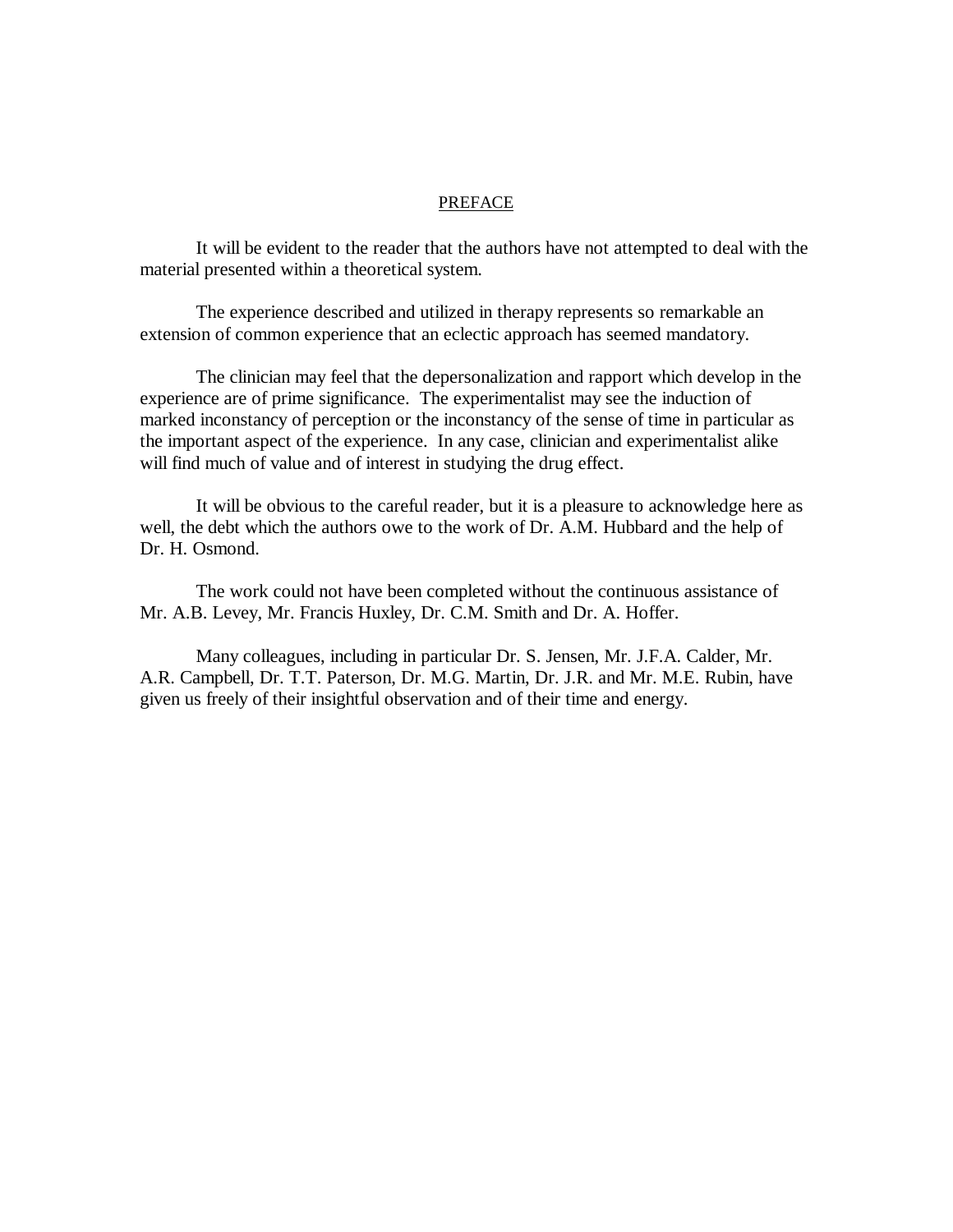# PREFACE

It will be evident to the reader that the authors have not attempted to deal with the material presented within a theoretical system.

The experience described and utilized in therapy represents so remarkable an extension of common experience that an eclectic approach has seemed mandatory.

The clinician may feel that the depersonalization and rapport which develop in the experience are of prime significance. The experimentalist may see the induction of marked inconstancy of perception or the inconstancy of the sense of time in particular as the important aspect of the experience. In any case, clinician and experimentalist alike will find much of value and of interest in studying the drug effect.

It will be obvious to the careful reader, but it is a pleasure to acknowledge here as well, the debt which the authors owe to the work of Dr. A.M. Hubbard and the help of Dr. H. Osmond.

The work could not have been completed without the continuous assistance of Mr. A.B. Levey, Mr. Francis Huxley, Dr. C.M. Smith and Dr. A. Hoffer.

Many colleagues, including in particular Dr. S. Jensen, Mr. J.F.A. Calder, Mr. A.R. Campbell, Dr. T.T. Paterson, Dr. M.G. Martin, Dr. J.R. and Mr. M.E. Rubin, have given us freely of their insightful observation and of their time and energy.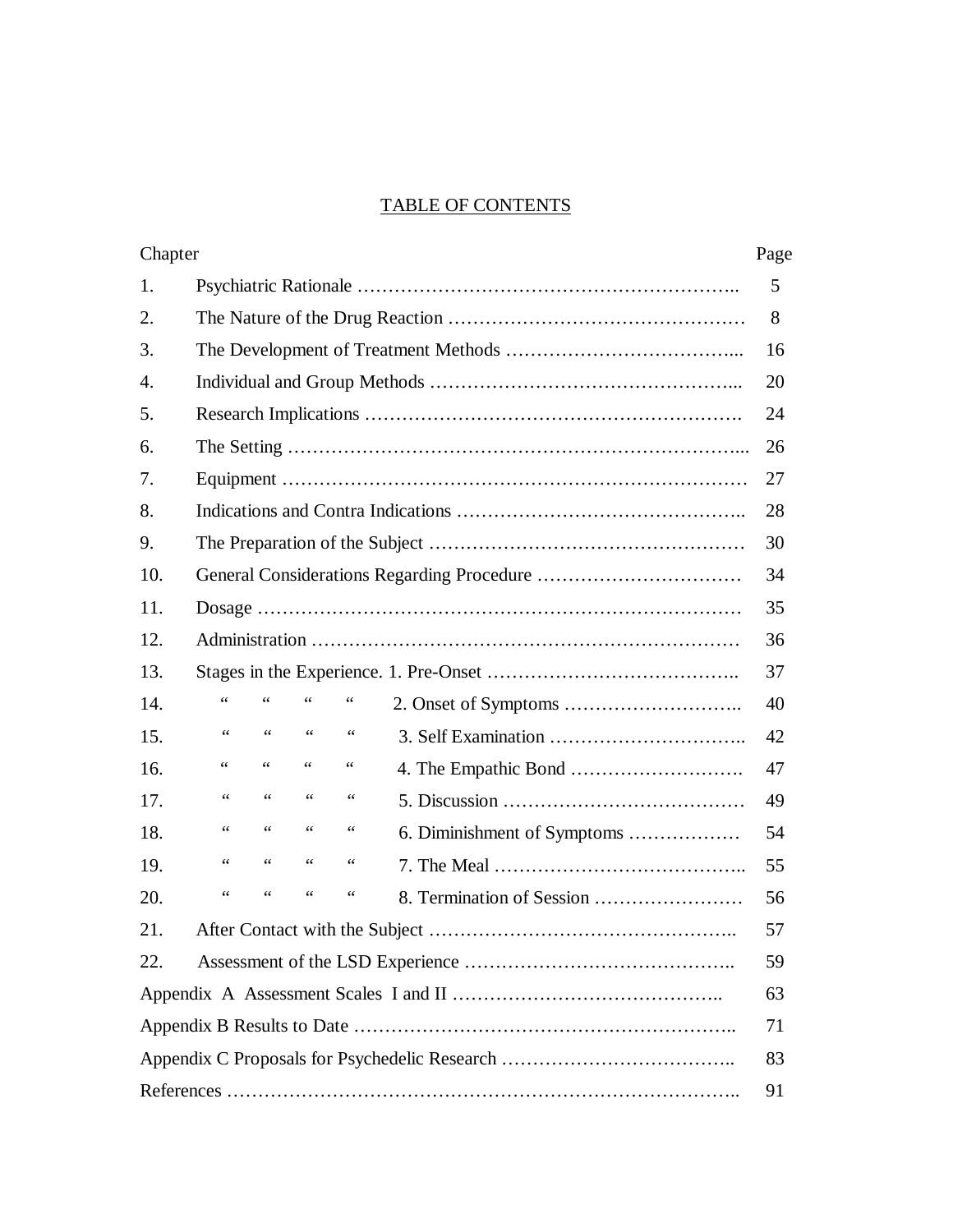# TABLE OF CONTENTS

| Chapter | | Page |
|---|---|---|
| 1. | Psychiatric Rationale ………………………………………………….. | 5 |
| 2. | The Nature of the Drug Reaction ………………………………………… | 8 |
| 3. | The Development of Treatment Methods ………………………………... | 16 |
| 4. | Individual and Group Methods …………………………………………... | 20 |
| 5. | Research Implications …………………………………………………. | 24 |
| 6. | The Setting ………………………………………………………………... | 26 |
| 7. | Equipment ………………………………………………………………… | 27 |
| 8. | Indications and Contra Indications …………………………………….. | 28 |
| 9. | The Preparation of the Subject …………………………………………… | 30 |
| 10. | General Considerations Regarding Procedure …………………………… | 34 |
| 11. | Dosage …………………………………………………………………… | 35 |
| 12. | Administration …………………………………………………………… | 36 |
| 13. | Stages in the Experience. 1. Pre-Onset ………………………………….. | 37 |
| 14. | “ “ “ “ 2. Onset of Symptoms ……………………….. | 40 |
| 15. | “ “ “ “ 3. Self Examination ………………………….. | 42 |
| 16. | “ “ “ “ 4. The Empathic Bond ………………………. | 47 |
| 17. | “ “ “ “ 5. Discussion ………………………………… | 49 |
| 18. | “ “ “ “ 6. Diminishment of Symptoms ……………… | 54 |
| 19. | “ “ “ “ 7. The Meal ………………………………….. | 55 |
| 20. | “ “ “ “ 8. Termination of Session …………………… | 56 |
| 21. | After Contact with the Subject ………………………………………….. | 57 |
| 22. | Assessment of the LSD Experience …………………………………….. | 59 |
| Appendix A Assessment Scales I and II …………………………………….. | | 63 |
| Appendix B Results to Date …………………………………………………….. | | 71 |
| Appendix C Proposals for Psychedelic Research ……………………………….. | | 83 |
| References ……………………………………………………………………….. | | 91 |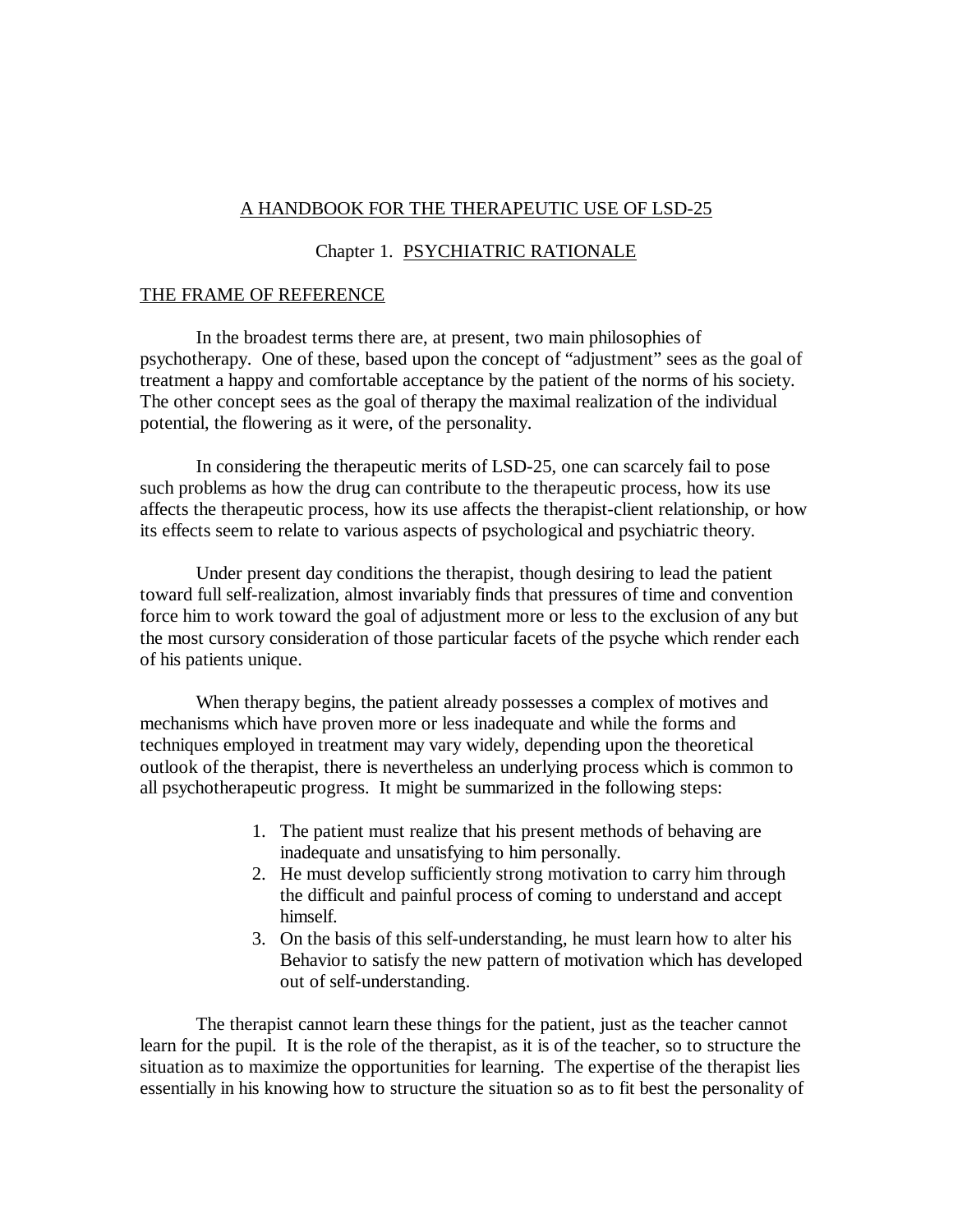# A HANDBOOK FOR THE THERAPEUTIC USE OF LSD-25

## Chapter 1. PSYCHIATRIC RATIONALE

### THE FRAME OF REFERENCE

In the broadest terms there are, at present, two main philosophies of psychotherapy. One of these, based upon the concept of "adjustment" sees as the goal of treatment a happy and comfortable acceptance by the patient of the norms of his society. The other concept sees as the goal of therapy the maximal realization of the individual potential, the flowering as it were, of the personality.

In considering the therapeutic merits of LSD-25, one can scarcely fail to pose such problems as how the drug can contribute to the therapeutic process, how its use affects the therapeutic process, how its use affects the therapist-client relationship, or how its effects seem to relate to various aspects of psychological and psychiatric theory.

Under present day conditions the therapist, though desiring to lead the patient toward full self-realization, almost invariably finds that pressures of time and convention force him to work toward the goal of adjustment more or less to the exclusion of any but the most cursory consideration of those particular facets of the psyche which render each of his patients unique.

When therapy begins, the patient already possesses a complex of motives and mechanisms which have proven more or less inadequate and while the forms and techniques employed in treatment may vary widely, depending upon the theoretical outlook of the therapist, there is nevertheless an underlying process which is common to all psychotherapeutic progress. It might be summarized in the following steps:

1. The patient must realize that his present methods of behaving are inadequate and unsatisfying to him personally.
2. He must develop sufficiently strong motivation to carry him through the difficult and painful process of coming to understand and accept himself.
3. On the basis of this self-understanding, he must learn how to alter his Behavior to satisfy the new pattern of motivation which has developed out of self-understanding.

The therapist cannot learn these things for the patient, just as the teacher cannot learn for the pupil. It is the role of the therapist, as it is of the teacher, so to structure the situation as to maximize the opportunities for learning. The expertise of the therapist lies essentially in his knowing how to structure the situation so as to fit best the personality of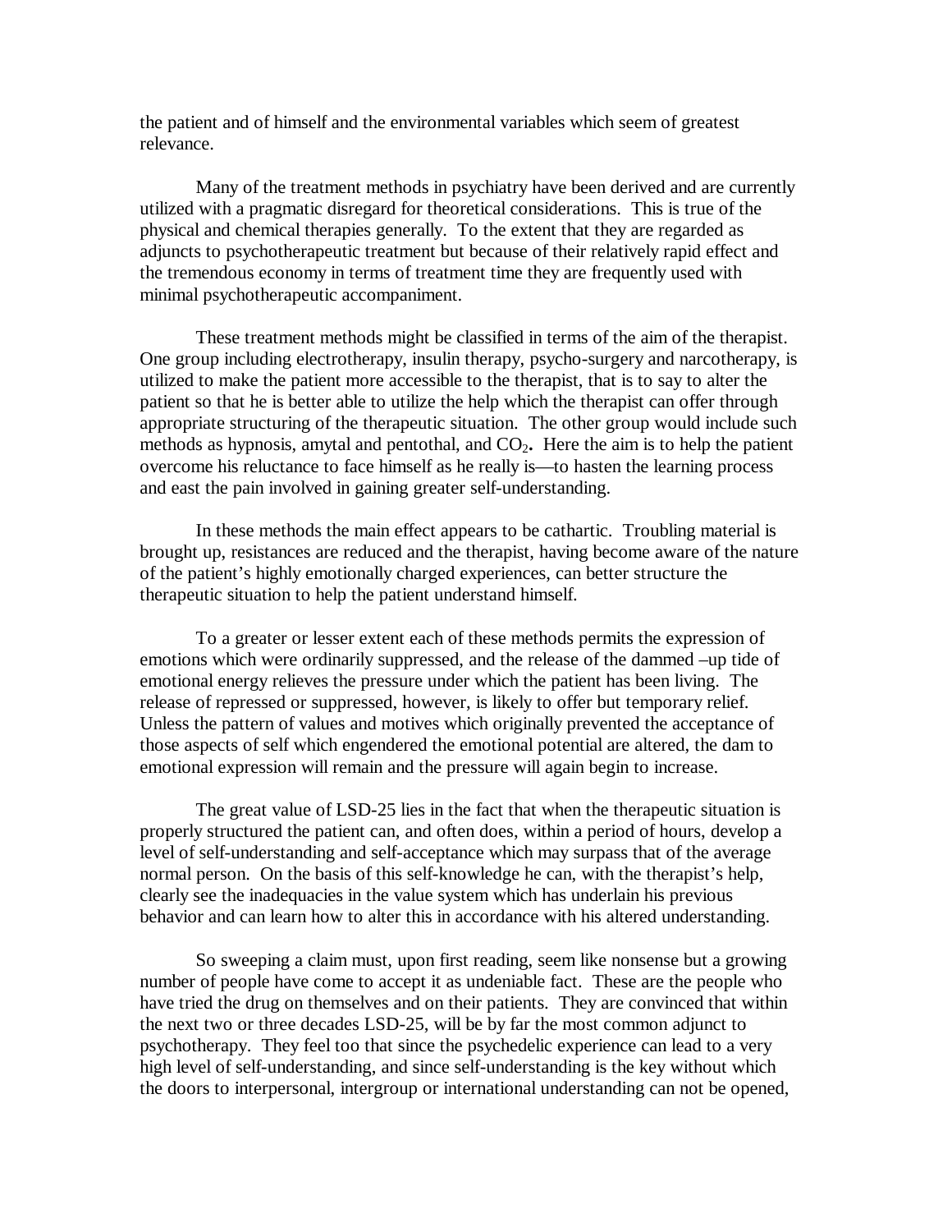the patient and of himself and the environmental variables which seem of greatest relevance.

Many of the treatment methods in psychiatry have been derived and are currently utilized with a pragmatic disregard for theoretical considerations. This is true of the physical and chemical therapies generally. To the extent that they are regarded as adjuncts to psychotherapeutic treatment but because of their relatively rapid effect and the tremendous economy in terms of treatment time they are frequently used with minimal psychotherapeutic accompaniment.

These treatment methods might be classified in terms of the aim of the therapist. One group including electrotherapy, insulin therapy, psycho-surgery and narcotherapy, is utilized to make the patient more accessible to the therapist, that is to say to alter the patient so that he is better able to utilize the help which the therapist can offer through appropriate structuring of the therapeutic situation. The other group would include such methods as hypnosis, amytal and pentothal, and $CO_2$**.** Here the aim is to help the patient overcome his reluctance to face himself as he really is—to hasten the learning process and east the pain involved in gaining greater self-understanding.

In these methods the main effect appears to be cathartic. Troubling material is brought up, resistances are reduced and the therapist, having become aware of the nature of the patient's highly emotionally charged experiences, can better structure the therapeutic situation to help the patient understand himself.

To a greater or lesser extent each of these methods permits the expression of emotions which were ordinarily suppressed, and the release of the dammed –up tide of emotional energy relieves the pressure under which the patient has been living. The release of repressed or suppressed, however, is likely to offer but temporary relief. Unless the pattern of values and motives which originally prevented the acceptance of those aspects of self which engendered the emotional potential are altered, the dam to emotional expression will remain and the pressure will again begin to increase.

The great value of LSD-25 lies in the fact that when the therapeutic situation is properly structured the patient can, and often does, within a period of hours, develop a level of self-understanding and self-acceptance which may surpass that of the average normal person. On the basis of this self-knowledge he can, with the therapist's help, clearly see the inadequacies in the value system which has underlain his previous behavior and can learn how to alter this in accordance with his altered understanding.

So sweeping a claim must, upon first reading, seem like nonsense but a growing number of people have come to accept it as undeniable fact. These are the people who have tried the drug on themselves and on their patients. They are convinced that within the next two or three decades LSD-25, will be by far the most common adjunct to psychotherapy. They feel too that since the psychedelic experience can lead to a very high level of self-understanding, and since self-understanding is the key without which the doors to interpersonal, intergroup or international understanding can not be opened,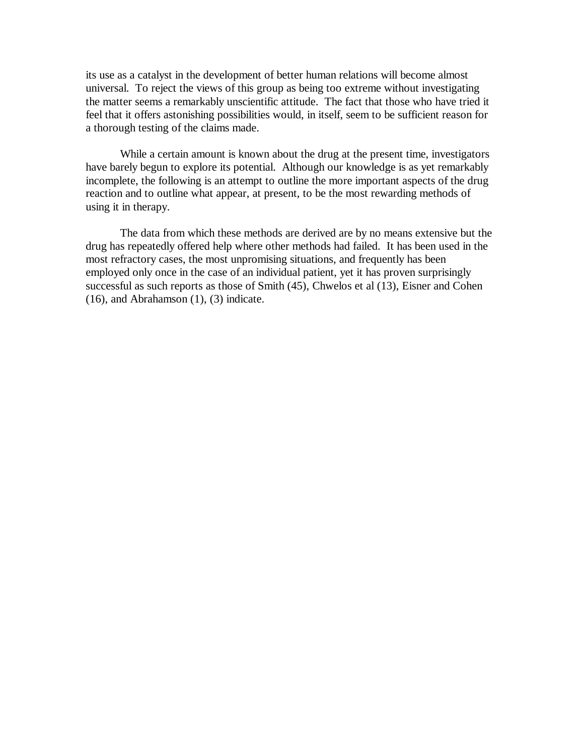its use as a catalyst in the development of better human relations will become almost universal. To reject the views of this group as being too extreme without investigating the matter seems a remarkably unscientific attitude. The fact that those who have tried it feel that it offers astonishing possibilities would, in itself, seem to be sufficient reason for a thorough testing of the claims made.

While a certain amount is known about the drug at the present time, investigators have barely begun to explore its potential. Although our knowledge is as yet remarkably incomplete, the following is an attempt to outline the more important aspects of the drug reaction and to outline what appear, at present, to be the most rewarding methods of using it in therapy.

The data from which these methods are derived are by no means extensive but the drug has repeatedly offered help where other methods had failed. It has been used in the most refractory cases, the most unpromising situations, and frequently has been employed only once in the case of an individual patient, yet it has proven surprisingly successful as such reports as those of Smith (45), Chwelos et al (13), Eisner and Cohen (16), and Abrahamson (1), (3) indicate.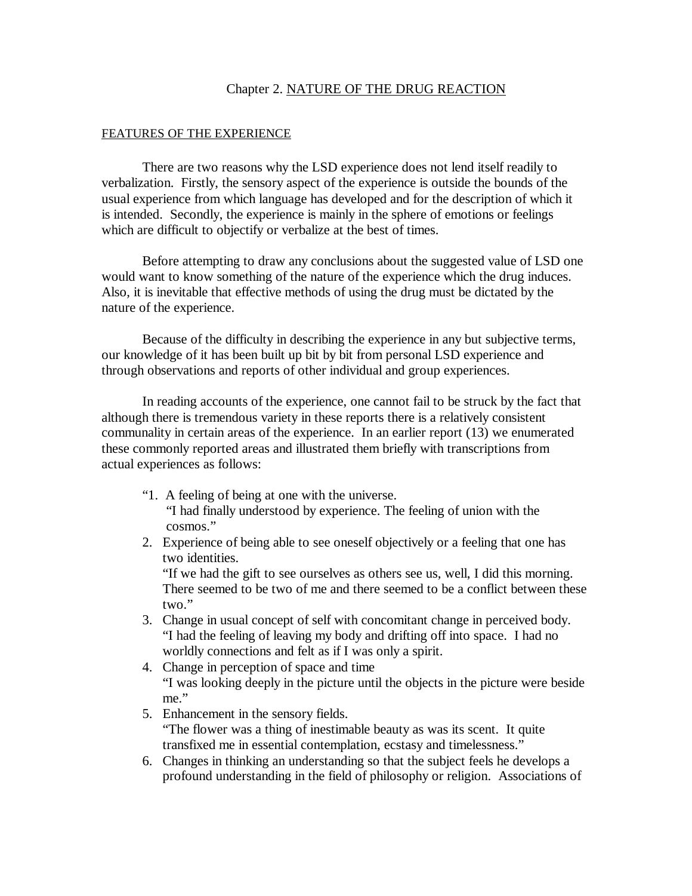## Chapter 2. NATURE OF THE DRUG REACTION

### FEATURES OF THE EXPERIENCE

There are two reasons why the LSD experience does not lend itself readily to verbalization. Firstly, the sensory aspect of the experience is outside the bounds of the usual experience from which language has developed and for the description of which it is intended. Secondly, the experience is mainly in the sphere of emotions or feelings which are difficult to objectify or verbalize at the best of times.

Before attempting to draw any conclusions about the suggested value of LSD one would want to know something of the nature of the experience which the drug induces. Also, it is inevitable that effective methods of using the drug must be dictated by the nature of the experience.

Because of the difficulty in describing the experience in any but subjective terms, our knowledge of it has been built up bit by bit from personal LSD experience and through observations and reports of other individual and group experiences.

In reading accounts of the experience, one cannot fail to be struck by the fact that although there is tremendous variety in these reports there is a relatively consistent communality in certain areas of the experience. In an earlier report (13) we enumerated these commonly reported areas and illustrated them briefly with transcriptions from actual experiences as follows:

"1. A feeling of being at one with the universe.
   "I had finally understood by experience. The feeling of union with the cosmos."
2. Experience of being able to see oneself objectively or a feeling that one has two identities.
   "If we had the gift to see ourselves as others see us, well, I did this morning. There seemed to be two of me and there seemed to be a conflict between these two."
3. Change in usual concept of self with concomitant change in perceived body.
   "I had the feeling of leaving my body and drifting off into space. I had no worldly connections and felt as if I was only a spirit.
4. Change in perception of space and time
   "I was looking deeply in the picture until the objects in the picture were beside me."
5. Enhancement in the sensory fields.
   "The flower was a thing of inestimable beauty as was its scent. It quite transfixed me in essential contemplation, ecstasy and timelessness."
6. Changes in thinking an understanding so that the subject feels he develops a profound understanding in the field of philosophy or religion. Associations of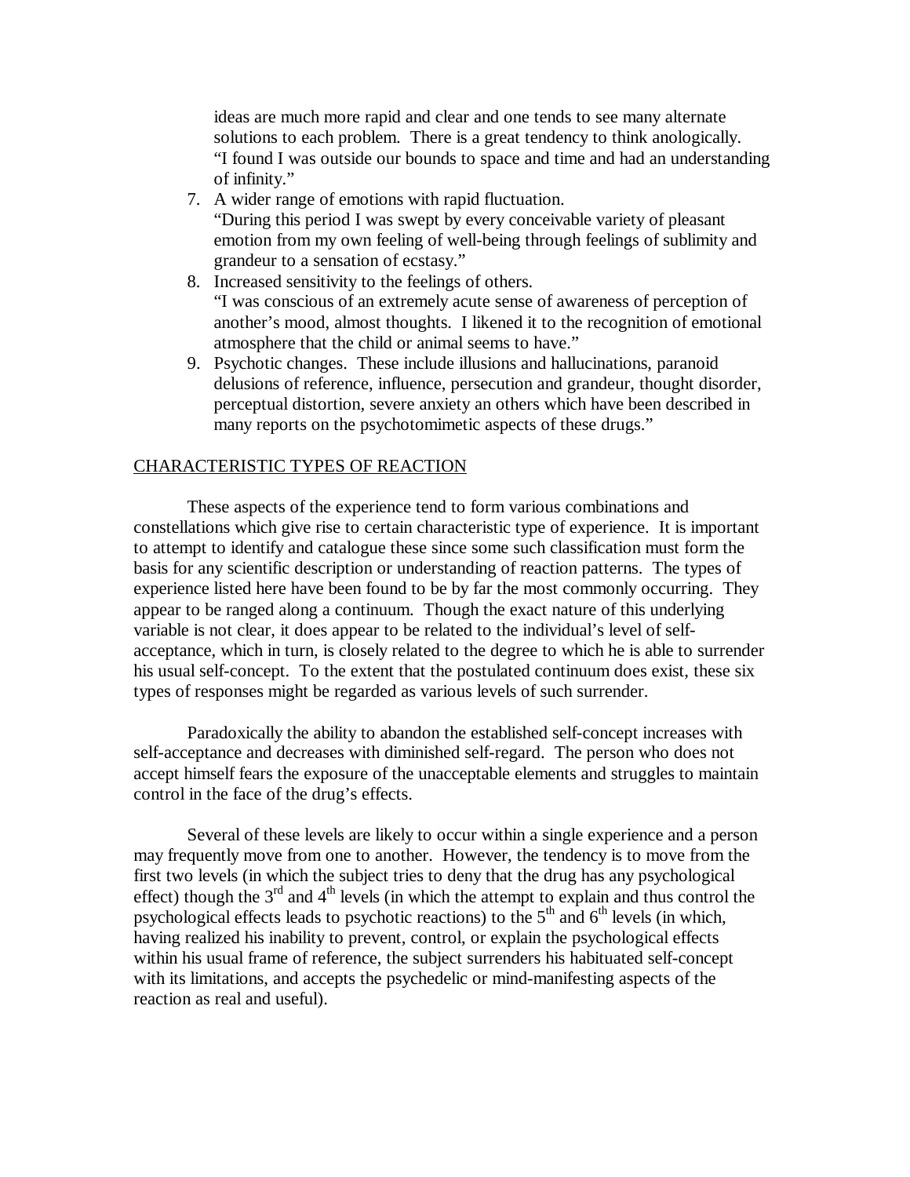ideas are much more rapid and clear and one tends to see many alternate solutions to each problem. There is a great tendency to think anologically. "I found I was outside our bounds to space and time and had an understanding of infinity."

7. A wider range of emotions with rapid fluctuation.
   "During this period I was swept by every conceivable variety of pleasant emotion from my own feeling of well-being through feelings of sublimity and grandeur to a sensation of ecstasy."
8. Increased sensitivity to the feelings of others.
   "I was conscious of an extremely acute sense of awareness of perception of another's mood, almost thoughts. I likened it to the recognition of emotional atmosphere that the child or animal seems to have."
9. Psychotic changes. These include illusions and hallucinations, paranoid delusions of reference, influence, persecution and grandeur, thought disorder, perceptual distortion, severe anxiety an others which have been described in many reports on the psychotomimetic aspects of these drugs."

## CHARACTERISTIC TYPES OF REACTION

These aspects of the experience tend to form various combinations and constellations which give rise to certain characteristic type of experience. It is important to attempt to identify and catalogue these since some such classification must form the basis for any scientific description or understanding of reaction patterns. The types of experience listed here have been found to be by far the most commonly occurring. They appear to be ranged along a continuum. Though the exact nature of this underlying variable is not clear, it does appear to be related to the individual's level of self-acceptance, which in turn, is closely related to the degree to which he is able to surrender his usual self-concept. To the extent that the postulated continuum does exist, these six types of responses might be regarded as various levels of such surrender.

Paradoxically the ability to abandon the established self-concept increases with self-acceptance and decreases with diminished self-regard. The person who does not accept himself fears the exposure of the unacceptable elements and struggles to maintain control in the face of the drug's effects.

Several of these levels are likely to occur within a single experience and a person may frequently move from one to another. However, the tendency is to move from the first two levels (in which the subject tries to deny that the drug has any psychological effect) though the 3rd and 4th levels (in which the attempt to explain and thus control the psychological effects leads to psychotic reactions) to the 5th and 6th levels (in which, having realized his inability to prevent, control, or explain the psychological effects within his usual frame of reference, the subject surrenders his habituated self-concept with its limitations, and accepts the psychedelic or mind-manifesting aspects of the reaction as real and useful).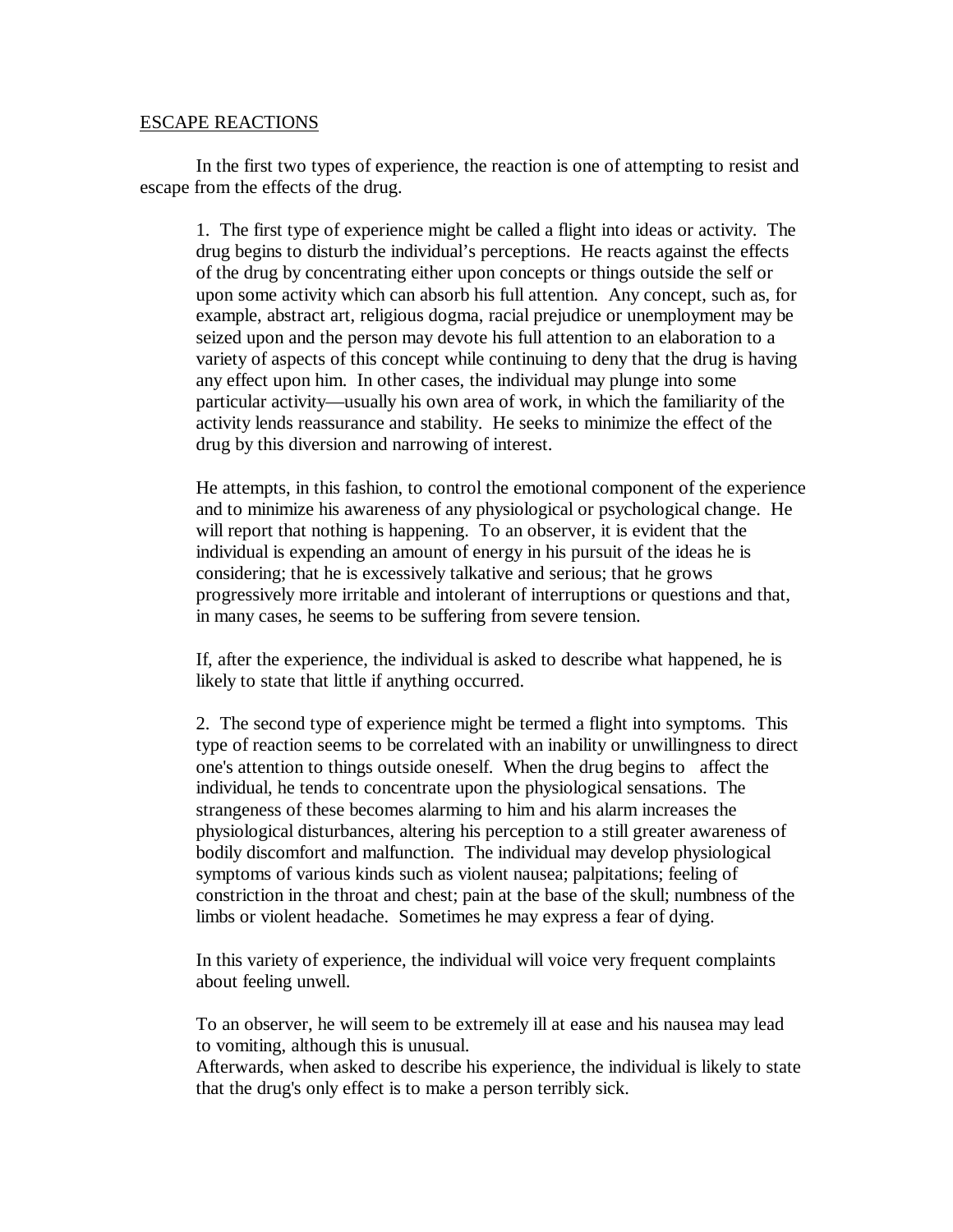<u>ESCAPE REACTIONS</u>

In the first two types of experience, the reaction is one of attempting to resist and escape from the effects of the drug.

1. The first type of experience might be called a flight into ideas or activity. The drug begins to disturb the individual's perceptions. He reacts against the effects of the drug by concentrating either upon concepts or things outside the self or upon some activity which can absorb his full attention. Any concept, such as, for example, abstract art, religious dogma, racial prejudice or unemployment may be seized upon and the person may devote his full attention to an elaboration to a variety of aspects of this concept while continuing to deny that the drug is having any effect upon him. In other cases, the individual may plunge into some particular activity—usually his own area of work, in which the familiarity of the activity lends reassurance and stability. He seeks to minimize the effect of the drug by this diversion and narrowing of interest.

He attempts, in this fashion, to control the emotional component of the experience and to minimize his awareness of any physiological or psychological change. He will report that nothing is happening. To an observer, it is evident that the individual is expending an amount of energy in his pursuit of the ideas he is considering; that he is excessively talkative and serious; that he grows progressively more irritable and intolerant of interruptions or questions and that, in many cases, he seems to be suffering from severe tension.

If, after the experience, the individual is asked to describe what happened, he is likely to state that little if anything occurred.

2. The second type of experience might be termed a flight into symptoms. This type of reaction seems to be correlated with an inability or unwillingness to direct one's attention to things outside oneself. When the drug begins to affect the individual, he tends to concentrate upon the physiological sensations. The strangeness of these becomes alarming to him and his alarm increases the physiological disturbances, altering his perception to a still greater awareness of bodily discomfort and malfunction. The individual may develop physiological symptoms of various kinds such as violent nausea; palpitations; feeling of constriction in the throat and chest; pain at the base of the skull; numbness of the limbs or violent headache. Sometimes he may express a fear of dying.

In this variety of experience, the individual will voice very frequent complaints about feeling unwell.

To an observer, he will seem to be extremely ill at ease and his nausea may lead to vomiting, although this is unusual.
Afterwards, when asked to describe his experience, the individual is likely to state that the drug's only effect is to make a person terribly sick.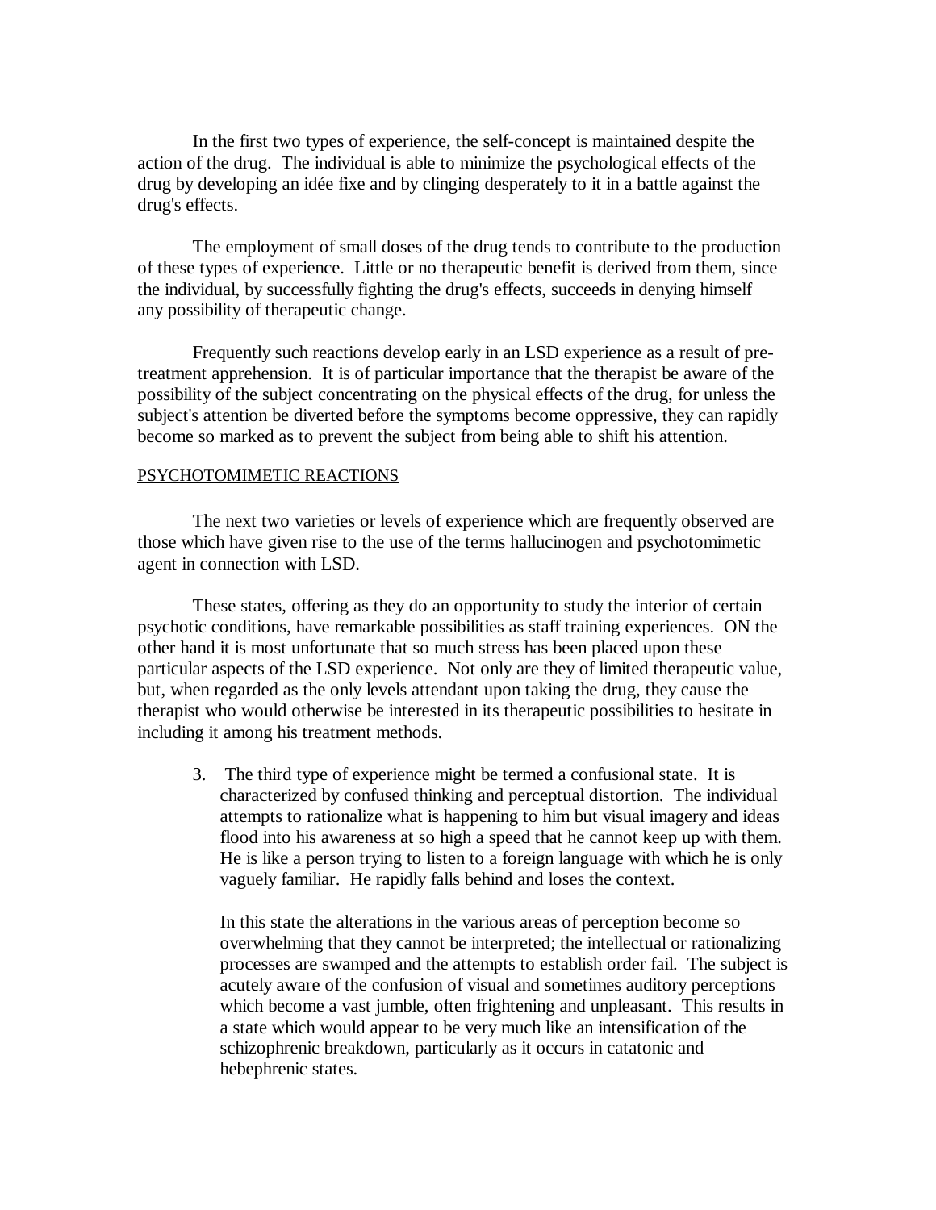In the first two types of experience, the self-concept is maintained despite the action of the drug. The individual is able to minimize the psychological effects of the drug by developing an idée fixe and by clinging desperately to it in a battle against the drug's effects.

The employment of small doses of the drug tends to contribute to the production of these types of experience. Little or no therapeutic benefit is derived from them, since the individual, by successfully fighting the drug's effects, succeeds in denying himself any possibility of therapeutic change.

Frequently such reactions develop early in an LSD experience as a result of pre-treatment apprehension. It is of particular importance that the therapist be aware of the possibility of the subject concentrating on the physical effects of the drug, for unless the subject's attention be diverted before the symptoms become oppressive, they can rapidly become so marked as to prevent the subject from being able to shift his attention.

PSYCHOTOMIMETIC REACTIONS

The next two varieties or levels of experience which are frequently observed are those which have given rise to the use of the terms hallucinogen and psychotomimetic agent in connection with LSD.

These states, offering as they do an opportunity to study the interior of certain psychotic conditions, have remarkable possibilities as staff training experiences. ON the other hand it is most unfortunate that so much stress has been placed upon these particular aspects of the LSD experience. Not only are they of limited therapeutic value, but, when regarded as the only levels attendant upon taking the drug, they cause the therapist who would otherwise be interested in its therapeutic possibilities to hesitate in including it among his treatment methods.

3. The third type of experience might be termed a confusional state. It is characterized by confused thinking and perceptual distortion. The individual attempts to rationalize what is happening to him but visual imagery and ideas flood into his awareness at so high a speed that he cannot keep up with them. He is like a person trying to listen to a foreign language with which he is only vaguely familiar. He rapidly falls behind and loses the context.

   In this state the alterations in the various areas of perception become so overwhelming that they cannot be interpreted; the intellectual or rationalizing processes are swamped and the attempts to establish order fail. The subject is acutely aware of the confusion of visual and sometimes auditory perceptions which become a vast jumble, often frightening and unpleasant. This results in a state which would appear to be very much like an intensification of the schizophrenic breakdown, particularly as it occurs in catatonic and hebephrenic states.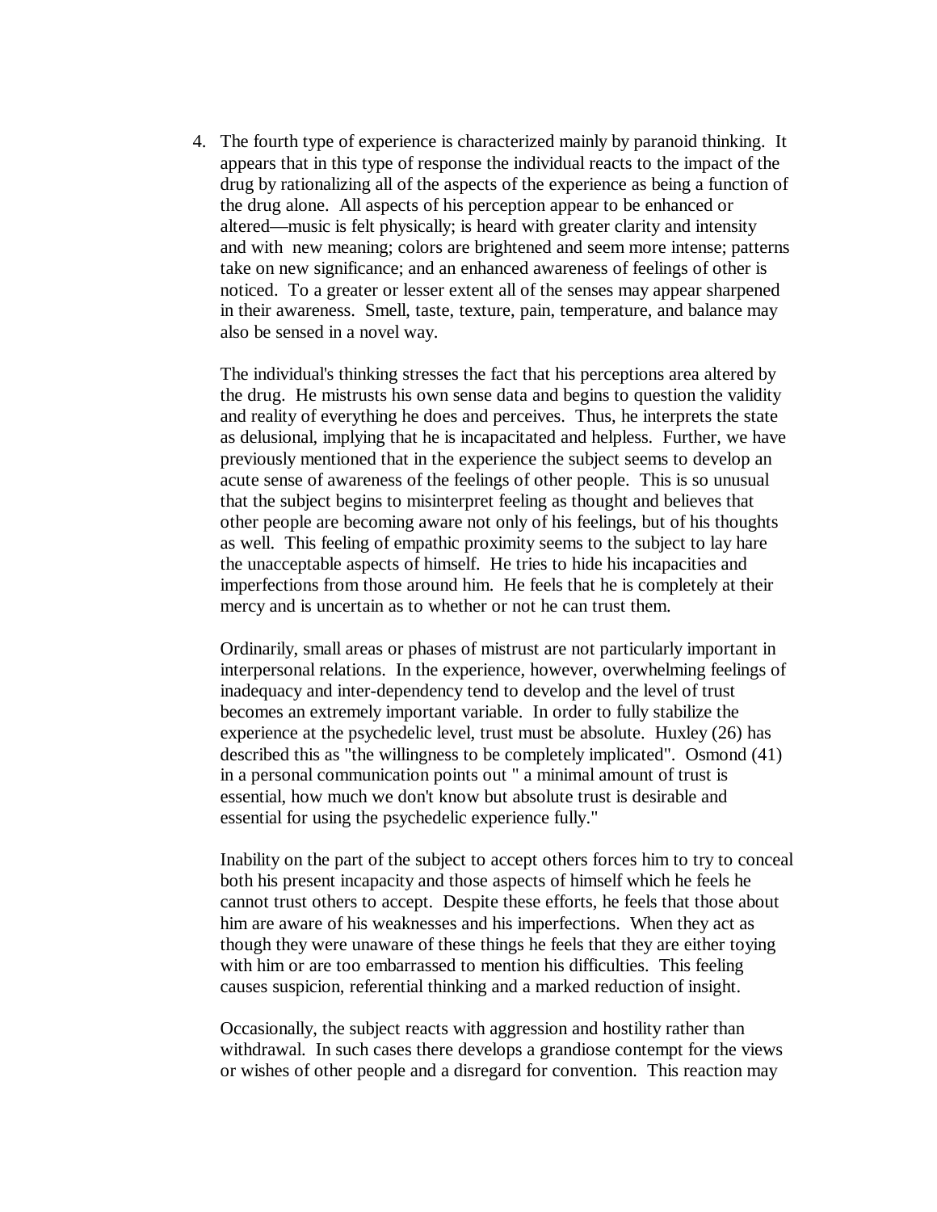4. The fourth type of experience is characterized mainly by paranoid thinking. It appears that in this type of response the individual reacts to the impact of the drug by rationalizing all of the aspects of the experience as being a function of the drug alone. All aspects of his perception appear to be enhanced or altered—music is felt physically; is heard with greater clarity and intensity and with new meaning; colors are brightened and seem more intense; patterns take on new significance; and an enhanced awareness of feelings of other is noticed. To a greater or lesser extent all of the senses may appear sharpened in their awareness. Smell, taste, texture, pain, temperature, and balance may also be sensed in a novel way.

   The individual's thinking stresses the fact that his perceptions area altered by the drug. He mistrusts his own sense data and begins to question the validity and reality of everything he does and perceives. Thus, he interprets the state as delusional, implying that he is incapacitated and helpless. Further, we have previously mentioned that in the experience the subject seems to develop an acute sense of awareness of the feelings of other people. This is so unusual that the subject begins to misinterpret feeling as thought and believes that other people are becoming aware not only of his feelings, but of his thoughts as well. This feeling of empathic proximity seems to the subject to lay hare the unacceptable aspects of himself. He tries to hide his incapacities and imperfections from those around him. He feels that he is completely at their mercy and is uncertain as to whether or not he can trust them.

   Ordinarily, small areas or phases of mistrust are not particularly important in interpersonal relations. In the experience, however, overwhelming feelings of inadequacy and inter-dependency tend to develop and the level of trust becomes an extremely important variable. In order to fully stabilize the experience at the psychedelic level, trust must be absolute. Huxley (26) has described this as "the willingness to be completely implicated". Osmond (41) in a personal communication points out " a minimal amount of trust is essential, how much we don't know but absolute trust is desirable and essential for using the psychedelic experience fully."

   Inability on the part of the subject to accept others forces him to try to conceal both his present incapacity and those aspects of himself which he feels he cannot trust others to accept. Despite these efforts, he feels that those about him are aware of his weaknesses and his imperfections. When they act as though they were unaware of these things he feels that they are either toying with him or are too embarrassed to mention his difficulties. This feeling causes suspicion, referential thinking and a marked reduction of insight.

   Occasionally, the subject reacts with aggression and hostility rather than withdrawal. In such cases there develops a grandiose contempt for the views or wishes of other people and a disregard for convention. This reaction may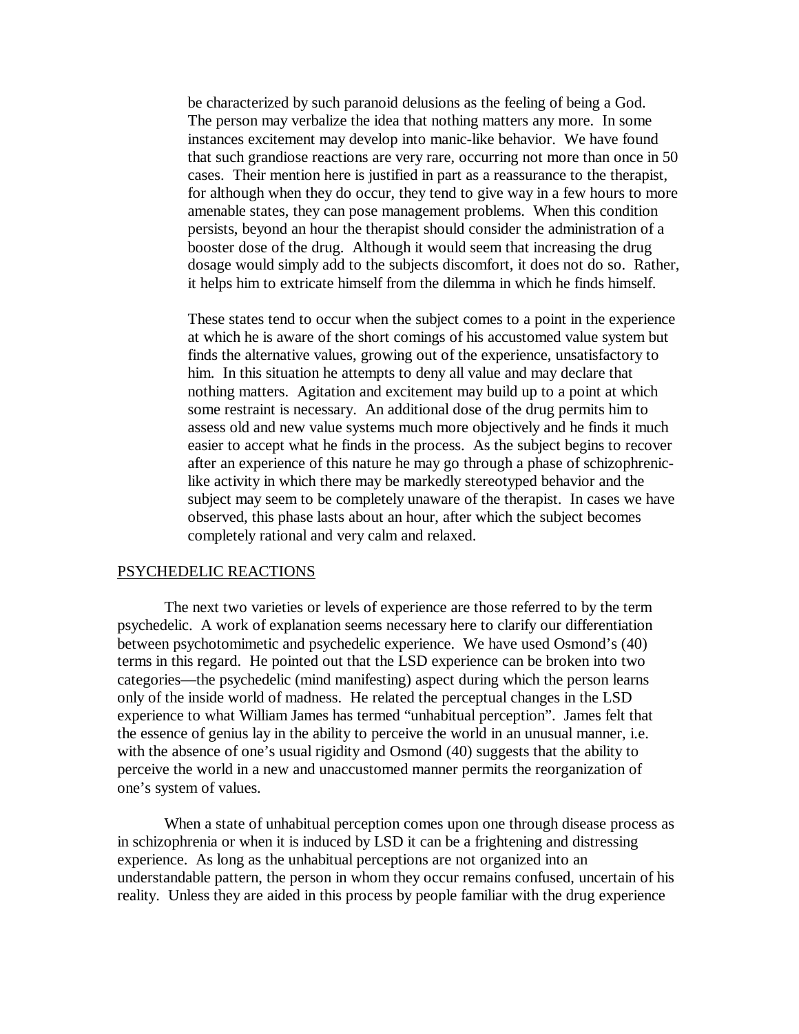be characterized by such paranoid delusions as the feeling of being a God. The person may verbalize the idea that nothing matters any more. In some instances excitement may develop into manic-like behavior. We have found that such grandiose reactions are very rare, occurring not more than once in 50 cases. Their mention here is justified in part as a reassurance to the therapist, for although when they do occur, they tend to give way in a few hours to more amenable states, they can pose management problems. When this condition persists, beyond an hour the therapist should consider the administration of a booster dose of the drug. Although it would seem that increasing the drug dosage would simply add to the subjects discomfort, it does not do so. Rather, it helps him to extricate himself from the dilemma in which he finds himself.

These states tend to occur when the subject comes to a point in the experience at which he is aware of the short comings of his accustomed value system but finds the alternative values, growing out of the experience, unsatisfactory to him. In this situation he attempts to deny all value and may declare that nothing matters. Agitation and excitement may build up to a point at which some restraint is necessary. An additional dose of the drug permits him to assess old and new value systems much more objectively and he finds it much easier to accept what he finds in the process. As the subject begins to recover after an experience of this nature he may go through a phase of schizophrenic-like activity in which there may be markedly stereotyped behavior and the subject may seem to be completely unaware of the therapist. In cases we have observed, this phase lasts about an hour, after which the subject becomes completely rational and very calm and relaxed.

## PSYCHEDELIC REACTIONS

The next two varieties or levels of experience are those referred to by the term psychedelic. A work of explanation seems necessary here to clarify our differentiation between psychotomimetic and psychedelic experience. We have used Osmond's (40) terms in this regard. He pointed out that the LSD experience can be broken into two categories—the psychedelic (mind manifesting) aspect during which the person learns only of the inside world of madness. He related the perceptual changes in the LSD experience to what William James has termed "unhabitual perception". James felt that the essence of genius lay in the ability to perceive the world in an unusual manner, i.e. with the absence of one's usual rigidity and Osmond (40) suggests that the ability to perceive the world in a new and unaccustomed manner permits the reorganization of one's system of values.

When a state of unhabitual perception comes upon one through disease process as in schizophrenia or when it is induced by LSD it can be a frightening and distressing experience. As long as the unhabitual perceptions are not organized into an understandable pattern, the person in whom they occur remains confused, uncertain of his reality. Unless they are aided in this process by people familiar with the drug experience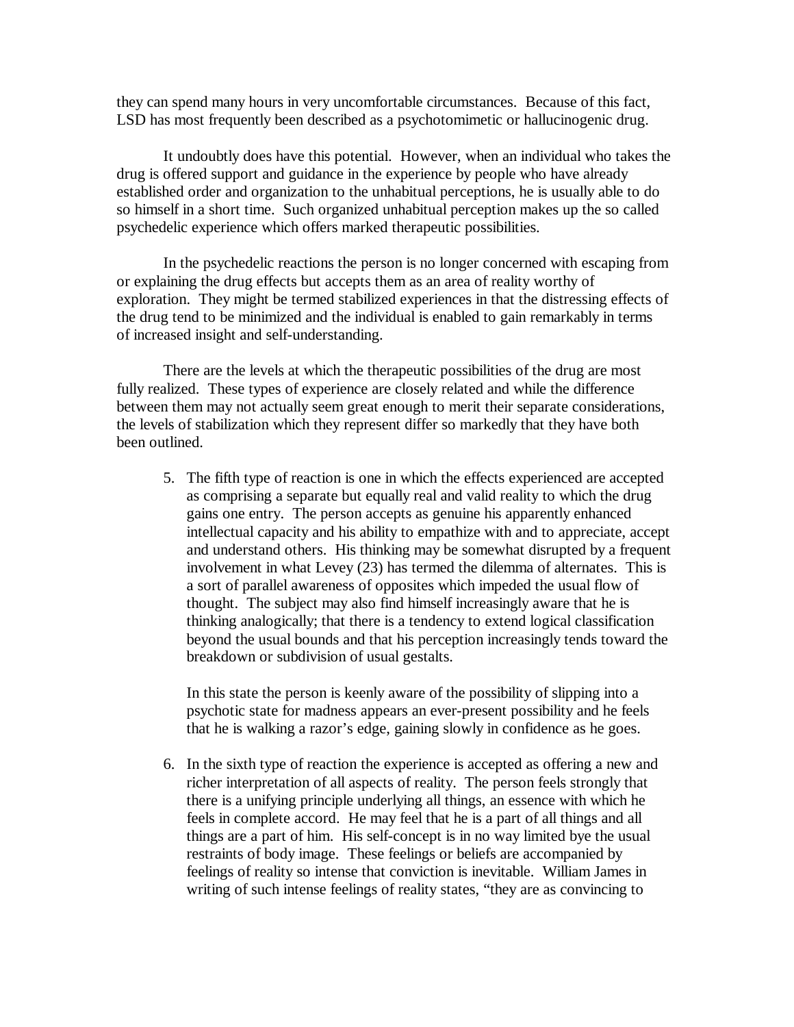they can spend many hours in very uncomfortable circumstances. Because of this fact, LSD has most frequently been described as a psychotomimetic or hallucinogenic drug.

It undoubtly does have this potential. However, when an individual who takes the drug is offered support and guidance in the experience by people who have already established order and organization to the unhabitual perceptions, he is usually able to do so himself in a short time. Such organized unhabitual perception makes up the so called psychedelic experience which offers marked therapeutic possibilities.

In the psychedelic reactions the person is no longer concerned with escaping from or explaining the drug effects but accepts them as an area of reality worthy of exploration. They might be termed stabilized experiences in that the distressing effects of the drug tend to be minimized and the individual is enabled to gain remarkably in terms of increased insight and self-understanding.

There are the levels at which the therapeutic possibilities of the drug are most fully realized. These types of experience are closely related and while the difference between them may not actually seem great enough to merit their separate considerations, the levels of stabilization which they represent differ so markedly that they have both been outlined.

5. The fifth type of reaction is one in which the effects experienced are accepted as comprising a separate but equally real and valid reality to which the drug gains one entry. The person accepts as genuine his apparently enhanced intellectual capacity and his ability to empathize with and to appreciate, accept and understand others. His thinking may be somewhat disrupted by a frequent involvement in what Levey (23) has termed the dilemma of alternates. This is a sort of parallel awareness of opposites which impeded the usual flow of thought. The subject may also find himself increasingly aware that he is thinking analogically; that there is a tendency to extend logical classification beyond the usual bounds and that his perception increasingly tends toward the breakdown or subdivision of usual gestalts.

   In this state the person is keenly aware of the possibility of slipping into a psychotic state for madness appears an ever-present possibility and he feels that he is walking a razor's edge, gaining slowly in confidence as he goes.

6. In the sixth type of reaction the experience is accepted as offering a new and richer interpretation of all aspects of reality. The person feels strongly that there is a unifying principle underlying all things, an essence with which he feels in complete accord. He may feel that he is a part of all things and all things are a part of him. His self-concept is in no way limited bye the usual restraints of body image. These feelings or beliefs are accompanied by feelings of reality so intense that conviction is inevitable. William James in writing of such intense feelings of reality states, "they are as convincing to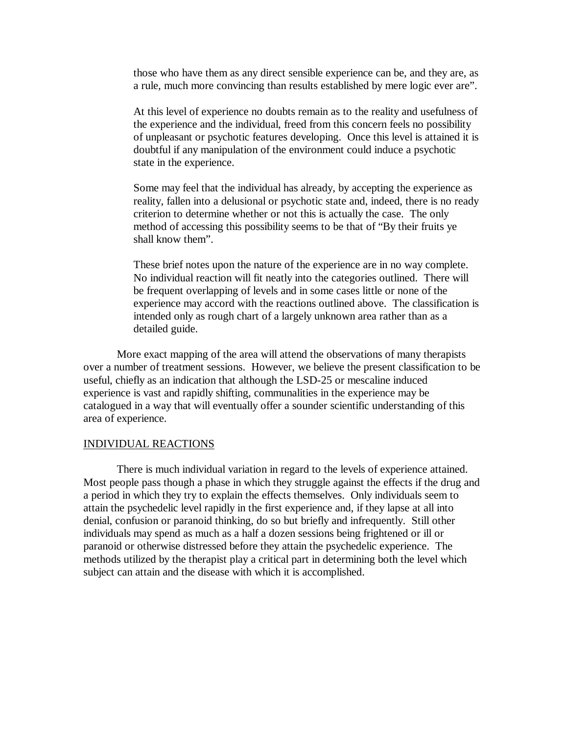those who have them as any direct sensible experience can be, and they are, as a rule, much more convincing than results established by mere logic ever are".

At this level of experience no doubts remain as to the reality and usefulness of the experience and the individual, freed from this concern feels no possibility of unpleasant or psychotic features developing. Once this level is attained it is doubtful if any manipulation of the environment could induce a psychotic state in the experience.

Some may feel that the individual has already, by accepting the experience as reality, fallen into a delusional or psychotic state and, indeed, there is no ready criterion to determine whether or not this is actually the case. The only method of accessing this possibility seems to be that of "By their fruits ye shall know them".

These brief notes upon the nature of the experience are in no way complete. No individual reaction will fit neatly into the categories outlined. There will be frequent overlapping of levels and in some cases little or none of the experience may accord with the reactions outlined above. The classification is intended only as rough chart of a largely unknown area rather than as a detailed guide.

More exact mapping of the area will attend the observations of many therapists over a number of treatment sessions. However, we believe the present classification to be useful, chiefly as an indication that although the LSD-25 or mescaline induced experience is vast and rapidly shifting, communalities in the experience may be catalogued in a way that will eventually offer a sounder scientific understanding of this area of experience.

## INDIVIDUAL REACTIONS

There is much individual variation in regard to the levels of experience attained. Most people pass though a phase in which they struggle against the effects if the drug and a period in which they try to explain the effects themselves. Only individuals seem to attain the psychedelic level rapidly in the first experience and, if they lapse at all into denial, confusion or paranoid thinking, do so but briefly and infrequently. Still other individuals may spend as much as a half a dozen sessions being frightened or ill or paranoid or otherwise distressed before they attain the psychedelic experience. The methods utilized by the therapist play a critical part in determining both the level which subject can attain and the disease with which it is accomplished.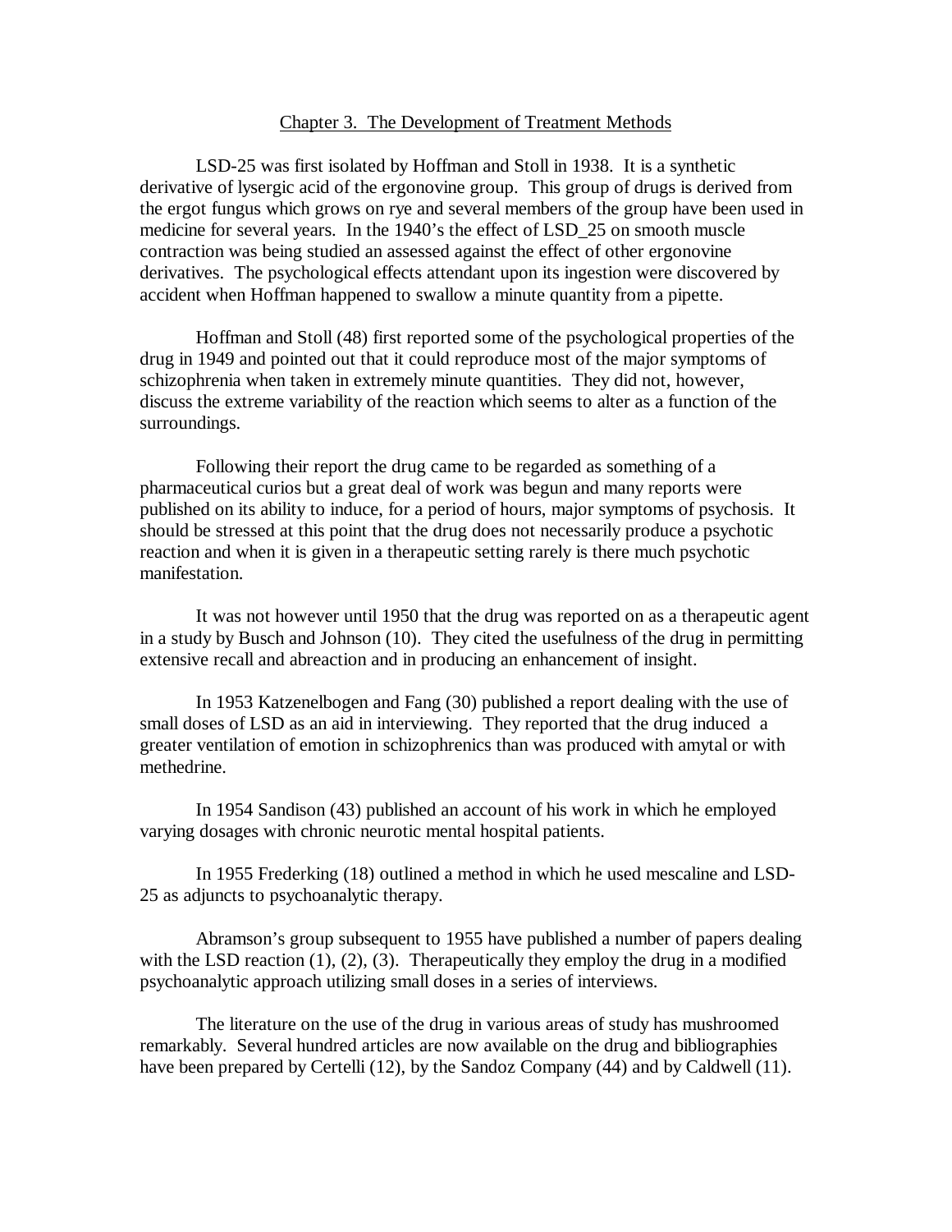## Chapter 3. The Development of Treatment Methods

LSD-25 was first isolated by Hoffman and Stoll in 1938. It is a synthetic derivative of lysergic acid of the ergonovine group. This group of drugs is derived from the ergot fungus which grows on rye and several members of the group have been used in medicine for several years. In the 1940's the effect of LSD_25 on smooth muscle contraction was being studied an assessed against the effect of other ergonovine derivatives. The psychological effects attendant upon its ingestion were discovered by accident when Hoffman happened to swallow a minute quantity from a pipette.

Hoffman and Stoll (48) first reported some of the psychological properties of the drug in 1949 and pointed out that it could reproduce most of the major symptoms of schizophrenia when taken in extremely minute quantities. They did not, however, discuss the extreme variability of the reaction which seems to alter as a function of the surroundings.

Following their report the drug came to be regarded as something of a pharmaceutical curios but a great deal of work was begun and many reports were published on its ability to induce, for a period of hours, major symptoms of psychosis. It should be stressed at this point that the drug does not necessarily produce a psychotic reaction and when it is given in a therapeutic setting rarely is there much psychotic manifestation.

It was not however until 1950 that the drug was reported on as a therapeutic agent in a study by Busch and Johnson (10). They cited the usefulness of the drug in permitting extensive recall and abreaction and in producing an enhancement of insight.

In 1953 Katzenelbogen and Fang (30) published a report dealing with the use of small doses of LSD as an aid in interviewing. They reported that the drug induced a greater ventilation of emotion in schizophrenics than was produced with amytal or with methedrine.

In 1954 Sandison (43) published an account of his work in which he employed varying dosages with chronic neurotic mental hospital patients.

In 1955 Frederking (18) outlined a method in which he used mescaline and LSD-25 as adjuncts to psychoanalytic therapy.

Abramson's group subsequent to 1955 have published a number of papers dealing with the LSD reaction (1), (2), (3). Therapeutically they employ the drug in a modified psychoanalytic approach utilizing small doses in a series of interviews.

The literature on the use of the drug in various areas of study has mushroomed remarkably. Several hundred articles are now available on the drug and bibliographies have been prepared by Certelli (12), by the Sandoz Company (44) and by Caldwell (11).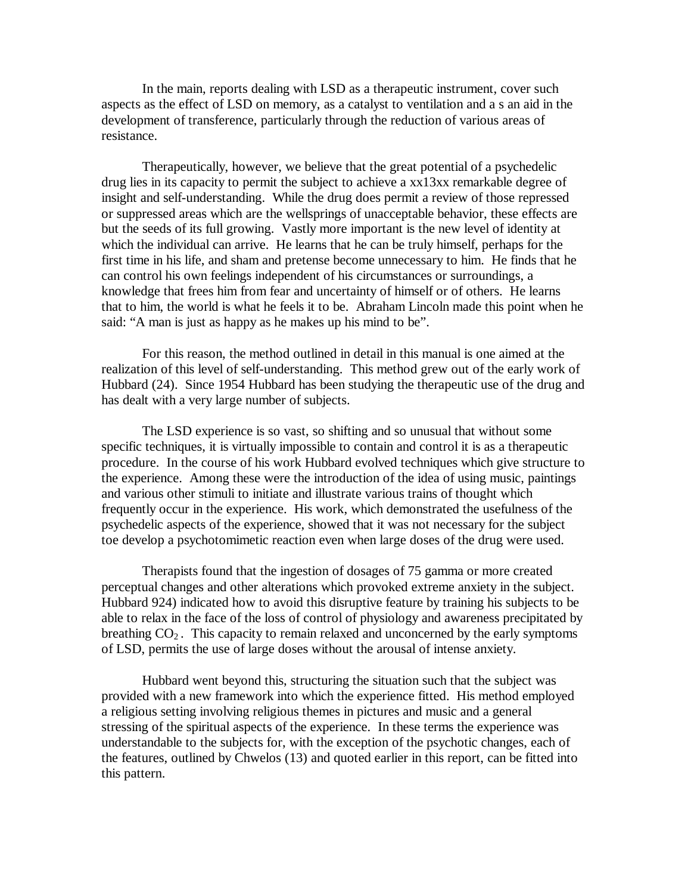In the main, reports dealing with LSD as a therapeutic instrument, cover such aspects as the effect of LSD on memory, as a catalyst to ventilation and a s an aid in the development of transference, particularly through the reduction of various areas of resistance.

Therapeutically, however, we believe that the great potential of a psychedelic drug lies in its capacity to permit the subject to achieve a xx13xx remarkable degree of insight and self-understanding. While the drug does permit a review of those repressed or suppressed areas which are the wellsprings of unacceptable behavior, these effects are but the seeds of its full growing. Vastly more important is the new level of identity at which the individual can arrive. He learns that he can be truly himself, perhaps for the first time in his life, and sham and pretense become unnecessary to him. He finds that he can control his own feelings independent of his circumstances or surroundings, a knowledge that frees him from fear and uncertainty of himself or of others. He learns that to him, the world is what he feels it to be. Abraham Lincoln made this point when he said: "A man is just as happy as he makes up his mind to be".

For this reason, the method outlined in detail in this manual is one aimed at the realization of this level of self-understanding. This method grew out of the early work of Hubbard (24). Since 1954 Hubbard has been studying the therapeutic use of the drug and has dealt with a very large number of subjects.

The LSD experience is so vast, so shifting and so unusual that without some specific techniques, it is virtually impossible to contain and control it is as a therapeutic procedure. In the course of his work Hubbard evolved techniques which give structure to the experience. Among these were the introduction of the idea of using music, paintings and various other stimuli to initiate and illustrate various trains of thought which frequently occur in the experience. His work, which demonstrated the usefulness of the psychedelic aspects of the experience, showed that it was not necessary for the subject toe develop a psychotomimetic reaction even when large doses of the drug were used.

Therapists found that the ingestion of dosages of 75 gamma or more created perceptual changes and other alterations which provoked extreme anxiety in the subject. Hubbard 924) indicated how to avoid this disruptive feature by training his subjects to be able to relax in the face of the loss of control of physiology and awareness precipitated by breathing $CO_2$ . This capacity to remain relaxed and unconcerned by the early symptoms of LSD, permits the use of large doses without the arousal of intense anxiety.

Hubbard went beyond this, structuring the situation such that the subject was provided with a new framework into which the experience fitted. His method employed a religious setting involving religious themes in pictures and music and a general stressing of the spiritual aspects of the experience. In these terms the experience was understandable to the subjects for, with the exception of the psychotic changes, each of the features, outlined by Chwelos (13) and quoted earlier in this report, can be fitted into this pattern.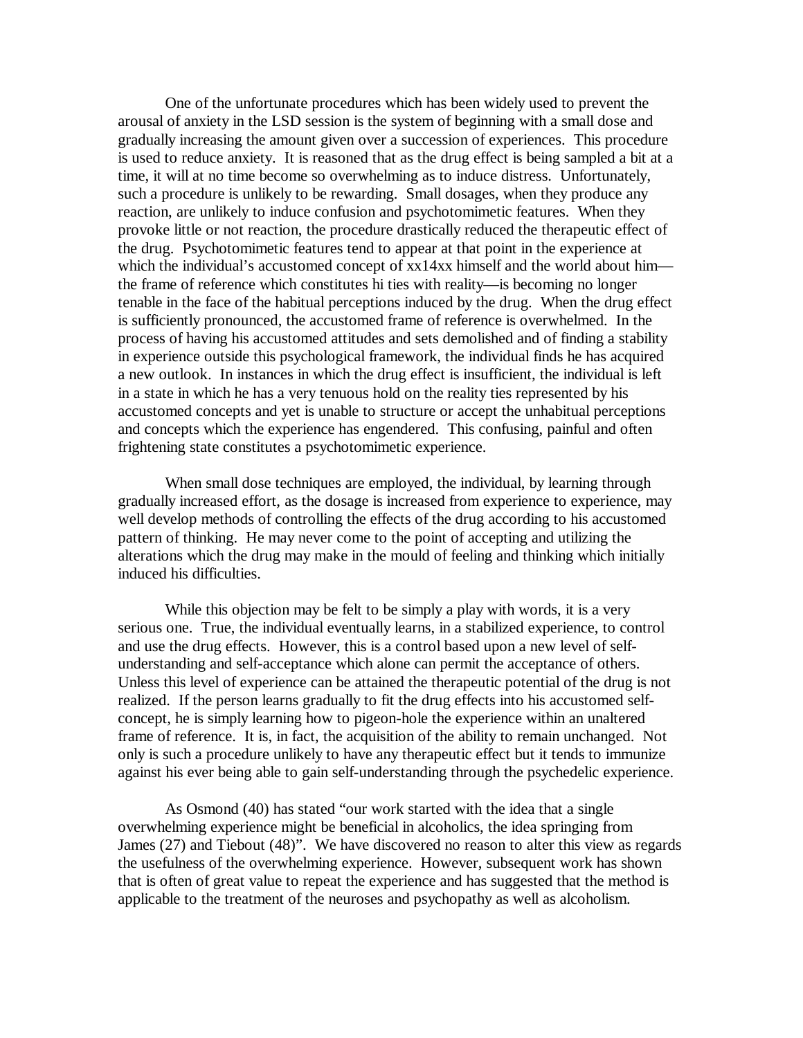One of the unfortunate procedures which has been widely used to prevent the arousal of anxiety in the LSD session is the system of beginning with a small dose and gradually increasing the amount given over a succession of experiences. This procedure is used to reduce anxiety. It is reasoned that as the drug effect is being sampled a bit at a time, it will at no time become so overwhelming as to induce distress. Unfortunately, such a procedure is unlikely to be rewarding. Small dosages, when they produce any reaction, are unlikely to induce confusion and psychotomimetic features. When they provoke little or not reaction, the procedure drastically reduced the therapeutic effect of the drug. Psychotomimetic features tend to appear at that point in the experience at which the individual's accustomed concept of xx14xx himself and the world about him—the frame of reference which constitutes hi ties with reality—is becoming no longer tenable in the face of the habitual perceptions induced by the drug. When the drug effect is sufficiently pronounced, the accustomed frame of reference is overwhelmed. In the process of having his accustomed attitudes and sets demolished and of finding a stability in experience outside this psychological framework, the individual finds he has acquired a new outlook. In instances in which the drug effect is insufficient, the individual is left in a state in which he has a very tenuous hold on the reality ties represented by his accustomed concepts and yet is unable to structure or accept the unhabitual perceptions and concepts which the experience has engendered. This confusing, painful and often frightening state constitutes a psychotomimetic experience.

When small dose techniques are employed, the individual, by learning through gradually increased effort, as the dosage is increased from experience to experience, may well develop methods of controlling the effects of the drug according to his accustomed pattern of thinking. He may never come to the point of accepting and utilizing the alterations which the drug may make in the mould of feeling and thinking which initially induced his difficulties.

While this objection may be felt to be simply a play with words, it is a very serious one. True, the individual eventually learns, in a stabilized experience, to control and use the drug effects. However, this is a control based upon a new level of self-understanding and self-acceptance which alone can permit the acceptance of others. Unless this level of experience can be attained the therapeutic potential of the drug is not realized. If the person learns gradually to fit the drug effects into his accustomed self-concept, he is simply learning how to pigeon-hole the experience within an unaltered frame of reference. It is, in fact, the acquisition of the ability to remain unchanged. Not only is such a procedure unlikely to have any therapeutic effect but it tends to immunize against his ever being able to gain self-understanding through the psychedelic experience.

As Osmond (40) has stated "our work started with the idea that a single overwhelming experience might be beneficial in alcoholics, the idea springing from James (27) and Tiebout (48)". We have discovered no reason to alter this view as regards the usefulness of the overwhelming experience. However, subsequent work has shown that is often of great value to repeat the experience and has suggested that the method is applicable to the treatment of the neuroses and psychopathy as well as alcoholism.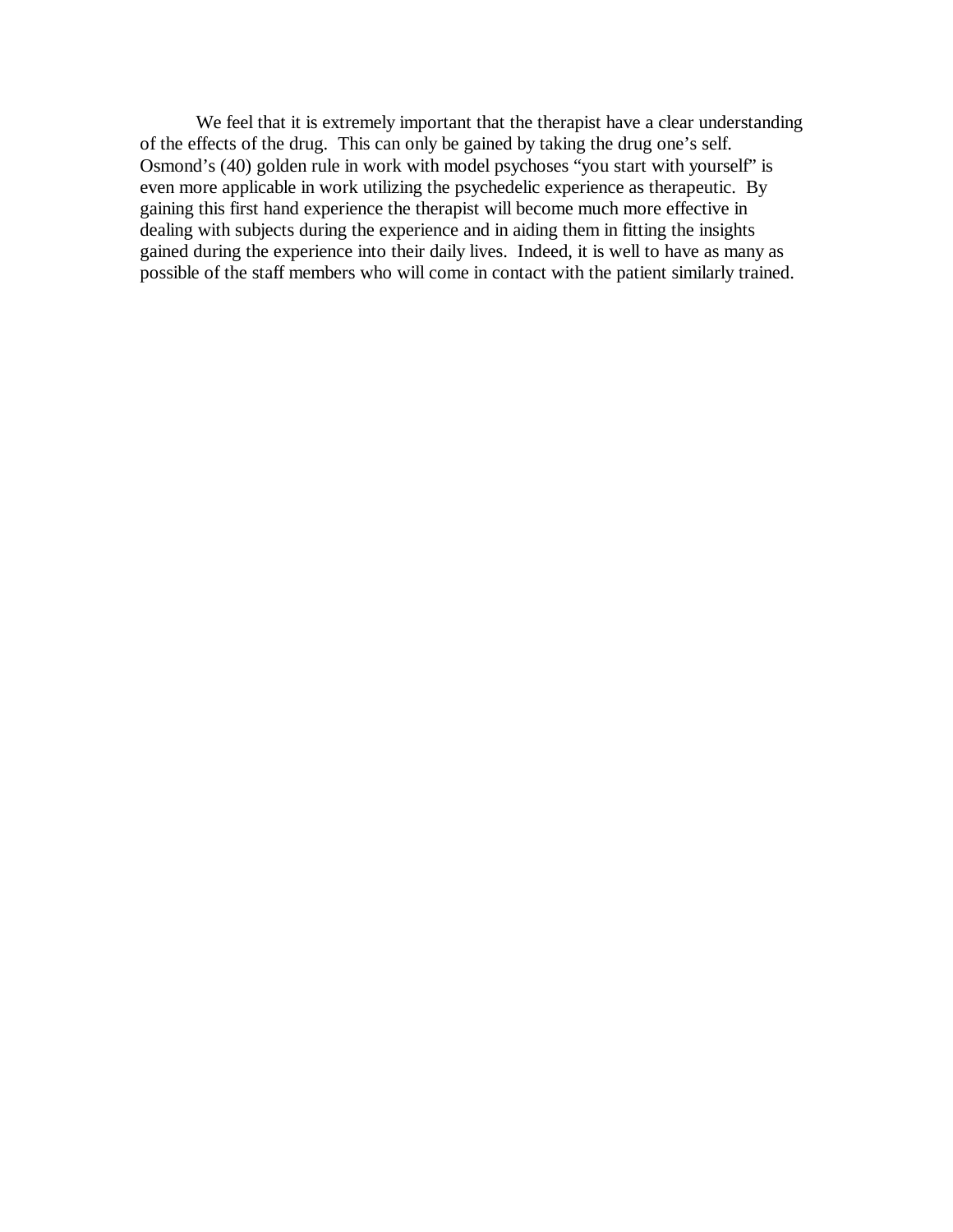We feel that it is extremely important that the therapist have a clear understanding of the effects of the drug. This can only be gained by taking the drug one's self. Osmond's (40) golden rule in work with model psychoses "you start with yourself" is even more applicable in work utilizing the psychedelic experience as therapeutic. By gaining this first hand experience the therapist will become much more effective in dealing with subjects during the experience and in aiding them in fitting the insights gained during the experience into their daily lives. Indeed, it is well to have as many as possible of the staff members who will come in contact with the patient similarly trained.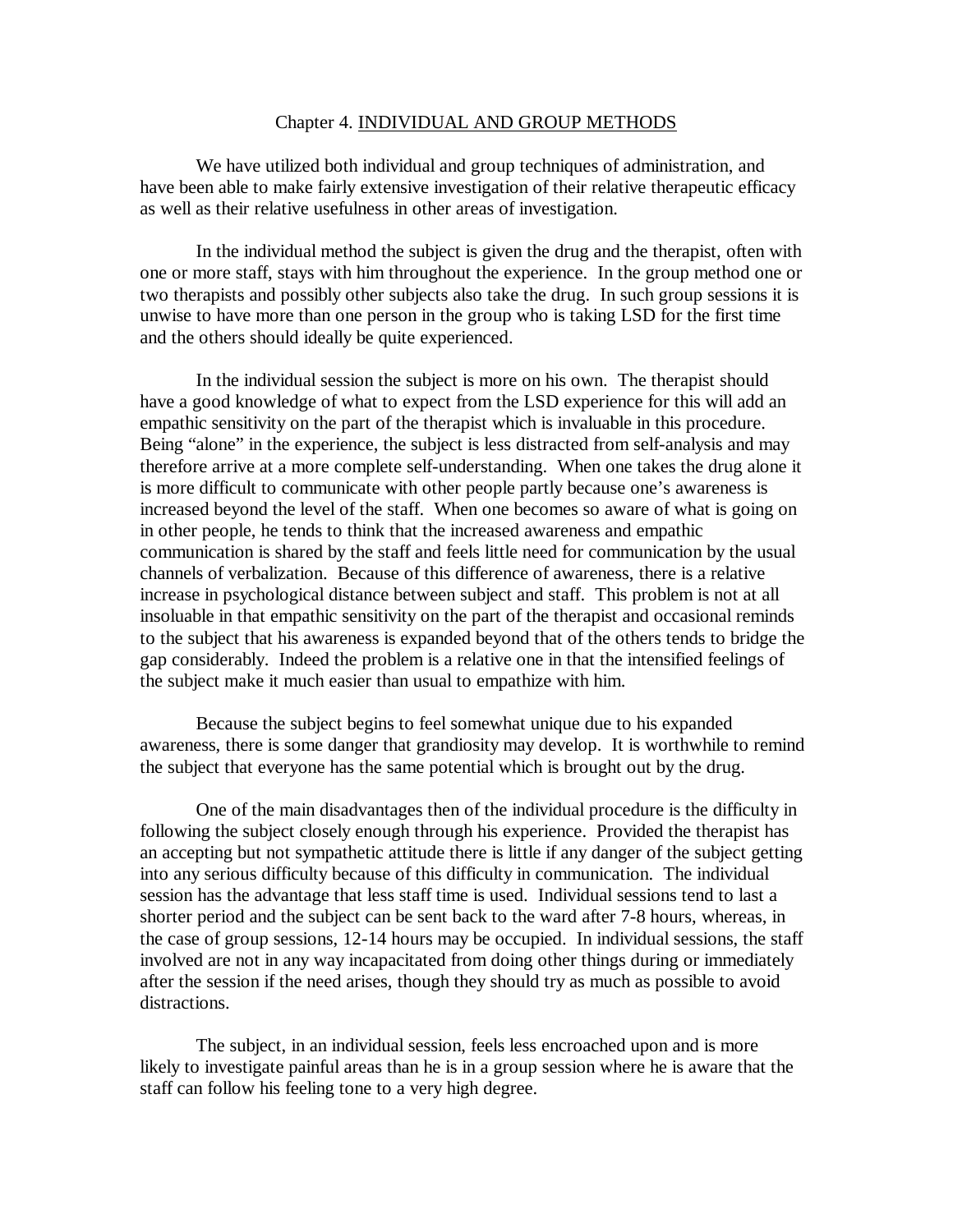# Chapter 4. INDIVIDUAL AND GROUP METHODS

We have utilized both individual and group techniques of administration, and have been able to make fairly extensive investigation of their relative therapeutic efficacy as well as their relative usefulness in other areas of investigation.

In the individual method the subject is given the drug and the therapist, often with one or more staff, stays with him throughout the experience. In the group method one or two therapists and possibly other subjects also take the drug. In such group sessions it is unwise to have more than one person in the group who is taking LSD for the first time and the others should ideally be quite experienced.

In the individual session the subject is more on his own. The therapist should have a good knowledge of what to expect from the LSD experience for this will add an empathic sensitivity on the part of the therapist which is invaluable in this procedure. Being "alone" in the experience, the subject is less distracted from self-analysis and may therefore arrive at a more complete self-understanding. When one takes the drug alone it is more difficult to communicate with other people partly because one's awareness is increased beyond the level of the staff. When one becomes so aware of what is going on in other people, he tends to think that the increased awareness and empathic communication is shared by the staff and feels little need for communication by the usual channels of verbalization. Because of this difference of awareness, there is a relative increase in psychological distance between subject and staff. This problem is not at all insoluable in that empathic sensitivity on the part of the therapist and occasional reminds to the subject that his awareness is expanded beyond that of the others tends to bridge the gap considerably. Indeed the problem is a relative one in that the intensified feelings of the subject make it much easier than usual to empathize with him.

Because the subject begins to feel somewhat unique due to his expanded awareness, there is some danger that grandiosity may develop. It is worthwhile to remind the subject that everyone has the same potential which is brought out by the drug.

One of the main disadvantages then of the individual procedure is the difficulty in following the subject closely enough through his experience. Provided the therapist has an accepting but not sympathetic attitude there is little if any danger of the subject getting into any serious difficulty because of this difficulty in communication. The individual session has the advantage that less staff time is used. Individual sessions tend to last a shorter period and the subject can be sent back to the ward after 7-8 hours, whereas, in the case of group sessions, 12-14 hours may be occupied. In individual sessions, the staff involved are not in any way incapacitated from doing other things during or immediately after the session if the need arises, though they should try as much as possible to avoid distractions.

The subject, in an individual session, feels less encroached upon and is more likely to investigate painful areas than he is in a group session where he is aware that the staff can follow his feeling tone to a very high degree.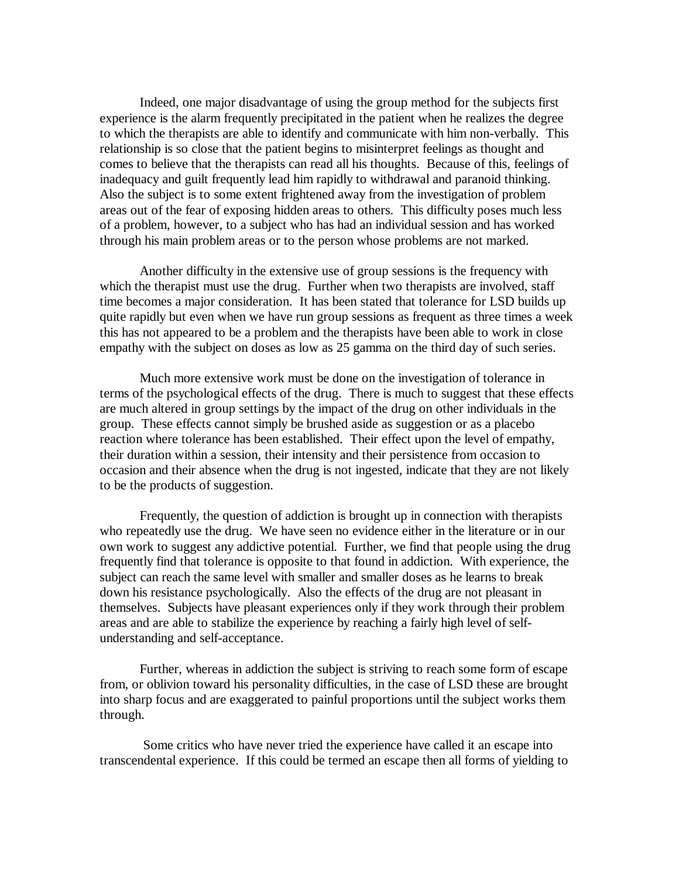Indeed, one major disadvantage of using the group method for the subjects first experience is the alarm frequently precipitated in the patient when he realizes the degree to which the therapists are able to identify and communicate with him non-verbally. This relationship is so close that the patient begins to misinterpret feelings as thought and comes to believe that the therapists can read all his thoughts. Because of this, feelings of inadequacy and guilt frequently lead him rapidly to withdrawal and paranoid thinking. Also the subject is to some extent frightened away from the investigation of problem areas out of the fear of exposing hidden areas to others. This difficulty poses much less of a problem, however, to a subject who has had an individual session and has worked through his main problem areas or to the person whose problems are not marked.

Another difficulty in the extensive use of group sessions is the frequency with which the therapist must use the drug. Further when two therapists are involved, staff time becomes a major consideration. It has been stated that tolerance for LSD builds up quite rapidly but even when we have run group sessions as frequent as three times a week this has not appeared to be a problem and the therapists have been able to work in close empathy with the subject on doses as low as 25 gamma on the third day of such series.

Much more extensive work must be done on the investigation of tolerance in terms of the psychological effects of the drug. There is much to suggest that these effects are much altered in group settings by the impact of the drug on other individuals in the group. These effects cannot simply be brushed aside as suggestion or as a placebo reaction where tolerance has been established. Their effect upon the level of empathy, their duration within a session, their intensity and their persistence from occasion to occasion and their absence when the drug is not ingested, indicate that they are not likely to be the products of suggestion.

Frequently, the question of addiction is brought up in connection with therapists who repeatedly use the drug. We have seen no evidence either in the literature or in our own work to suggest any addictive potential. Further, we find that people using the drug frequently find that tolerance is opposite to that found in addiction. With experience, the subject can reach the same level with smaller and smaller doses as he learns to break down his resistance psychologically. Also the effects of the drug are not pleasant in themselves. Subjects have pleasant experiences only if they work through their problem areas and are able to stabilize the experience by reaching a fairly high level of self-understanding and self-acceptance.

Further, whereas in addiction the subject is striving to reach some form of escape from, or oblivion toward his personality difficulties, in the case of LSD these are brought into sharp focus and are exaggerated to painful proportions until the subject works them through.

Some critics who have never tried the experience have called it an escape into transcendental experience. If this could be termed an escape then all forms of yielding to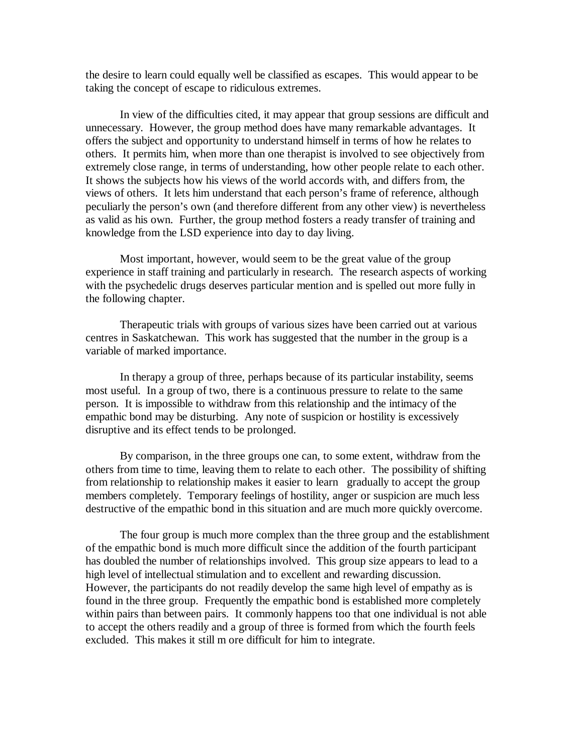the desire to learn could equally well be classified as escapes. This would appear to be taking the concept of escape to ridiculous extremes.

In view of the difficulties cited, it may appear that group sessions are difficult and unnecessary. However, the group method does have many remarkable advantages. It offers the subject and opportunity to understand himself in terms of how he relates to others. It permits him, when more than one therapist is involved to see objectively from extremely close range, in terms of understanding, how other people relate to each other. It shows the subjects how his views of the world accords with, and differs from, the views of others. It lets him understand that each person's frame of reference, although peculiarly the person's own (and therefore different from any other view) is nevertheless as valid as his own. Further, the group method fosters a ready transfer of training and knowledge from the LSD experience into day to day living.

Most important, however, would seem to be the great value of the group experience in staff training and particularly in research. The research aspects of working with the psychedelic drugs deserves particular mention and is spelled out more fully in the following chapter.

Therapeutic trials with groups of various sizes have been carried out at various centres in Saskatchewan. This work has suggested that the number in the group is a variable of marked importance.

In therapy a group of three, perhaps because of its particular instability, seems most useful. In a group of two, there is a continuous pressure to relate to the same person. It is impossible to withdraw from this relationship and the intimacy of the empathic bond may be disturbing. Any note of suspicion or hostility is excessively disruptive and its effect tends to be prolonged.

By comparison, in the three groups one can, to some extent, withdraw from the others from time to time, leaving them to relate to each other. The possibility of shifting from relationship to relationship makes it easier to learn gradually to accept the group members completely. Temporary feelings of hostility, anger or suspicion are much less destructive of the empathic bond in this situation and are much more quickly overcome.

The four group is much more complex than the three group and the establishment of the empathic bond is much more difficult since the addition of the fourth participant has doubled the number of relationships involved. This group size appears to lead to a high level of intellectual stimulation and to excellent and rewarding discussion. However, the participants do not readily develop the same high level of empathy as is found in the three group. Frequently the empathic bond is established more completely within pairs than between pairs. It commonly happens too that one individual is not able to accept the others readily and a group of three is formed from which the fourth feels excluded. This makes it still m ore difficult for him to integrate.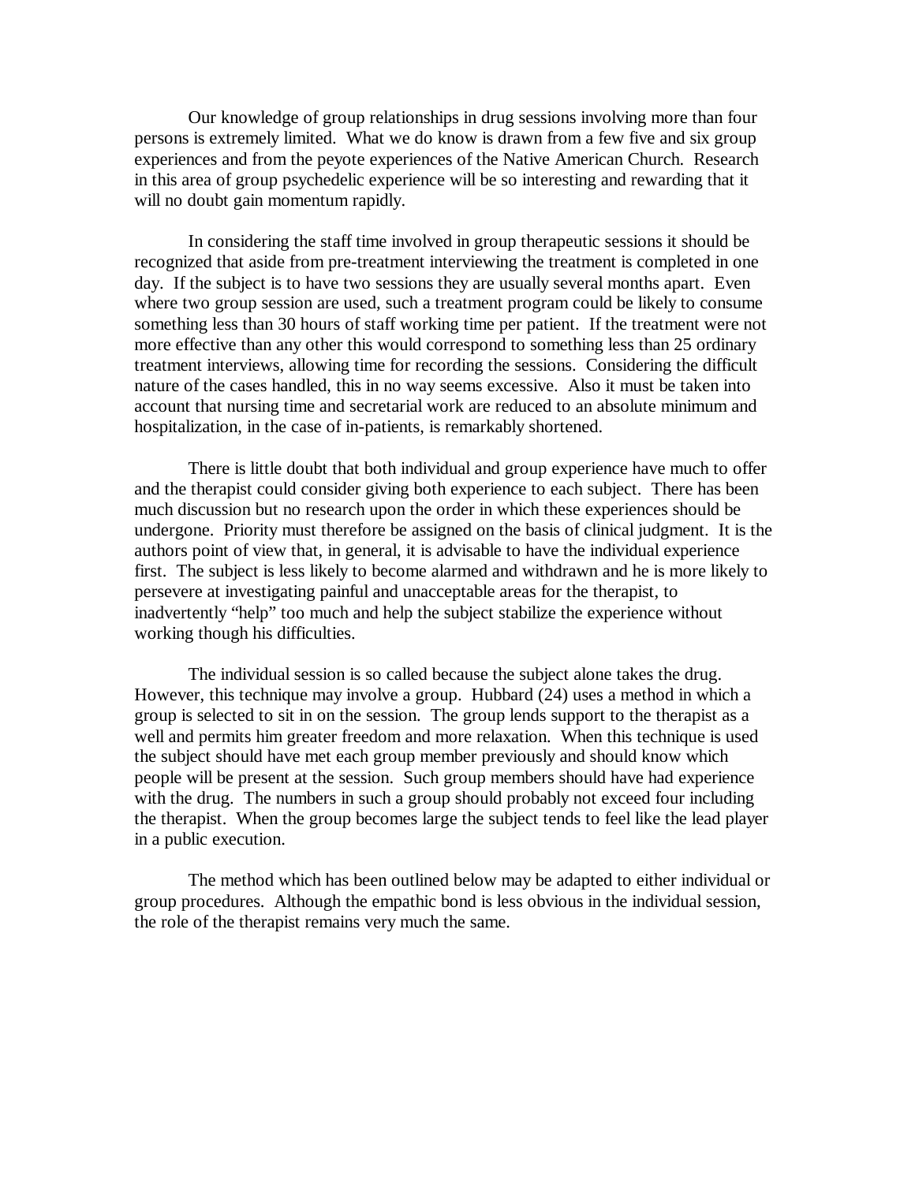Our knowledge of group relationships in drug sessions involving more than four persons is extremely limited. What we do know is drawn from a few five and six group experiences and from the peyote experiences of the Native American Church. Research in this area of group psychedelic experience will be so interesting and rewarding that it will no doubt gain momentum rapidly.

In considering the staff time involved in group therapeutic sessions it should be recognized that aside from pre-treatment interviewing the treatment is completed in one day. If the subject is to have two sessions they are usually several months apart. Even where two group session are used, such a treatment program could be likely to consume something less than 30 hours of staff working time per patient. If the treatment were not more effective than any other this would correspond to something less than 25 ordinary treatment interviews, allowing time for recording the sessions. Considering the difficult nature of the cases handled, this in no way seems excessive. Also it must be taken into account that nursing time and secretarial work are reduced to an absolute minimum and hospitalization, in the case of in-patients, is remarkably shortened.

There is little doubt that both individual and group experience have much to offer and the therapist could consider giving both experience to each subject. There has been much discussion but no research upon the order in which these experiences should be undergone. Priority must therefore be assigned on the basis of clinical judgment. It is the authors point of view that, in general, it is advisable to have the individual experience first. The subject is less likely to become alarmed and withdrawn and he is more likely to persevere at investigating painful and unacceptable areas for the therapist, to inadvertently "help" too much and help the subject stabilize the experience without working though his difficulties.

The individual session is so called because the subject alone takes the drug. However, this technique may involve a group. Hubbard (24) uses a method in which a group is selected to sit in on the session. The group lends support to the therapist as a well and permits him greater freedom and more relaxation. When this technique is used the subject should have met each group member previously and should know which people will be present at the session. Such group members should have had experience with the drug. The numbers in such a group should probably not exceed four including the therapist. When the group becomes large the subject tends to feel like the lead player in a public execution.

The method which has been outlined below may be adapted to either individual or group procedures. Although the empathic bond is less obvious in the individual session, the role of the therapist remains very much the same.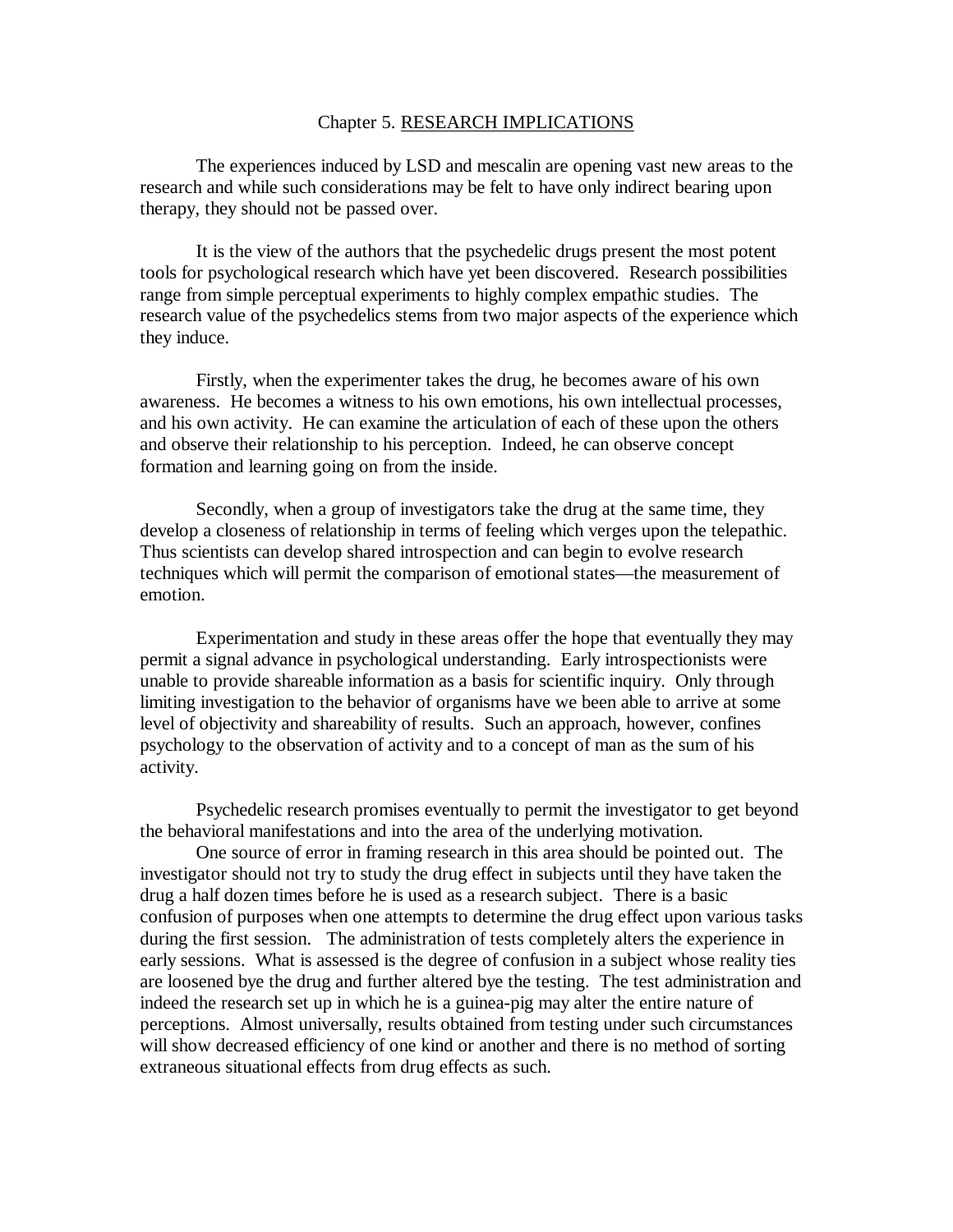## Chapter 5. RESEARCH IMPLICATIONS

The experiences induced by LSD and mescalin are opening vast new areas to the research and while such considerations may be felt to have only indirect bearing upon therapy, they should not be passed over.

It is the view of the authors that the psychedelic drugs present the most potent tools for psychological research which have yet been discovered. Research possibilities range from simple perceptual experiments to highly complex empathic studies. The research value of the psychedelics stems from two major aspects of the experience which they induce.

Firstly, when the experimenter takes the drug, he becomes aware of his own awareness. He becomes a witness to his own emotions, his own intellectual processes, and his own activity. He can examine the articulation of each of these upon the others and observe their relationship to his perception. Indeed, he can observe concept formation and learning going on from the inside.

Secondly, when a group of investigators take the drug at the same time, they develop a closeness of relationship in terms of feeling which verges upon the telepathic. Thus scientists can develop shared introspection and can begin to evolve research techniques which will permit the comparison of emotional states—the measurement of emotion.

Experimentation and study in these areas offer the hope that eventually they may permit a signal advance in psychological understanding. Early introspectionists were unable to provide shareable information as a basis for scientific inquiry. Only through limiting investigation to the behavior of organisms have we been able to arrive at some level of objectivity and shareability of results. Such an approach, however, confines psychology to the observation of activity and to a concept of man as the sum of his activity.

Psychedelic research promises eventually to permit the investigator to get beyond the behavioral manifestations and into the area of the underlying motivation.

One source of error in framing research in this area should be pointed out. The investigator should not try to study the drug effect in subjects until they have taken the drug a half dozen times before he is used as a research subject. There is a basic confusion of purposes when one attempts to determine the drug effect upon various tasks during the first session. The administration of tests completely alters the experience in early sessions. What is assessed is the degree of confusion in a subject whose reality ties are loosened bye the drug and further altered bye the testing. The test administration and indeed the research set up in which he is a guinea-pig may alter the entire nature of perceptions. Almost universally, results obtained from testing under such circumstances will show decreased efficiency of one kind or another and there is no method of sorting extraneous situational effects from drug effects as such.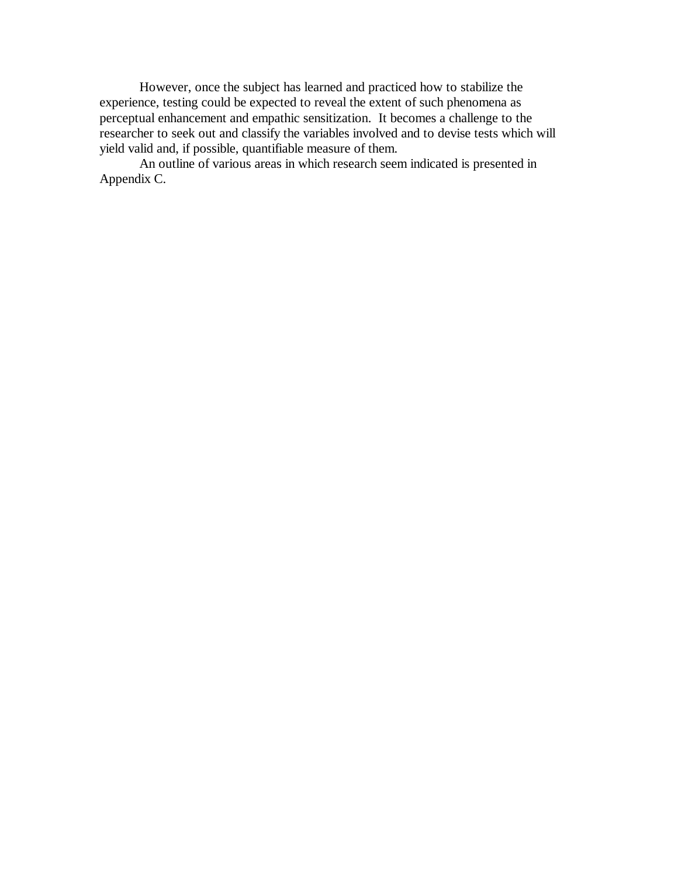However, once the subject has learned and practiced how to stabilize the experience, testing could be expected to reveal the extent of such phenomena as perceptual enhancement and empathic sensitization. It becomes a challenge to the researcher to seek out and classify the variables involved and to devise tests which will yield valid and, if possible, quantifiable measure of them.

An outline of various areas in which research seem indicated is presented in Appendix C.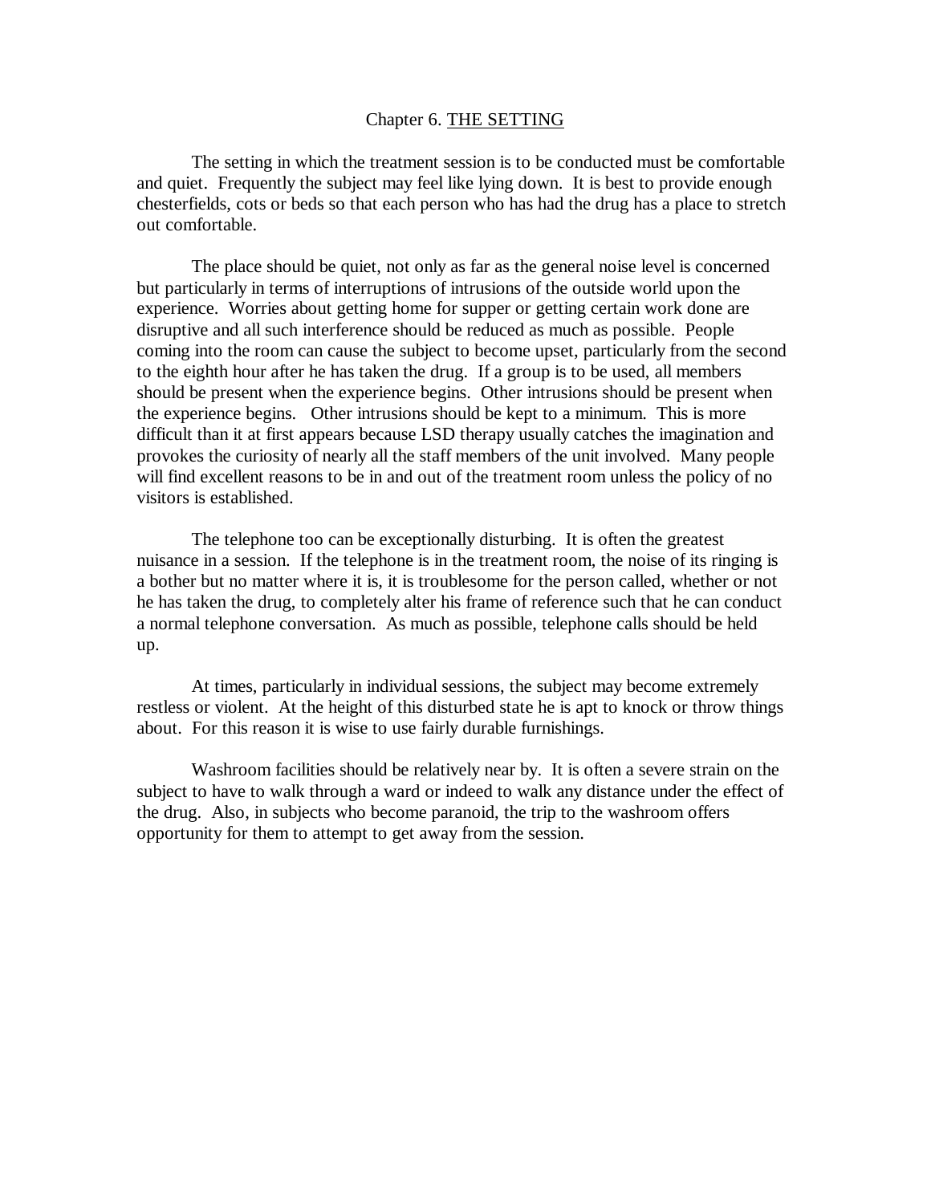# Chapter 6. THE SETTING

The setting in which the treatment session is to be conducted must be comfortable and quiet. Frequently the subject may feel like lying down. It is best to provide enough chesterfields, cots or beds so that each person who has had the drug has a place to stretch out comfortable.

The place should be quiet, not only as far as the general noise level is concerned but particularly in terms of interruptions of intrusions of the outside world upon the experience. Worries about getting home for supper or getting certain work done are disruptive and all such interference should be reduced as much as possible. People coming into the room can cause the subject to become upset, particularly from the second to the eighth hour after he has taken the drug. If a group is to be used, all members should be present when the experience begins. Other intrusions should be present when the experience begins. Other intrusions should be kept to a minimum. This is more difficult than it at first appears because LSD therapy usually catches the imagination and provokes the curiosity of nearly all the staff members of the unit involved. Many people will find excellent reasons to be in and out of the treatment room unless the policy of no visitors is established.

The telephone too can be exceptionally disturbing. It is often the greatest nuisance in a session. If the telephone is in the treatment room, the noise of its ringing is a bother but no matter where it is, it is troublesome for the person called, whether or not he has taken the drug, to completely alter his frame of reference such that he can conduct a normal telephone conversation. As much as possible, telephone calls should be held up.

At times, particularly in individual sessions, the subject may become extremely restless or violent. At the height of this disturbed state he is apt to knock or throw things about. For this reason it is wise to use fairly durable furnishings.

Washroom facilities should be relatively near by. It is often a severe strain on the subject to have to walk through a ward or indeed to walk any distance under the effect of the drug. Also, in subjects who become paranoid, the trip to the washroom offers opportunity for them to attempt to get away from the session.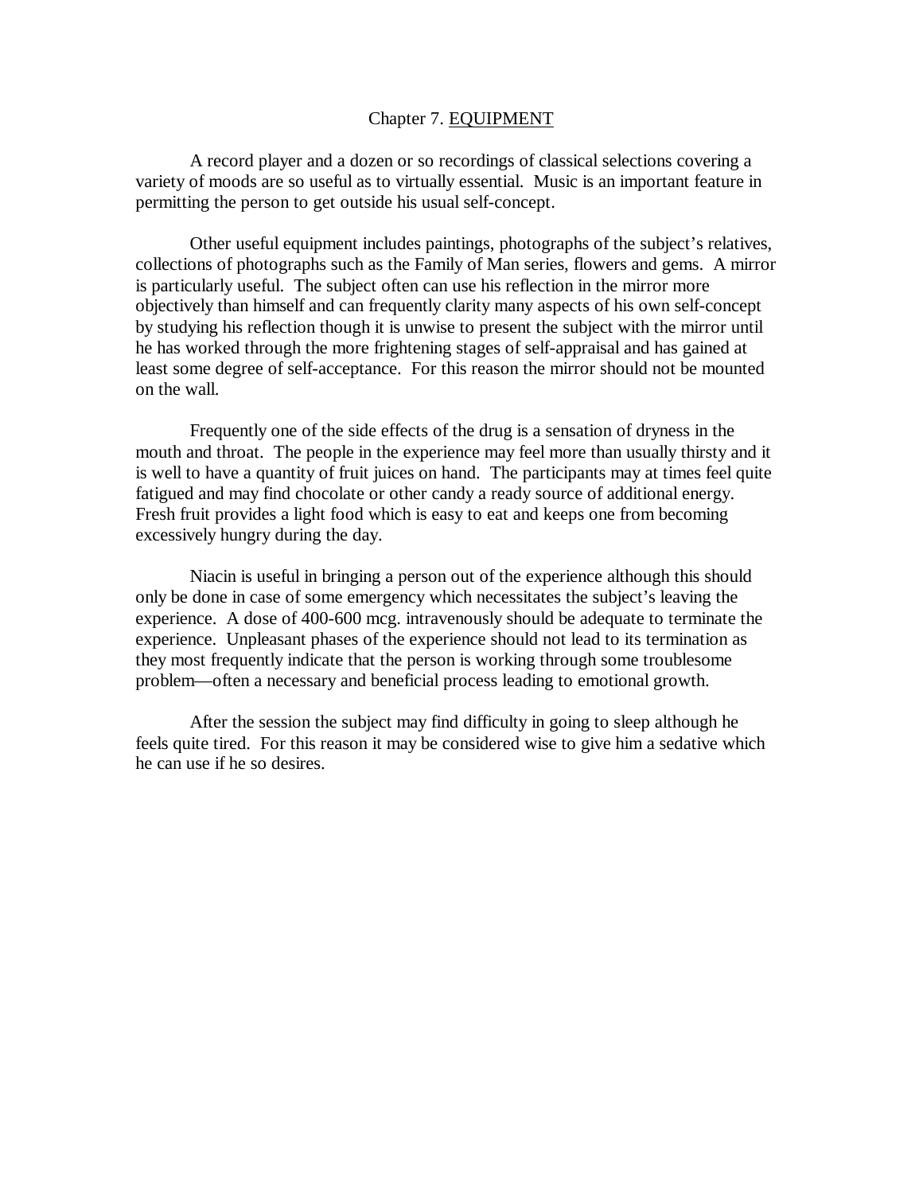## Chapter 7. EQUIPMENT

A record player and a dozen or so recordings of classical selections covering a variety of moods are so useful as to virtually essential. Music is an important feature in permitting the person to get outside his usual self-concept.

Other useful equipment includes paintings, photographs of the subject's relatives, collections of photographs such as the Family of Man series, flowers and gems. A mirror is particularly useful. The subject often can use his reflection in the mirror more objectively than himself and can frequently clarity many aspects of his own self-concept by studying his reflection though it is unwise to present the subject with the mirror until he has worked through the more frightening stages of self-appraisal and has gained at least some degree of self-acceptance. For this reason the mirror should not be mounted on the wall.

Frequently one of the side effects of the drug is a sensation of dryness in the mouth and throat. The people in the experience may feel more than usually thirsty and it is well to have a quantity of fruit juices on hand. The participants may at times feel quite fatigued and may find chocolate or other candy a ready source of additional energy. Fresh fruit provides a light food which is easy to eat and keeps one from becoming excessively hungry during the day.

Niacin is useful in bringing a person out of the experience although this should only be done in case of some emergency which necessitates the subject's leaving the experience. A dose of 400-600 mcg. intravenously should be adequate to terminate the experience. Unpleasant phases of the experience should not lead to its termination as they most frequently indicate that the person is working through some troublesome problem—often a necessary and beneficial process leading to emotional growth.

After the session the subject may find difficulty in going to sleep although he feels quite tired. For this reason it may be considered wise to give him a sedative which he can use if he so desires.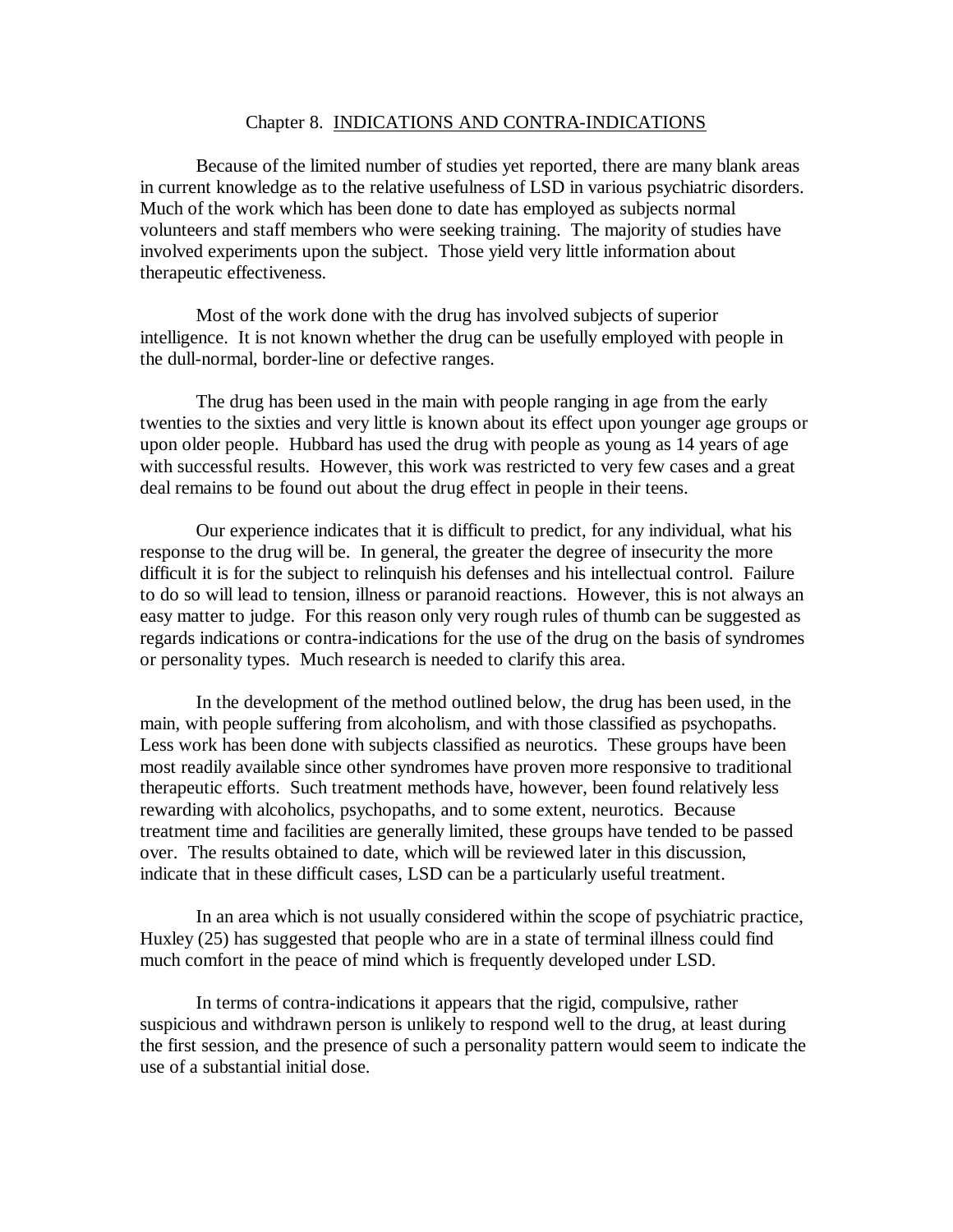## Chapter 8. INDICATIONS AND CONTRA-INDICATIONS

Because of the limited number of studies yet reported, there are many blank areas in current knowledge as to the relative usefulness of LSD in various psychiatric disorders. Much of the work which has been done to date has employed as subjects normal volunteers and staff members who were seeking training. The majority of studies have involved experiments upon the subject. Those yield very little information about therapeutic effectiveness.

Most of the work done with the drug has involved subjects of superior intelligence. It is not known whether the drug can be usefully employed with people in the dull-normal, border-line or defective ranges.

The drug has been used in the main with people ranging in age from the early twenties to the sixties and very little is known about its effect upon younger age groups or upon older people. Hubbard has used the drug with people as young as 14 years of age with successful results. However, this work was restricted to very few cases and a great deal remains to be found out about the drug effect in people in their teens.

Our experience indicates that it is difficult to predict, for any individual, what his response to the drug will be. In general, the greater the degree of insecurity the more difficult it is for the subject to relinquish his defenses and his intellectual control. Failure to do so will lead to tension, illness or paranoid reactions. However, this is not always an easy matter to judge. For this reason only very rough rules of thumb can be suggested as regards indications or contra-indications for the use of the drug on the basis of syndromes or personality types. Much research is needed to clarify this area.

In the development of the method outlined below, the drug has been used, in the main, with people suffering from alcoholism, and with those classified as psychopaths. Less work has been done with subjects classified as neurotics. These groups have been most readily available since other syndromes have proven more responsive to traditional therapeutic efforts. Such treatment methods have, however, been found relatively less rewarding with alcoholics, psychopaths, and to some extent, neurotics. Because treatment time and facilities are generally limited, these groups have tended to be passed over. The results obtained to date, which will be reviewed later in this discussion, indicate that in these difficult cases, LSD can be a particularly useful treatment.

In an area which is not usually considered within the scope of psychiatric practice, Huxley (25) has suggested that people who are in a state of terminal illness could find much comfort in the peace of mind which is frequently developed under LSD.

In terms of contra-indications it appears that the rigid, compulsive, rather suspicious and withdrawn person is unlikely to respond well to the drug, at least during the first session, and the presence of such a personality pattern would seem to indicate the use of a substantial initial dose.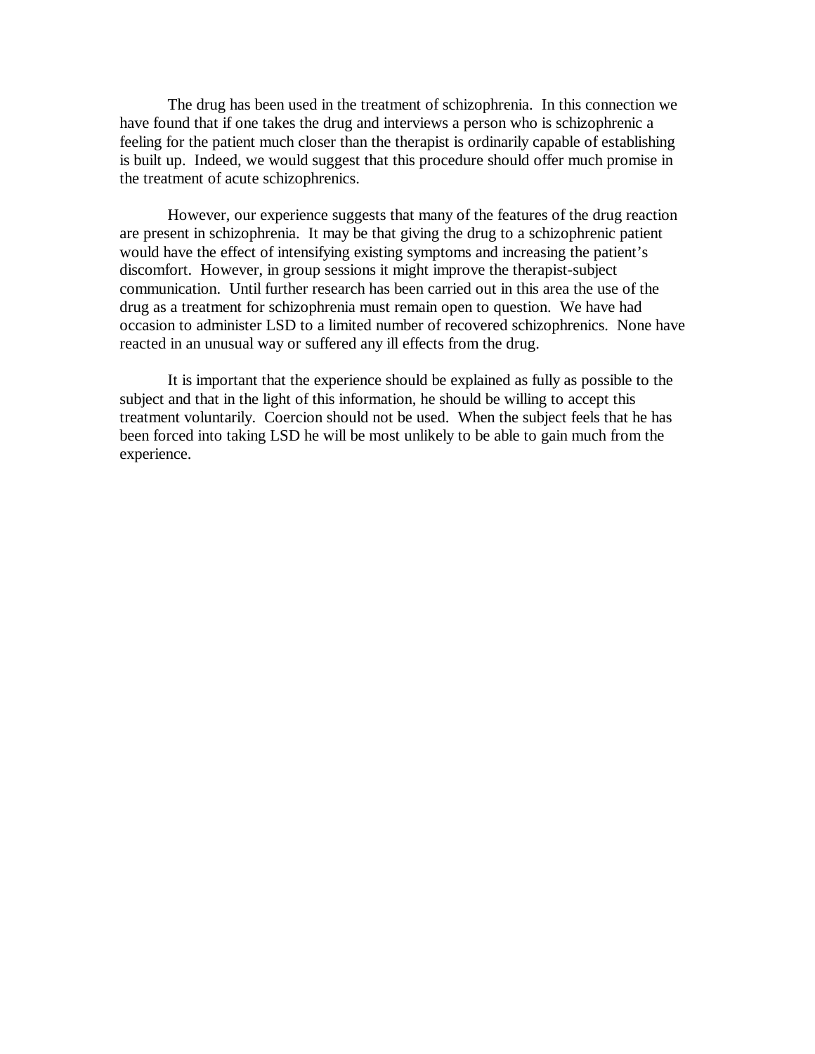The drug has been used in the treatment of schizophrenia. In this connection we have found that if one takes the drug and interviews a person who is schizophrenic a feeling for the patient much closer than the therapist is ordinarily capable of establishing is built up. Indeed, we would suggest that this procedure should offer much promise in the treatment of acute schizophrenics.

However, our experience suggests that many of the features of the drug reaction are present in schizophrenia. It may be that giving the drug to a schizophrenic patient would have the effect of intensifying existing symptoms and increasing the patient's discomfort. However, in group sessions it might improve the therapist-subject communication. Until further research has been carried out in this area the use of the drug as a treatment for schizophrenia must remain open to question. We have had occasion to administer LSD to a limited number of recovered schizophrenics. None have reacted in an unusual way or suffered any ill effects from the drug.

It is important that the experience should be explained as fully as possible to the subject and that in the light of this information, he should be willing to accept this treatment voluntarily. Coercion should not be used. When the subject feels that he has been forced into taking LSD he will be most unlikely to be able to gain much from the experience.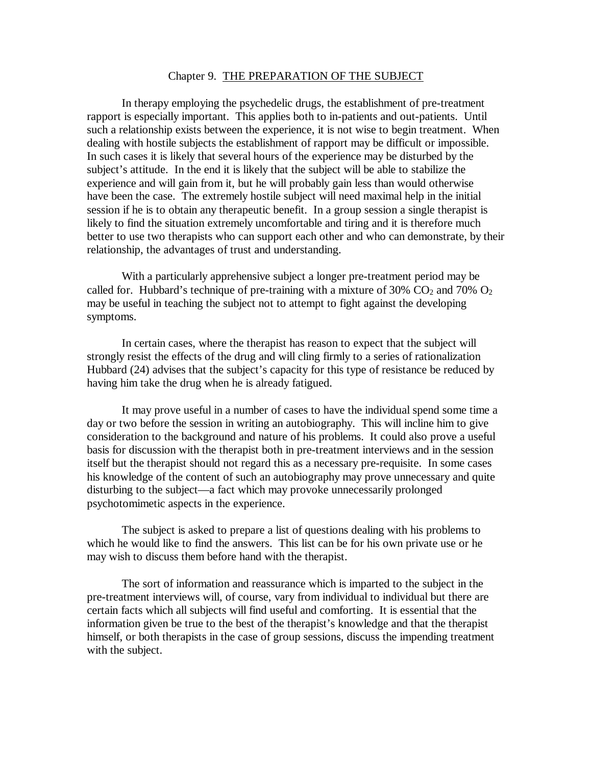## Chapter 9. THE PREPARATION OF THE SUBJECT

In therapy employing the psychedelic drugs, the establishment of pre-treatment rapport is especially important. This applies both to in-patients and out-patients. Until such a relationship exists between the experience, it is not wise to begin treatment. When dealing with hostile subjects the establishment of rapport may be difficult or impossible. In such cases it is likely that several hours of the experience may be disturbed by the subject's attitude. In the end it is likely that the subject will be able to stabilize the experience and will gain from it, but he will probably gain less than would otherwise have been the case. The extremely hostile subject will need maximal help in the initial session if he is to obtain any therapeutic benefit. In a group session a single therapist is likely to find the situation extremely uncomfortable and tiring and it is therefore much better to use two therapists who can support each other and who can demonstrate, by their relationship, the advantages of trust and understanding.

With a particularly apprehensive subject a longer pre-treatment period may be called for. Hubbard's technique of pre-training with a mixture of 30% $CO_2$ and 70% $O_2$ may be useful in teaching the subject not to attempt to fight against the developing symptoms.

In certain cases, where the therapist has reason to expect that the subject will strongly resist the effects of the drug and will cling firmly to a series of rationalization Hubbard (24) advises that the subject's capacity for this type of resistance be reduced by having him take the drug when he is already fatigued.

It may prove useful in a number of cases to have the individual spend some time a day or two before the session in writing an autobiography. This will incline him to give consideration to the background and nature of his problems. It could also prove a useful basis for discussion with the therapist both in pre-treatment interviews and in the session itself but the therapist should not regard this as a necessary pre-requisite. In some cases his knowledge of the content of such an autobiography may prove unnecessary and quite disturbing to the subject—a fact which may provoke unnecessarily prolonged psychotomimetic aspects in the experience.

The subject is asked to prepare a list of questions dealing with his problems to which he would like to find the answers. This list can be for his own private use or he may wish to discuss them before hand with the therapist.

The sort of information and reassurance which is imparted to the subject in the pre-treatment interviews will, of course, vary from individual to individual but there are certain facts which all subjects will find useful and comforting. It is essential that the information given be true to the best of the therapist's knowledge and that the therapist himself, or both therapists in the case of group sessions, discuss the impending treatment with the subject.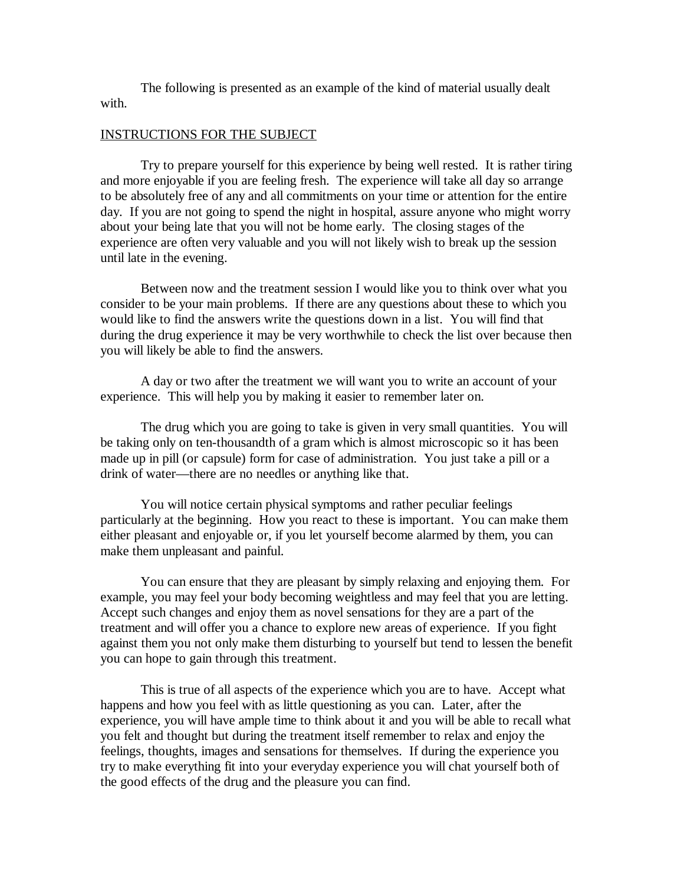The following is presented as an example of the kind of material usually dealt with.

<u>INSTRUCTIONS FOR THE SUBJECT</u>

Try to prepare yourself for this experience by being well rested. It is rather tiring and more enjoyable if you are feeling fresh. The experience will take all day so arrange to be absolutely free of any and all commitments on your time or attention for the entire day. If you are not going to spend the night in hospital, assure anyone who might worry about your being late that you will not be home early. The closing stages of the experience are often very valuable and you will not likely wish to break up the session until late in the evening.

Between now and the treatment session I would like you to think over what you consider to be your main problems. If there are any questions about these to which you would like to find the answers write the questions down in a list. You will find that during the drug experience it may be very worthwhile to check the list over because then you will likely be able to find the answers.

A day or two after the treatment we will want you to write an account of your experience. This will help you by making it easier to remember later on.

The drug which you are going to take is given in very small quantities. You will be taking only on ten-thousandth of a gram which is almost microscopic so it has been made up in pill (or capsule) form for case of administration. You just take a pill or a drink of water—there are no needles or anything like that.

You will notice certain physical symptoms and rather peculiar feelings particularly at the beginning. How you react to these is important. You can make them either pleasant and enjoyable or, if you let yourself become alarmed by them, you can make them unpleasant and painful.

You can ensure that they are pleasant by simply relaxing and enjoying them. For example, you may feel your body becoming weightless and may feel that you are letting. Accept such changes and enjoy them as novel sensations for they are a part of the treatment and will offer you a chance to explore new areas of experience. If you fight against them you not only make them disturbing to yourself but tend to lessen the benefit you can hope to gain through this treatment.

This is true of all aspects of the experience which you are to have. Accept what happens and how you feel with as little questioning as you can. Later, after the experience, you will have ample time to think about it and you will be able to recall what you felt and thought but during the treatment itself remember to relax and enjoy the feelings, thoughts, images and sensations for themselves. If during the experience you try to make everything fit into your everyday experience you will chat yourself both of the good effects of the drug and the pleasure you can find.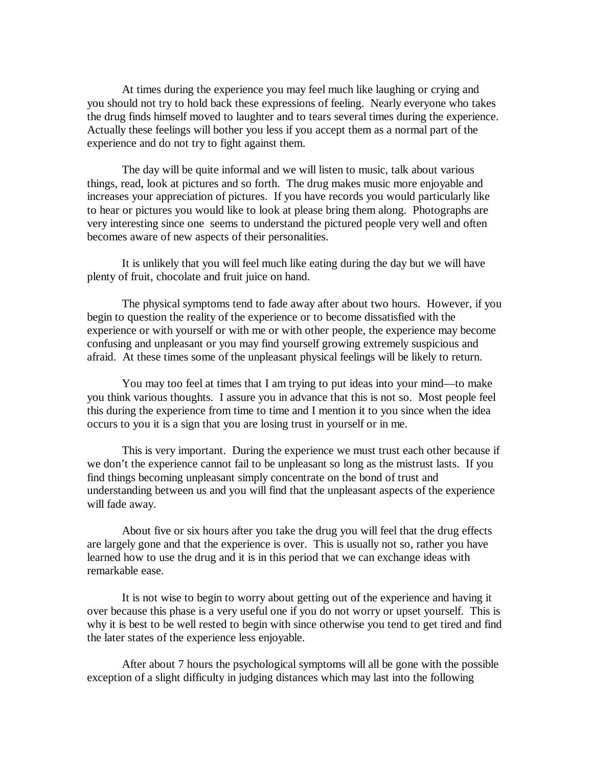At times during the experience you may feel much like laughing or crying and you should not try to hold back these expressions of feeling. Nearly everyone who takes the drug finds himself moved to laughter and to tears several times during the experience. Actually these feelings will bother you less if you accept them as a normal part of the experience and do not try to fight against them.

The day will be quite informal and we will listen to music, talk about various things, read, look at pictures and so forth. The drug makes music more enjoyable and increases your appreciation of pictures. If you have records you would particularly like to hear or pictures you would like to look at please bring them along. Photographs are very interesting since one seems to understand the pictured people very well and often becomes aware of new aspects of their personalities.

It is unlikely that you will feel much like eating during the day but we will have plenty of fruit, chocolate and fruit juice on hand.

The physical symptoms tend to fade away after about two hours. However, if you begin to question the reality of the experience or to become dissatisfied with the experience or with yourself or with me or with other people, the experience may become confusing and unpleasant or you may find yourself growing extremely suspicious and afraid. At these times some of the unpleasant physical feelings will be likely to return.

You may too feel at times that I am trying to put ideas into your mind—to make you think various thoughts. I assure you in advance that this is not so. Most people feel this during the experience from time to time and I mention it to you since when the idea occurs to you it is a sign that you are losing trust in yourself or in me.

This is very important. During the experience we must trust each other because if we don't the experience cannot fail to be unpleasant so long as the mistrust lasts. If you find things becoming unpleasant simply concentrate on the bond of trust and understanding between us and you will find that the unpleasant aspects of the experience will fade away.

About five or six hours after you take the drug you will feel that the drug effects are largely gone and that the experience is over. This is usually not so, rather you have learned how to use the drug and it is in this period that we can exchange ideas with remarkable ease.

It is not wise to begin to worry about getting out of the experience and having it over because this phase is a very useful one if you do not worry or upset yourself. This is why it is best to be well rested to begin with since otherwise you tend to get tired and find the later states of the experience less enjoyable.

After about 7 hours the psychological symptoms will all be gone with the possible exception of a slight difficulty in judging distances which may last into the following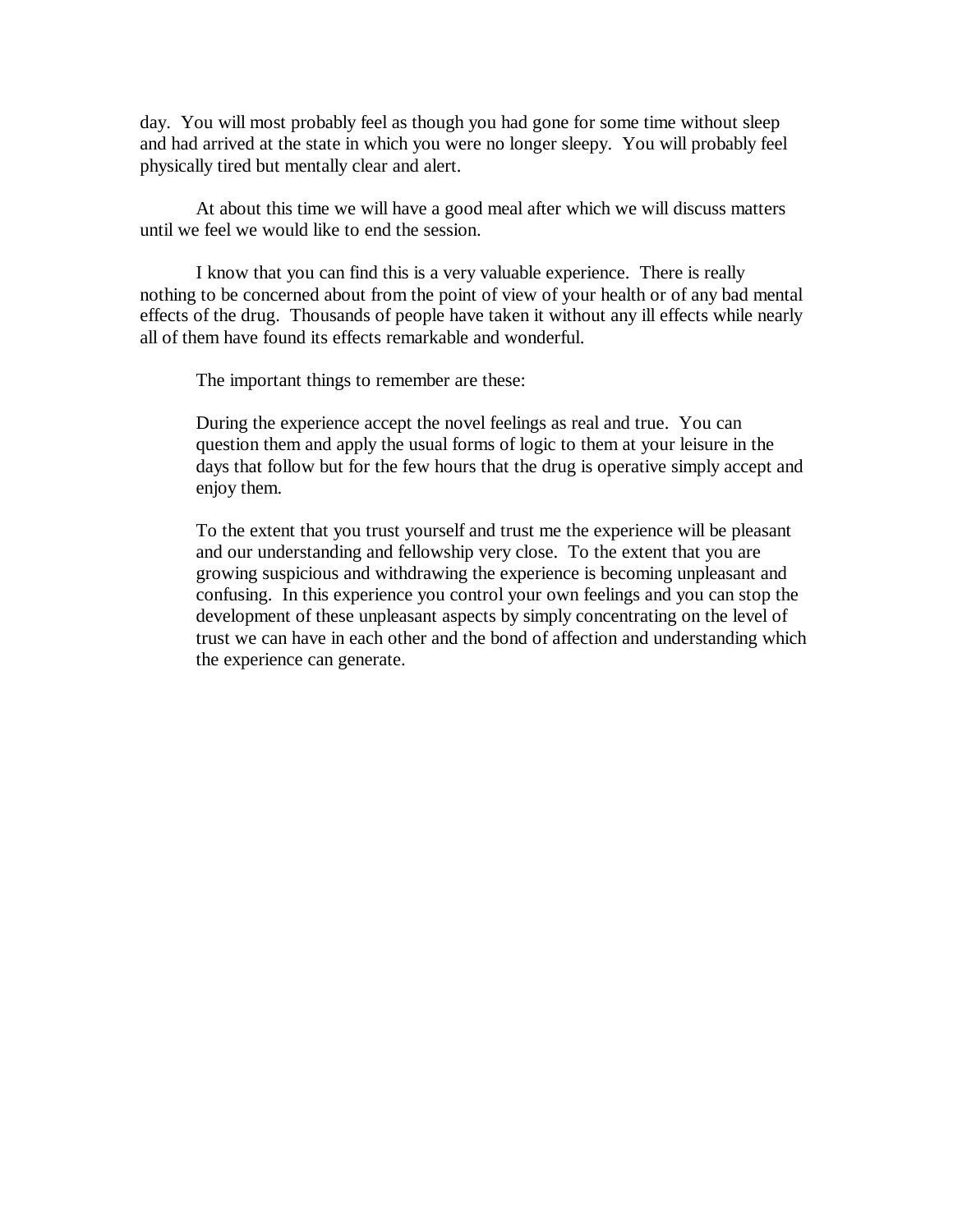day. You will most probably feel as though you had gone for some time without sleep and had arrived at the state in which you were no longer sleepy. You will probably feel physically tired but mentally clear and alert.

At about this time we will have a good meal after which we will discuss matters until we feel we would like to end the session.

I know that you can find this is a very valuable experience. There is really nothing to be concerned about from the point of view of your health or of any bad mental effects of the drug. Thousands of people have taken it without any ill effects while nearly all of them have found its effects remarkable and wonderful.

The important things to remember are these:

> During the experience accept the novel feelings as real and true. You can question them and apply the usual forms of logic to them at your leisure in the days that follow but for the few hours that the drug is operative simply accept and enjoy them.
>
> To the extent that you trust yourself and trust me the experience will be pleasant and our understanding and fellowship very close. To the extent that you are growing suspicious and withdrawing the experience is becoming unpleasant and confusing. In this experience you control your own feelings and you can stop the development of these unpleasant aspects by simply concentrating on the level of trust we can have in each other and the bond of affection and understanding which the experience can generate.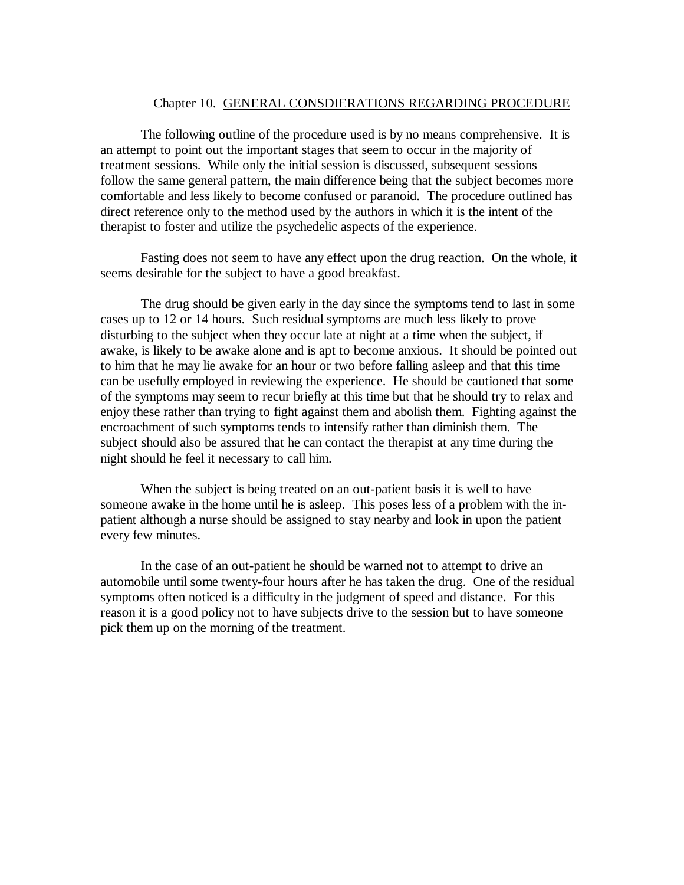## Chapter 10. GENERAL CONSDIERATIONS REGARDING PROCEDURE

The following outline of the procedure used is by no means comprehensive. It is an attempt to point out the important stages that seem to occur in the majority of treatment sessions. While only the initial session is discussed, subsequent sessions follow the same general pattern, the main difference being that the subject becomes more comfortable and less likely to become confused or paranoid. The procedure outlined has direct reference only to the method used by the authors in which it is the intent of the therapist to foster and utilize the psychedelic aspects of the experience.

Fasting does not seem to have any effect upon the drug reaction. On the whole, it seems desirable for the subject to have a good breakfast.

The drug should be given early in the day since the symptoms tend to last in some cases up to 12 or 14 hours. Such residual symptoms are much less likely to prove disturbing to the subject when they occur late at night at a time when the subject, if awake, is likely to be awake alone and is apt to become anxious. It should be pointed out to him that he may lie awake for an hour or two before falling asleep and that this time can be usefully employed in reviewing the experience. He should be cautioned that some of the symptoms may seem to recur briefly at this time but that he should try to relax and enjoy these rather than trying to fight against them and abolish them. Fighting against the encroachment of such symptoms tends to intensify rather than diminish them. The subject should also be assured that he can contact the therapist at any time during the night should he feel it necessary to call him.

When the subject is being treated on an out-patient basis it is well to have someone awake in the home until he is asleep. This poses less of a problem with the in-patient although a nurse should be assigned to stay nearby and look in upon the patient every few minutes.

In the case of an out-patient he should be warned not to attempt to drive an automobile until some twenty-four hours after he has taken the drug. One of the residual symptoms often noticed is a difficulty in the judgment of speed and distance. For this reason it is a good policy not to have subjects drive to the session but to have someone pick them up on the morning of the treatment.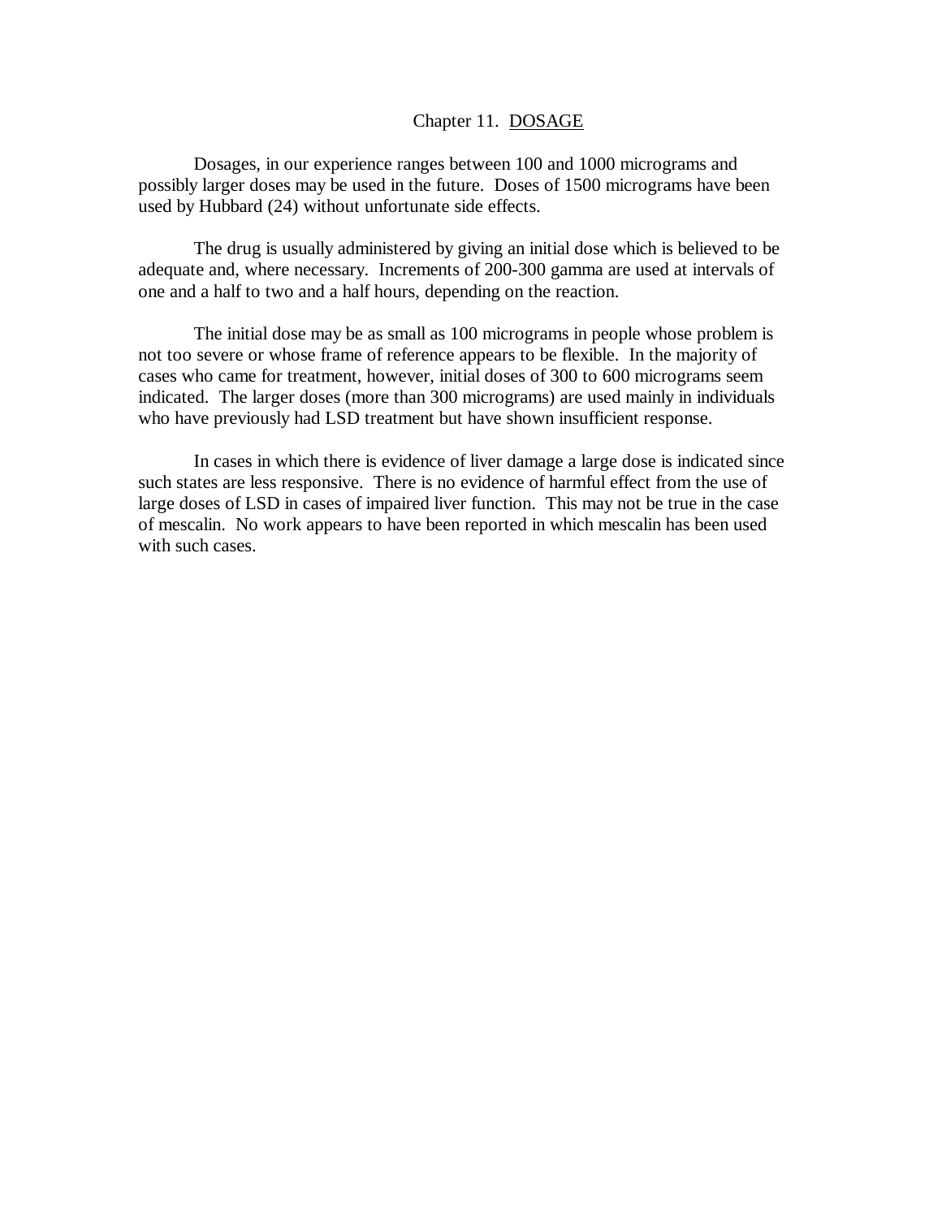## Chapter 11. DOSAGE

Dosages, in our experience ranges between 100 and 1000 micrograms and possibly larger doses may be used in the future. Doses of 1500 micrograms have been used by Hubbard (24) without unfortunate side effects.

The drug is usually administered by giving an initial dose which is believed to be adequate and, where necessary. Increments of 200-300 gamma are used at intervals of one and a half to two and a half hours, depending on the reaction.

The initial dose may be as small as 100 micrograms in people whose problem is not too severe or whose frame of reference appears to be flexible. In the majority of cases who came for treatment, however, initial doses of 300 to 600 micrograms seem indicated. The larger doses (more than 300 micrograms) are used mainly in individuals who have previously had LSD treatment but have shown insufficient response.

In cases in which there is evidence of liver damage a large dose is indicated since such states are less responsive. There is no evidence of harmful effect from the use of large doses of LSD in cases of impaired liver function. This may not be true in the case of mescalin. No work appears to have been reported in which mescalin has been used with such cases.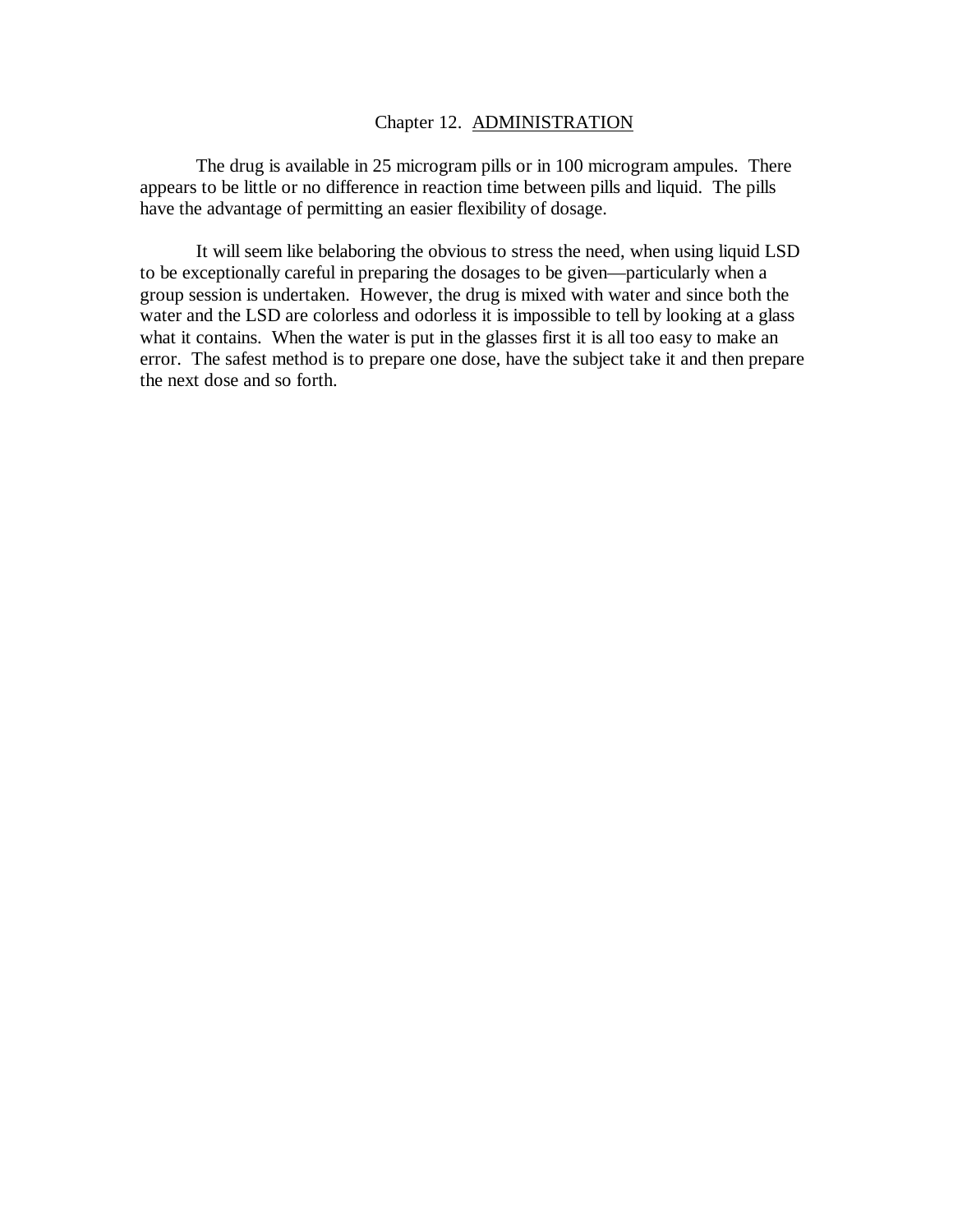## Chapter 12. ADMINISTRATION

The drug is available in 25 microgram pills or in 100 microgram ampules. There appears to be little or no difference in reaction time between pills and liquid. The pills have the advantage of permitting an easier flexibility of dosage.

It will seem like belaboring the obvious to stress the need, when using liquid LSD to be exceptionally careful in preparing the dosages to be given—particularly when a group session is undertaken. However, the drug is mixed with water and since both the water and the LSD are colorless and odorless it is impossible to tell by looking at a glass what it contains. When the water is put in the glasses first it is all too easy to make an error. The safest method is to prepare one dose, have the subject take it and then prepare the next dose and so forth.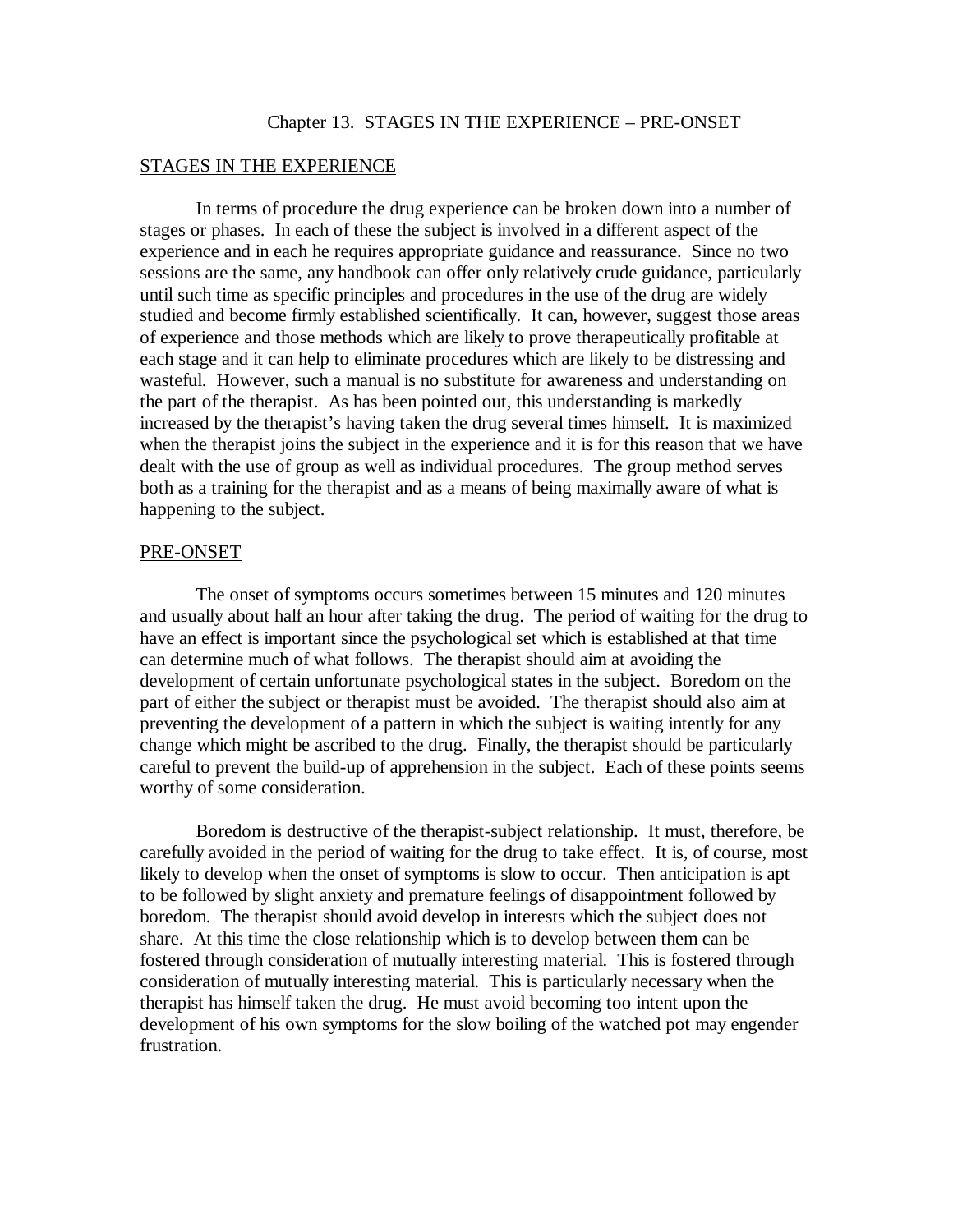# Chapter 13. STAGES IN THE EXPERIENCE – PRE-ONSET

## STAGES IN THE EXPERIENCE

In terms of procedure the drug experience can be broken down into a number of stages or phases. In each of these the subject is involved in a different aspect of the experience and in each he requires appropriate guidance and reassurance. Since no two sessions are the same, any handbook can offer only relatively crude guidance, particularly until such time as specific principles and procedures in the use of the drug are widely studied and become firmly established scientifically. It can, however, suggest those areas of experience and those methods which are likely to prove therapeutically profitable at each stage and it can help to eliminate procedures which are likely to be distressing and wasteful. However, such a manual is no substitute for awareness and understanding on the part of the therapist. As has been pointed out, this understanding is markedly increased by the therapist's having taken the drug several times himself. It is maximized when the therapist joins the subject in the experience and it is for this reason that we have dealt with the use of group as well as individual procedures. The group method serves both as a training for the therapist and as a means of being maximally aware of what is happening to the subject.

## PRE-ONSET

The onset of symptoms occurs sometimes between 15 minutes and 120 minutes and usually about half an hour after taking the drug. The period of waiting for the drug to have an effect is important since the psychological set which is established at that time can determine much of what follows. The therapist should aim at avoiding the development of certain unfortunate psychological states in the subject. Boredom on the part of either the subject or therapist must be avoided. The therapist should also aim at preventing the development of a pattern in which the subject is waiting intently for any change which might be ascribed to the drug. Finally, the therapist should be particularly careful to prevent the build-up of apprehension in the subject. Each of these points seems worthy of some consideration.

Boredom is destructive of the therapist-subject relationship. It must, therefore, be carefully avoided in the period of waiting for the drug to take effect. It is, of course, most likely to develop when the onset of symptoms is slow to occur. Then anticipation is apt to be followed by slight anxiety and premature feelings of disappointment followed by boredom. The therapist should avoid develop in interests which the subject does not share. At this time the close relationship which is to develop between them can be fostered through consideration of mutually interesting material. This is fostered through consideration of mutually interesting material. This is particularly necessary when the therapist has himself taken the drug. He must avoid becoming too intent upon the development of his own symptoms for the slow boiling of the watched pot may engender frustration.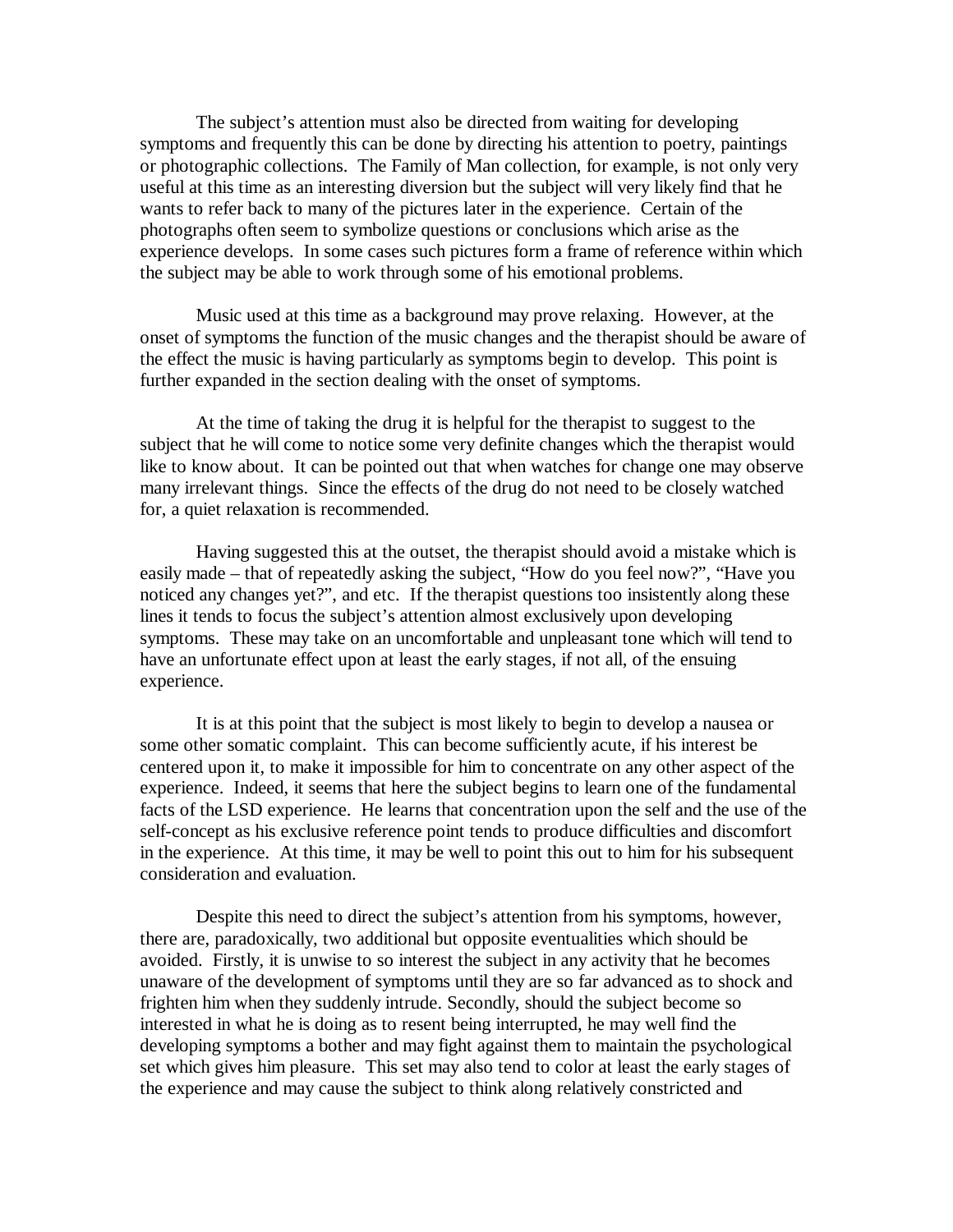The subject's attention must also be directed from waiting for developing symptoms and frequently this can be done by directing his attention to poetry, paintings or photographic collections. The Family of Man collection, for example, is not only very useful at this time as an interesting diversion but the subject will very likely find that he wants to refer back to many of the pictures later in the experience. Certain of the photographs often seem to symbolize questions or conclusions which arise as the experience develops. In some cases such pictures form a frame of reference within which the subject may be able to work through some of his emotional problems.

Music used at this time as a background may prove relaxing. However, at the onset of symptoms the function of the music changes and the therapist should be aware of the effect the music is having particularly as symptoms begin to develop. This point is further expanded in the section dealing with the onset of symptoms.

At the time of taking the drug it is helpful for the therapist to suggest to the subject that he will come to notice some very definite changes which the therapist would like to know about. It can be pointed out that when watches for change one may observe many irrelevant things. Since the effects of the drug do not need to be closely watched for, a quiet relaxation is recommended.

Having suggested this at the outset, the therapist should avoid a mistake which is easily made – that of repeatedly asking the subject, "How do you feel now?", "Have you noticed any changes yet?", and etc. If the therapist questions too insistently along these lines it tends to focus the subject's attention almost exclusively upon developing symptoms. These may take on an uncomfortable and unpleasant tone which will tend to have an unfortunate effect upon at least the early stages, if not all, of the ensuing experience.

It is at this point that the subject is most likely to begin to develop a nausea or some other somatic complaint. This can become sufficiently acute, if his interest be centered upon it, to make it impossible for him to concentrate on any other aspect of the experience. Indeed, it seems that here the subject begins to learn one of the fundamental facts of the LSD experience. He learns that concentration upon the self and the use of the self-concept as his exclusive reference point tends to produce difficulties and discomfort in the experience. At this time, it may be well to point this out to him for his subsequent consideration and evaluation.

Despite this need to direct the subject's attention from his symptoms, however, there are, paradoxically, two additional but opposite eventualities which should be avoided. Firstly, it is unwise to so interest the subject in any activity that he becomes unaware of the development of symptoms until they are so far advanced as to shock and frighten him when they suddenly intrude. Secondly, should the subject become so interested in what he is doing as to resent being interrupted, he may well find the developing symptoms a bother and may fight against them to maintain the psychological set which gives him pleasure. This set may also tend to color at least the early stages of the experience and may cause the subject to think along relatively constricted and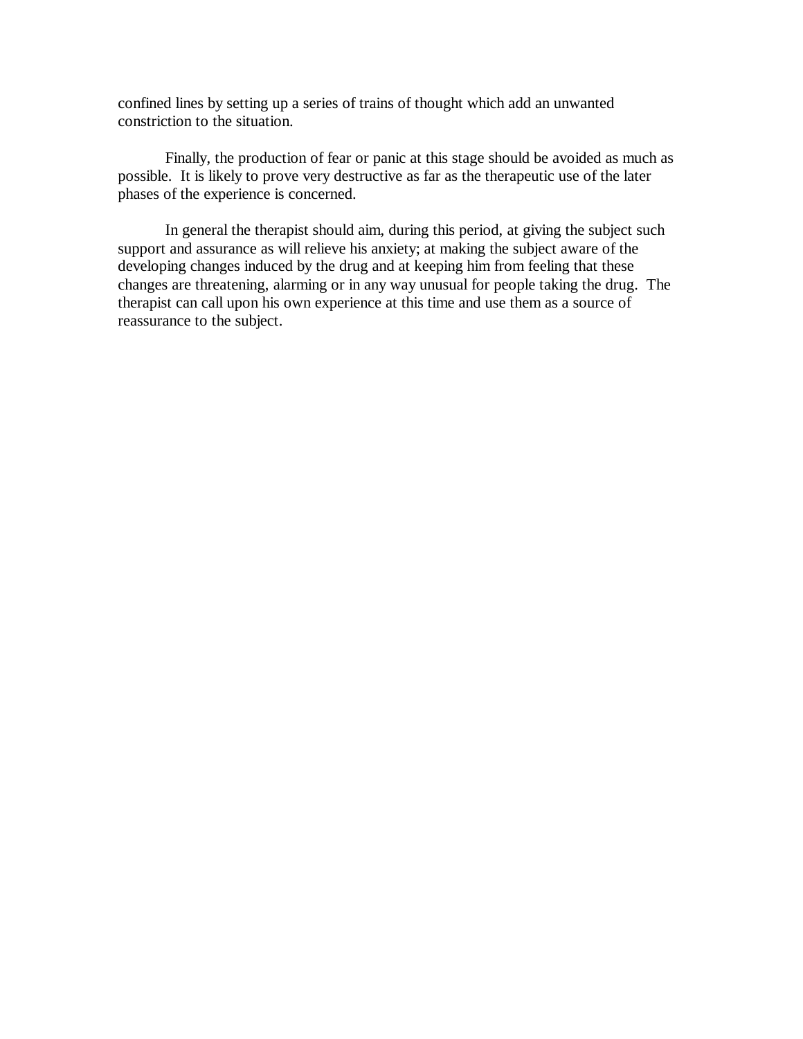confined lines by setting up a series of trains of thought which add an unwanted constriction to the situation.

Finally, the production of fear or panic at this stage should be avoided as much as possible. It is likely to prove very destructive as far as the therapeutic use of the later phases of the experience is concerned.

In general the therapist should aim, during this period, at giving the subject such support and assurance as will relieve his anxiety; at making the subject aware of the developing changes induced by the drug and at keeping him from feeling that these changes are threatening, alarming or in any way unusual for people taking the drug. The therapist can call upon his own experience at this time and use them as a source of reassurance to the subject.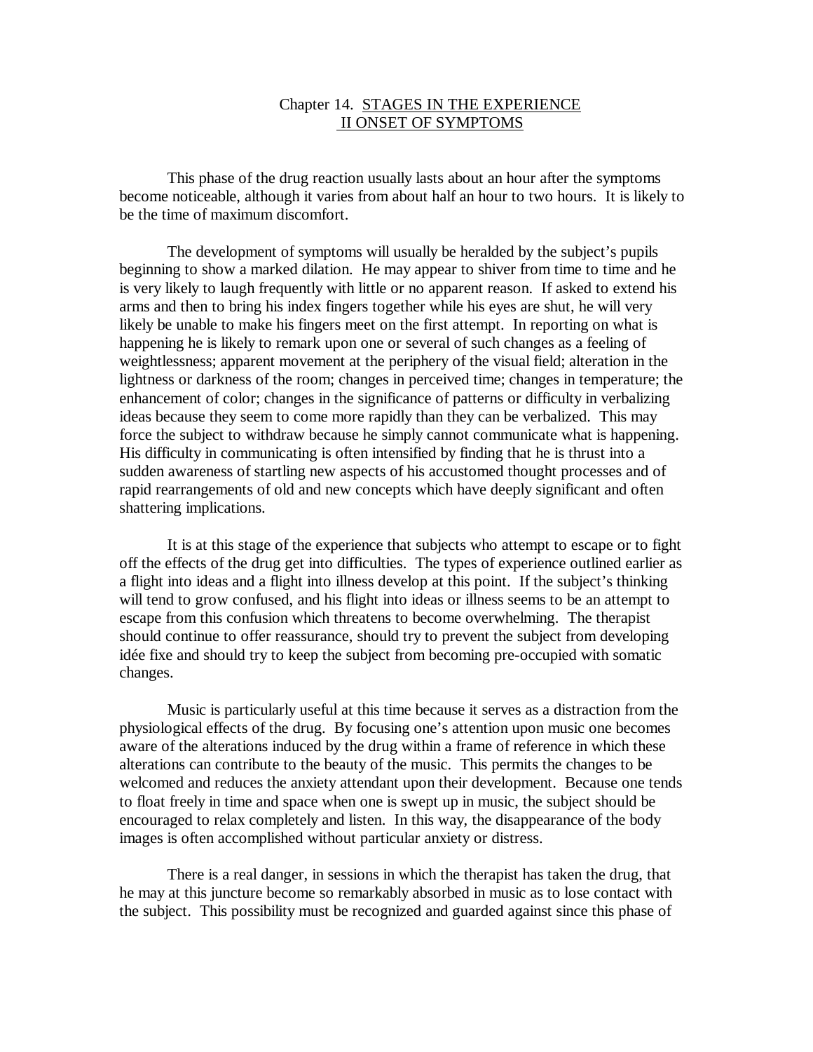# Chapter 14. STAGES IN THE EXPERIENCE II ONSET OF SYMPTOMS

This phase of the drug reaction usually lasts about an hour after the symptoms become noticeable, although it varies from about half an hour to two hours. It is likely to be the time of maximum discomfort.

The development of symptoms will usually be heralded by the subject's pupils beginning to show a marked dilation. He may appear to shiver from time to time and he is very likely to laugh frequently with little or no apparent reason. If asked to extend his arms and then to bring his index fingers together while his eyes are shut, he will very likely be unable to make his fingers meet on the first attempt. In reporting on what is happening he is likely to remark upon one or several of such changes as a feeling of weightlessness; apparent movement at the periphery of the visual field; alteration in the lightness or darkness of the room; changes in perceived time; changes in temperature; the enhancement of color; changes in the significance of patterns or difficulty in verbalizing ideas because they seem to come more rapidly than they can be verbalized. This may force the subject to withdraw because he simply cannot communicate what is happening. His difficulty in communicating is often intensified by finding that he is thrust into a sudden awareness of startling new aspects of his accustomed thought processes and of rapid rearrangements of old and new concepts which have deeply significant and often shattering implications.

It is at this stage of the experience that subjects who attempt to escape or to fight off the effects of the drug get into difficulties. The types of experience outlined earlier as a flight into ideas and a flight into illness develop at this point. If the subject's thinking will tend to grow confused, and his flight into ideas or illness seems to be an attempt to escape from this confusion which threatens to become overwhelming. The therapist should continue to offer reassurance, should try to prevent the subject from developing idée fixe and should try to keep the subject from becoming pre-occupied with somatic changes.

Music is particularly useful at this time because it serves as a distraction from the physiological effects of the drug. By focusing one's attention upon music one becomes aware of the alterations induced by the drug within a frame of reference in which these alterations can contribute to the beauty of the music. This permits the changes to be welcomed and reduces the anxiety attendant upon their development. Because one tends to float freely in time and space when one is swept up in music, the subject should be encouraged to relax completely and listen. In this way, the disappearance of the body images is often accomplished without particular anxiety or distress.

There is a real danger, in sessions in which the therapist has taken the drug, that he may at this juncture become so remarkably absorbed in music as to lose contact with the subject. This possibility must be recognized and guarded against since this phase of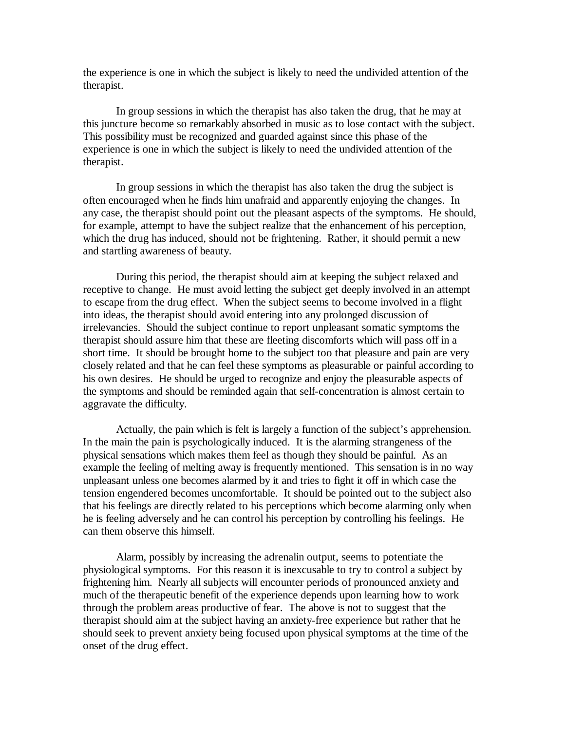the experience is one in which the subject is likely to need the undivided attention of the therapist.

In group sessions in which the therapist has also taken the drug, that he may at this juncture become so remarkably absorbed in music as to lose contact with the subject. This possibility must be recognized and guarded against since this phase of the experience is one in which the subject is likely to need the undivided attention of the therapist.

In group sessions in which the therapist has also taken the drug the subject is often encouraged when he finds him unafraid and apparently enjoying the changes. In any case, the therapist should point out the pleasant aspects of the symptoms. He should, for example, attempt to have the subject realize that the enhancement of his perception, which the drug has induced, should not be frightening. Rather, it should permit a new and startling awareness of beauty.

During this period, the therapist should aim at keeping the subject relaxed and receptive to change. He must avoid letting the subject get deeply involved in an attempt to escape from the drug effect. When the subject seems to become involved in a flight into ideas, the therapist should avoid entering into any prolonged discussion of irrelevancies. Should the subject continue to report unpleasant somatic symptoms the therapist should assure him that these are fleeting discomforts which will pass off in a short time. It should be brought home to the subject too that pleasure and pain are very closely related and that he can feel these symptoms as pleasurable or painful according to his own desires. He should be urged to recognize and enjoy the pleasurable aspects of the symptoms and should be reminded again that self-concentration is almost certain to aggravate the difficulty.

Actually, the pain which is felt is largely a function of the subject's apprehension. In the main the pain is psychologically induced. It is the alarming strangeness of the physical sensations which makes them feel as though they should be painful. As an example the feeling of melting away is frequently mentioned. This sensation is in no way unpleasant unless one becomes alarmed by it and tries to fight it off in which case the tension engendered becomes uncomfortable. It should be pointed out to the subject also that his feelings are directly related to his perceptions which become alarming only when he is feeling adversely and he can control his perception by controlling his feelings. He can them observe this himself.

Alarm, possibly by increasing the adrenalin output, seems to potentiate the physiological symptoms. For this reason it is inexcusable to try to control a subject by frightening him. Nearly all subjects will encounter periods of pronounced anxiety and much of the therapeutic benefit of the experience depends upon learning how to work through the problem areas productive of fear. The above is not to suggest that the therapist should aim at the subject having an anxiety-free experience but rather that he should seek to prevent anxiety being focused upon physical symptoms at the time of the onset of the drug effect.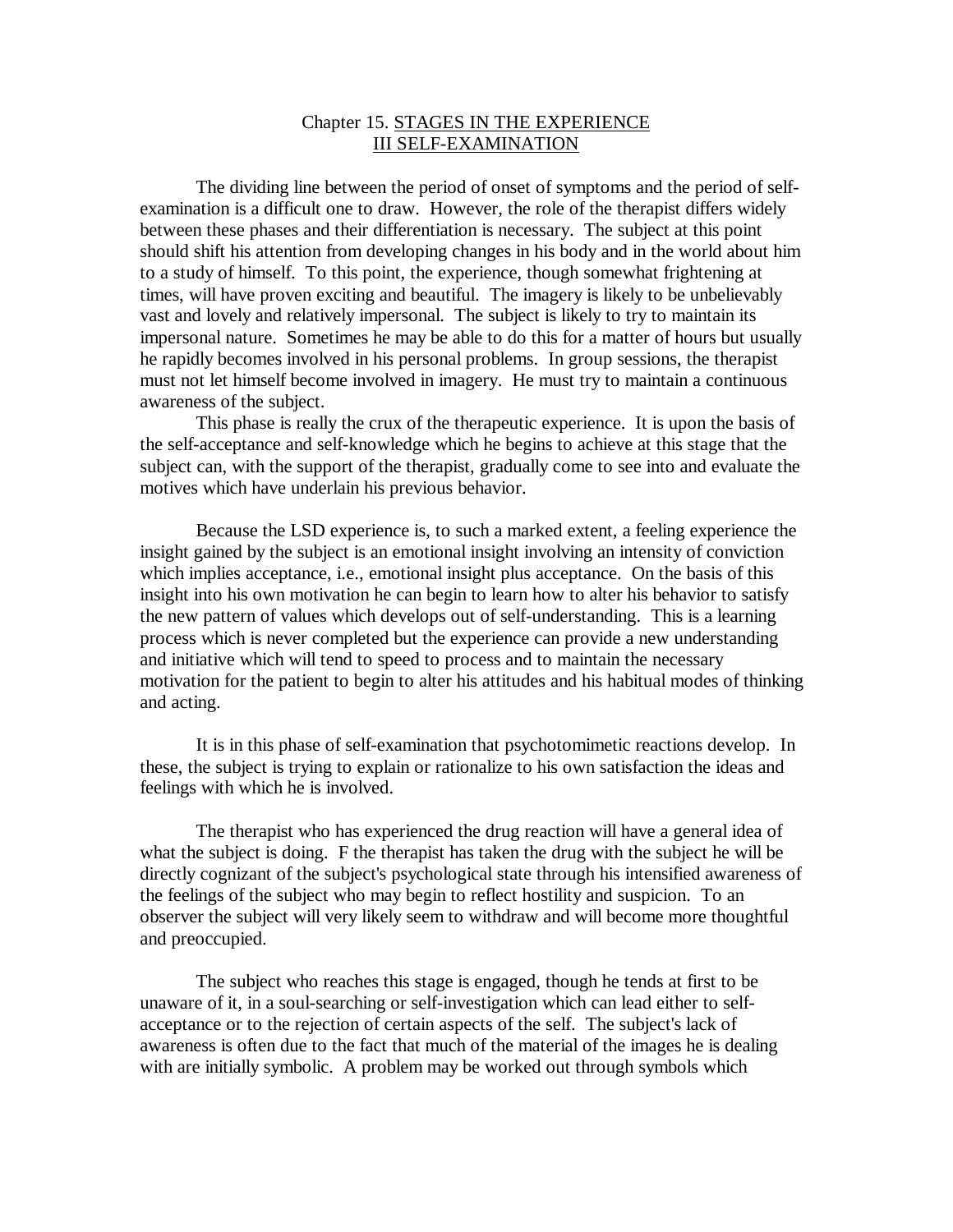# Chapter 15. STAGES IN THE EXPERIENCE
## III SELF-EXAMINATION

The dividing line between the period of onset of symptoms and the period of self-examination is a difficult one to draw. However, the role of the therapist differs widely between these phases and their differentiation is necessary. The subject at this point should shift his attention from developing changes in his body and in the world about him to a study of himself. To this point, the experience, though somewhat frightening at times, will have proven exciting and beautiful. The imagery is likely to be unbelievably vast and lovely and relatively impersonal. The subject is likely to try to maintain its impersonal nature. Sometimes he may be able to do this for a matter of hours but usually he rapidly becomes involved in his personal problems. In group sessions, the therapist must not let himself become involved in imagery. He must try to maintain a continuous awareness of the subject.

This phase is really the crux of the therapeutic experience. It is upon the basis of the self-acceptance and self-knowledge which he begins to achieve at this stage that the subject can, with the support of the therapist, gradually come to see into and evaluate the motives which have underlain his previous behavior.

Because the LSD experience is, to such a marked extent, a feeling experience the insight gained by the subject is an emotional insight involving an intensity of conviction which implies acceptance, i.e., emotional insight plus acceptance. On the basis of this insight into his own motivation he can begin to learn how to alter his behavior to satisfy the new pattern of values which develops out of self-understanding. This is a learning process which is never completed but the experience can provide a new understanding and initiative which will tend to speed to process and to maintain the necessary motivation for the patient to begin to alter his attitudes and his habitual modes of thinking and acting.

It is in this phase of self-examination that psychotomimetic reactions develop. In these, the subject is trying to explain or rationalize to his own satisfaction the ideas and feelings with which he is involved.

The therapist who has experienced the drug reaction will have a general idea of what the subject is doing. F the therapist has taken the drug with the subject he will be directly cognizant of the subject's psychological state through his intensified awareness of the feelings of the subject who may begin to reflect hostility and suspicion. To an observer the subject will very likely seem to withdraw and will become more thoughtful and preoccupied.

The subject who reaches this stage is engaged, though he tends at first to be unaware of it, in a soul-searching or self-investigation which can lead either to self-acceptance or to the rejection of certain aspects of the self. The subject's lack of awareness is often due to the fact that much of the material of the images he is dealing with are initially symbolic. A problem may be worked out through symbols which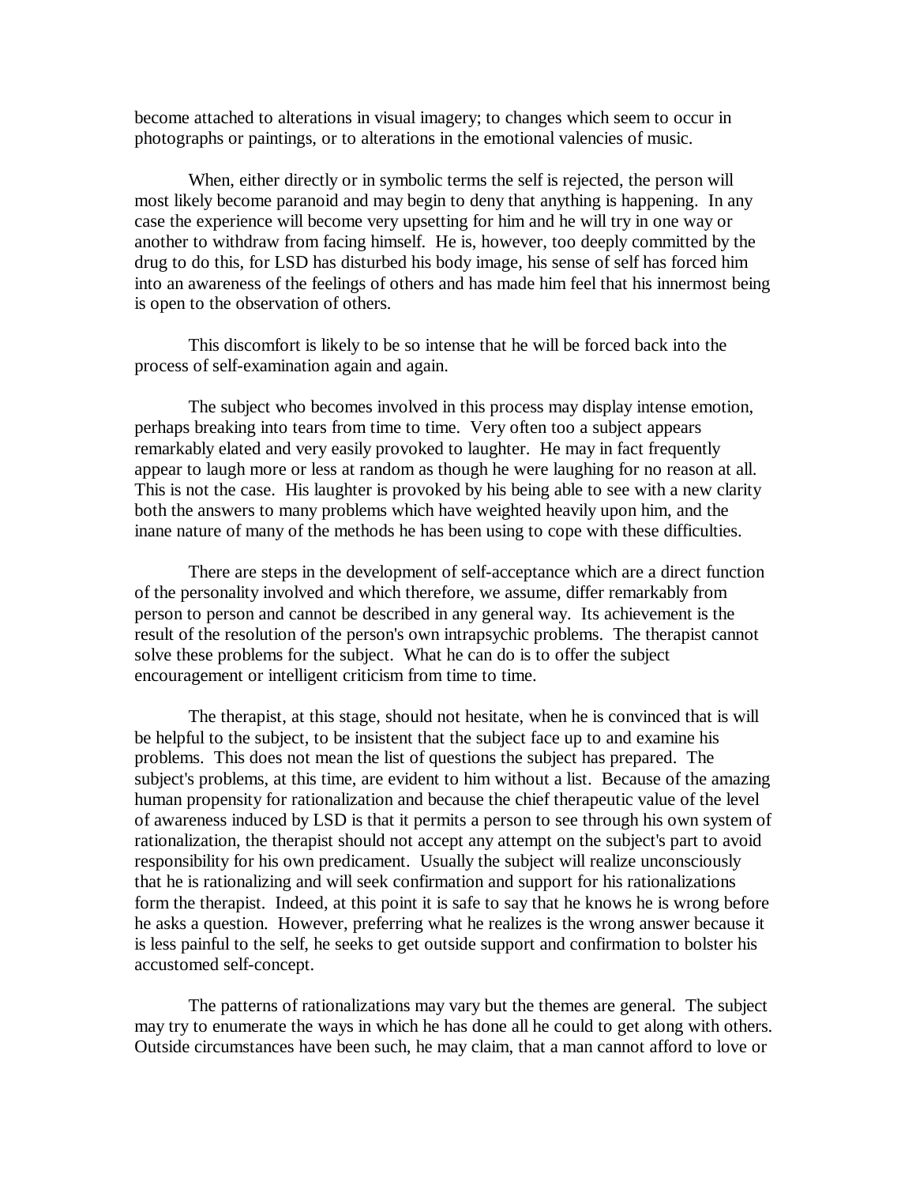become attached to alterations in visual imagery; to changes which seem to occur in photographs or paintings, or to alterations in the emotional valencies of music.

When, either directly or in symbolic terms the self is rejected, the person will most likely become paranoid and may begin to deny that anything is happening. In any case the experience will become very upsetting for him and he will try in one way or another to withdraw from facing himself. He is, however, too deeply committed by the drug to do this, for LSD has disturbed his body image, his sense of self has forced him into an awareness of the feelings of others and has made him feel that his innermost being is open to the observation of others.

This discomfort is likely to be so intense that he will be forced back into the process of self-examination again and again.

The subject who becomes involved in this process may display intense emotion, perhaps breaking into tears from time to time. Very often too a subject appears remarkably elated and very easily provoked to laughter. He may in fact frequently appear to laugh more or less at random as though he were laughing for no reason at all. This is not the case. His laughter is provoked by his being able to see with a new clarity both the answers to many problems which have weighted heavily upon him, and the inane nature of many of the methods he has been using to cope with these difficulties.

There are steps in the development of self-acceptance which are a direct function of the personality involved and which therefore, we assume, differ remarkably from person to person and cannot be described in any general way. Its achievement is the result of the resolution of the person's own intrapsychic problems. The therapist cannot solve these problems for the subject. What he can do is to offer the subject encouragement or intelligent criticism from time to time.

The therapist, at this stage, should not hesitate, when he is convinced that is will be helpful to the subject, to be insistent that the subject face up to and examine his problems. This does not mean the list of questions the subject has prepared. The subject's problems, at this time, are evident to him without a list. Because of the amazing human propensity for rationalization and because the chief therapeutic value of the level of awareness induced by LSD is that it permits a person to see through his own system of rationalization, the therapist should not accept any attempt on the subject's part to avoid responsibility for his own predicament. Usually the subject will realize unconsciously that he is rationalizing and will seek confirmation and support for his rationalizations form the therapist. Indeed, at this point it is safe to say that he knows he is wrong before he asks a question. However, preferring what he realizes is the wrong answer because it is less painful to the self, he seeks to get outside support and confirmation to bolster his accustomed self-concept.

The patterns of rationalizations may vary but the themes are general. The subject may try to enumerate the ways in which he has done all he could to get along with others. Outside circumstances have been such, he may claim, that a man cannot afford to love or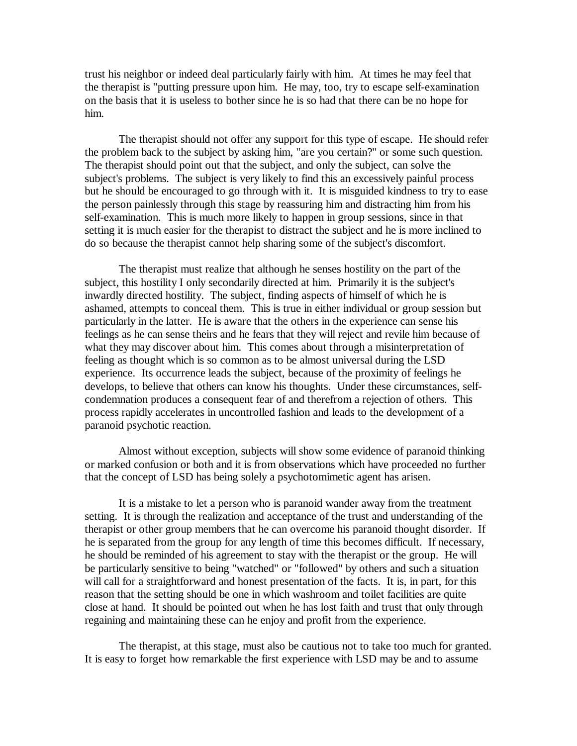trust his neighbor or indeed deal particularly fairly with him. At times he may feel that the therapist is "putting pressure upon him. He may, too, try to escape self-examination on the basis that it is useless to bother since he is so had that there can be no hope for him.

The therapist should not offer any support for this type of escape. He should refer the problem back to the subject by asking him, "are you certain?" or some such question. The therapist should point out that the subject, and only the subject, can solve the subject's problems. The subject is very likely to find this an excessively painful process but he should be encouraged to go through with it. It is misguided kindness to try to ease the person painlessly through this stage by reassuring him and distracting him from his self-examination. This is much more likely to happen in group sessions, since in that setting it is much easier for the therapist to distract the subject and he is more inclined to do so because the therapist cannot help sharing some of the subject's discomfort.

The therapist must realize that although he senses hostility on the part of the subject, this hostility I only secondarily directed at him. Primarily it is the subject's inwardly directed hostility. The subject, finding aspects of himself of which he is ashamed, attempts to conceal them. This is true in either individual or group session but particularly in the latter. He is aware that the others in the experience can sense his feelings as he can sense theirs and he fears that they will reject and revile him because of what they may discover about him. This comes about through a misinterpretation of feeling as thought which is so common as to be almost universal during the LSD experience. Its occurrence leads the subject, because of the proximity of feelings he develops, to believe that others can know his thoughts. Under these circumstances, self-condemnation produces a consequent fear of and therefrom a rejection of others. This process rapidly accelerates in uncontrolled fashion and leads to the development of a paranoid psychotic reaction.

Almost without exception, subjects will show some evidence of paranoid thinking or marked confusion or both and it is from observations which have proceeded no further that the concept of LSD has being solely a psychotomimetic agent has arisen.

It is a mistake to let a person who is paranoid wander away from the treatment setting. It is through the realization and acceptance of the trust and understanding of the therapist or other group members that he can overcome his paranoid thought disorder. If he is separated from the group for any length of time this becomes difficult. If necessary, he should be reminded of his agreement to stay with the therapist or the group. He will be particularly sensitive to being "watched" or "followed" by others and such a situation will call for a straightforward and honest presentation of the facts. It is, in part, for this reason that the setting should be one in which washroom and toilet facilities are quite close at hand. It should be pointed out when he has lost faith and trust that only through regaining and maintaining these can he enjoy and profit from the experience.

The therapist, at this stage, must also be cautious not to take too much for granted. It is easy to forget how remarkable the first experience with LSD may be and to assume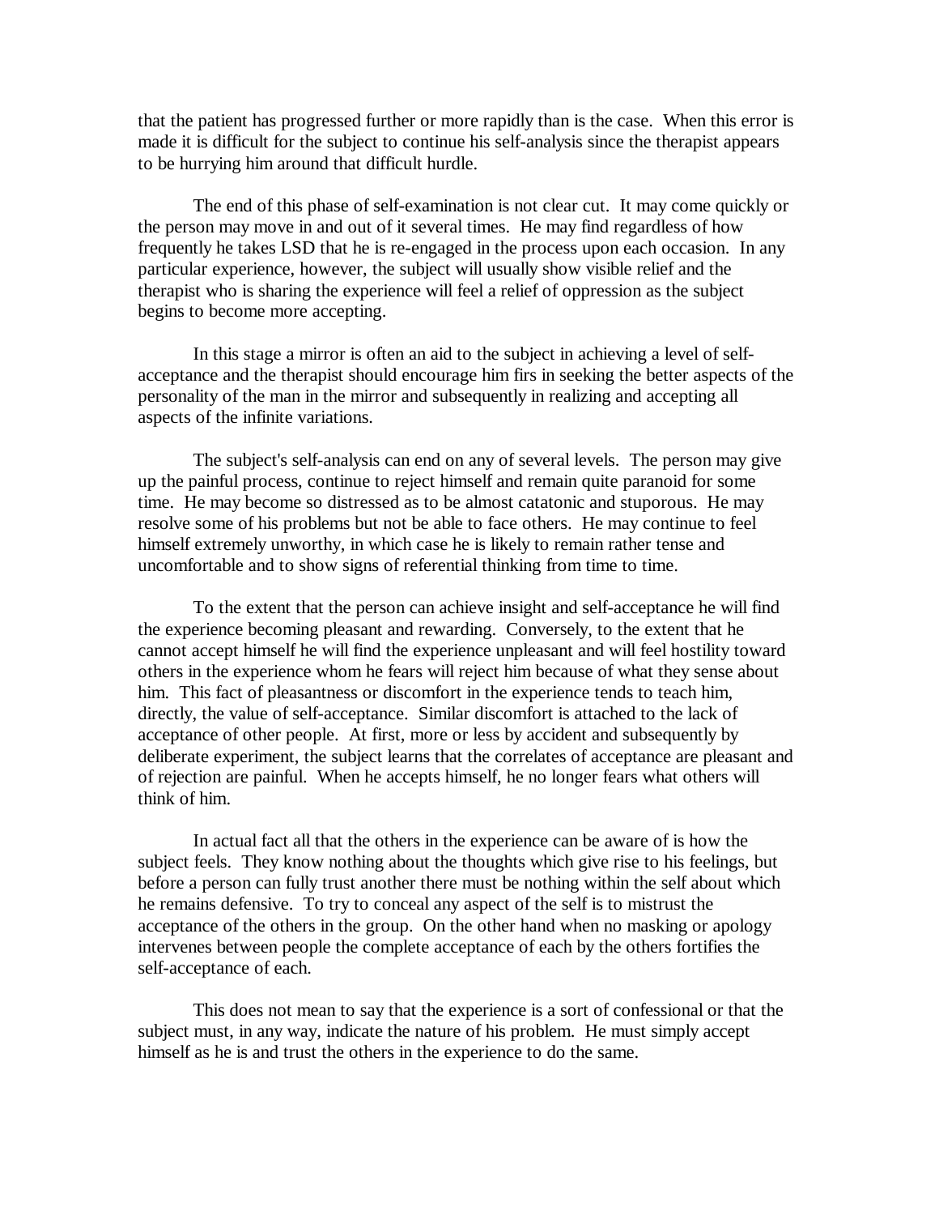that the patient has progressed further or more rapidly than is the case. When this error is made it is difficult for the subject to continue his self-analysis since the therapist appears to be hurrying him around that difficult hurdle.

The end of this phase of self-examination is not clear cut. It may come quickly or the person may move in and out of it several times. He may find regardless of how frequently he takes LSD that he is re-engaged in the process upon each occasion. In any particular experience, however, the subject will usually show visible relief and the therapist who is sharing the experience will feel a relief of oppression as the subject begins to become more accepting.

In this stage a mirror is often an aid to the subject in achieving a level of self-acceptance and the therapist should encourage him firs in seeking the better aspects of the personality of the man in the mirror and subsequently in realizing and accepting all aspects of the infinite variations.

The subject's self-analysis can end on any of several levels. The person may give up the painful process, continue to reject himself and remain quite paranoid for some time. He may become so distressed as to be almost catatonic and stuporous. He may resolve some of his problems but not be able to face others. He may continue to feel himself extremely unworthy, in which case he is likely to remain rather tense and uncomfortable and to show signs of referential thinking from time to time.

To the extent that the person can achieve insight and self-acceptance he will find the experience becoming pleasant and rewarding. Conversely, to the extent that he cannot accept himself he will find the experience unpleasant and will feel hostility toward others in the experience whom he fears will reject him because of what they sense about him. This fact of pleasantness or discomfort in the experience tends to teach him, directly, the value of self-acceptance. Similar discomfort is attached to the lack of acceptance of other people. At first, more or less by accident and subsequently by deliberate experiment, the subject learns that the correlates of acceptance are pleasant and of rejection are painful. When he accepts himself, he no longer fears what others will think of him.

In actual fact all that the others in the experience can be aware of is how the subject feels. They know nothing about the thoughts which give rise to his feelings, but before a person can fully trust another there must be nothing within the self about which he remains defensive. To try to conceal any aspect of the self is to mistrust the acceptance of the others in the group. On the other hand when no masking or apology intervenes between people the complete acceptance of each by the others fortifies the self-acceptance of each.

This does not mean to say that the experience is a sort of confessional or that the subject must, in any way, indicate the nature of his problem. He must simply accept himself as he is and trust the others in the experience to do the same.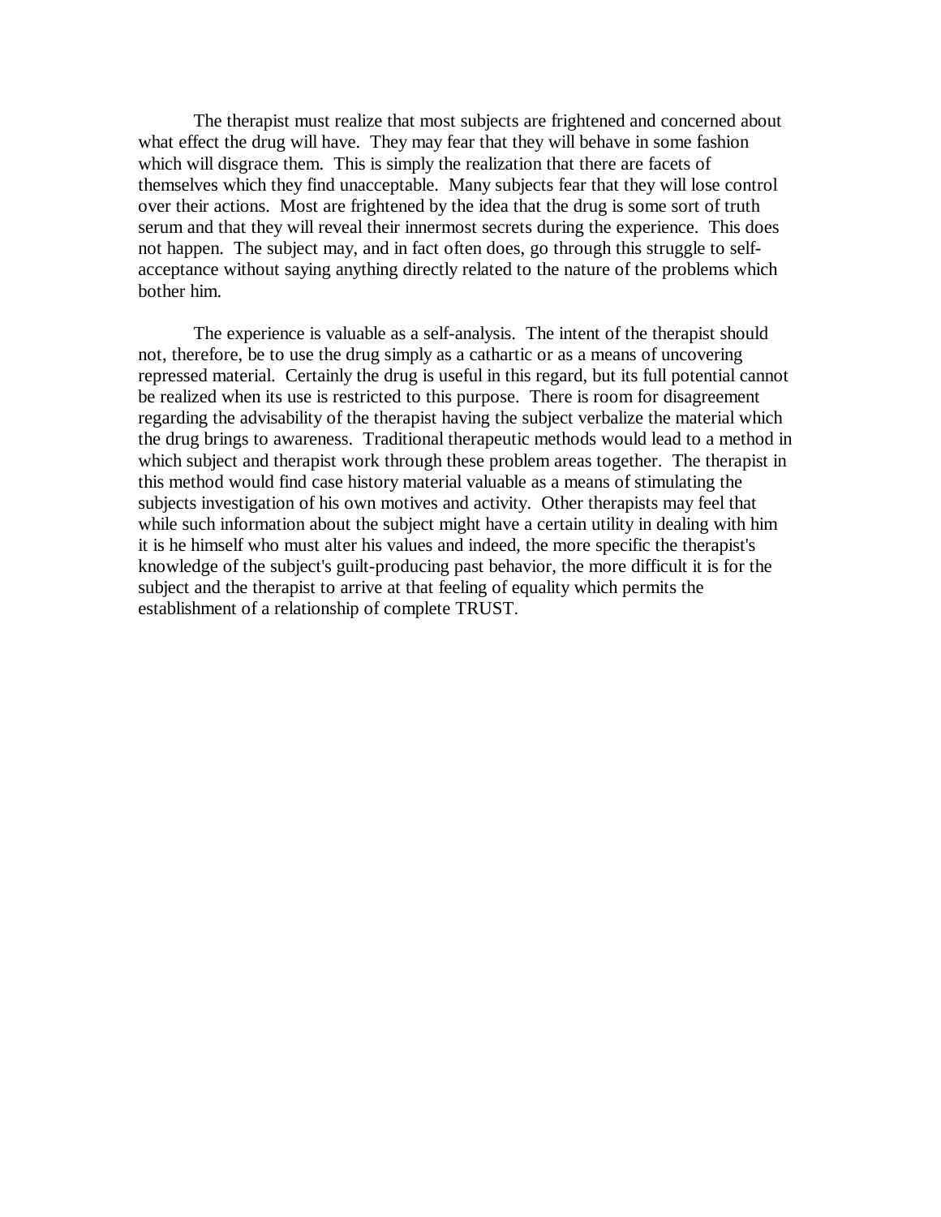The therapist must realize that most subjects are frightened and concerned about what effect the drug will have. They may fear that they will behave in some fashion which will disgrace them. This is simply the realization that there are facets of themselves which they find unacceptable. Many subjects fear that they will lose control over their actions. Most are frightened by the idea that the drug is some sort of truth serum and that they will reveal their innermost secrets during the experience. This does not happen. The subject may, and in fact often does, go through this struggle to self-acceptance without saying anything directly related to the nature of the problems which bother him.

The experience is valuable as a self-analysis. The intent of the therapist should not, therefore, be to use the drug simply as a cathartic or as a means of uncovering repressed material. Certainly the drug is useful in this regard, but its full potential cannot be realized when its use is restricted to this purpose. There is room for disagreement regarding the advisability of the therapist having the subject verbalize the material which the drug brings to awareness. Traditional therapeutic methods would lead to a method in which subject and therapist work through these problem areas together. The therapist in this method would find case history material valuable as a means of stimulating the subjects investigation of his own motives and activity. Other therapists may feel that while such information about the subject might have a certain utility in dealing with him it is he himself who must alter his values and indeed, the more specific the therapist's knowledge of the subject's guilt-producing past behavior, the more difficult it is for the subject and the therapist to arrive at that feeling of equality which permits the establishment of a relationship of complete TRUST.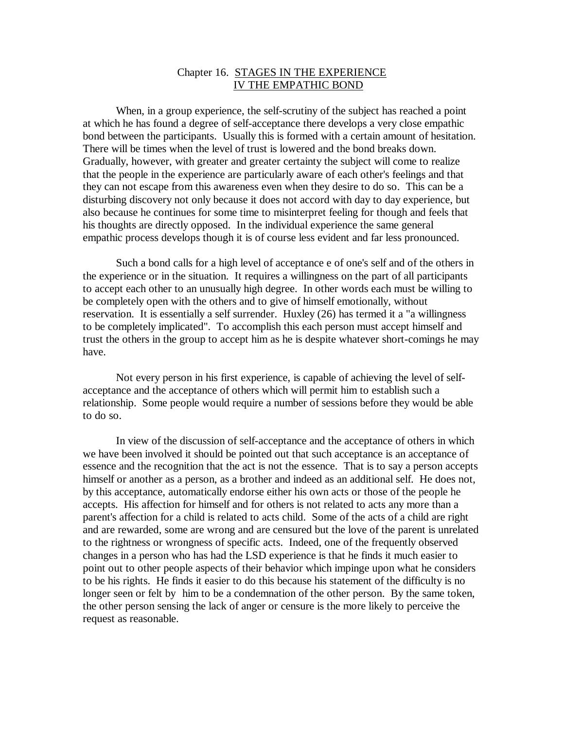# Chapter 16. STAGES IN THE EXPERIENCE
## IV THE EMPATHIC BOND

When, in a group experience, the self-scrutiny of the subject has reached a point at which he has found a degree of self-acceptance there develops a very close empathic bond between the participants. Usually this is formed with a certain amount of hesitation. There will be times when the level of trust is lowered and the bond breaks down. Gradually, however, with greater and greater certainty the subject will come to realize that the people in the experience are particularly aware of each other's feelings and that they can not escape from this awareness even when they desire to do so. This can be a disturbing discovery not only because it does not accord with day to day experience, but also because he continues for some time to misinterpret feeling for though and feels that his thoughts are directly opposed. In the individual experience the same general empathic process develops though it is of course less evident and far less pronounced.

Such a bond calls for a high level of acceptance e of one's self and of the others in the experience or in the situation. It requires a willingness on the part of all participants to accept each other to an unusually high degree. In other words each must be willing to be completely open with the others and to give of himself emotionally, without reservation. It is essentially a self surrender. Huxley (26) has termed it a "a willingness to be completely implicated". To accomplish this each person must accept himself and trust the others in the group to accept him as he is despite whatever short-comings he may have.

Not every person in his first experience, is capable of achieving the level of self-acceptance and the acceptance of others which will permit him to establish such a relationship. Some people would require a number of sessions before they would be able to do so.

In view of the discussion of self-acceptance and the acceptance of others in which we have been involved it should be pointed out that such acceptance is an acceptance of essence and the recognition that the act is not the essence. That is to say a person accepts himself or another as a person, as a brother and indeed as an additional self. He does not, by this acceptance, automatically endorse either his own acts or those of the people he accepts. His affection for himself and for others is not related to acts any more than a parent's affection for a child is related to acts child. Some of the acts of a child are right and are rewarded, some are wrong and are censured but the love of the parent is unrelated to the rightness or wrongness of specific acts. Indeed, one of the frequently observed changes in a person who has had the LSD experience is that he finds it much easier to point out to other people aspects of their behavior which impinge upon what he considers to be his rights. He finds it easier to do this because his statement of the difficulty is no longer seen or felt by him to be a condemnation of the other person. By the same token, the other person sensing the lack of anger or censure is the more likely to perceive the request as reasonable.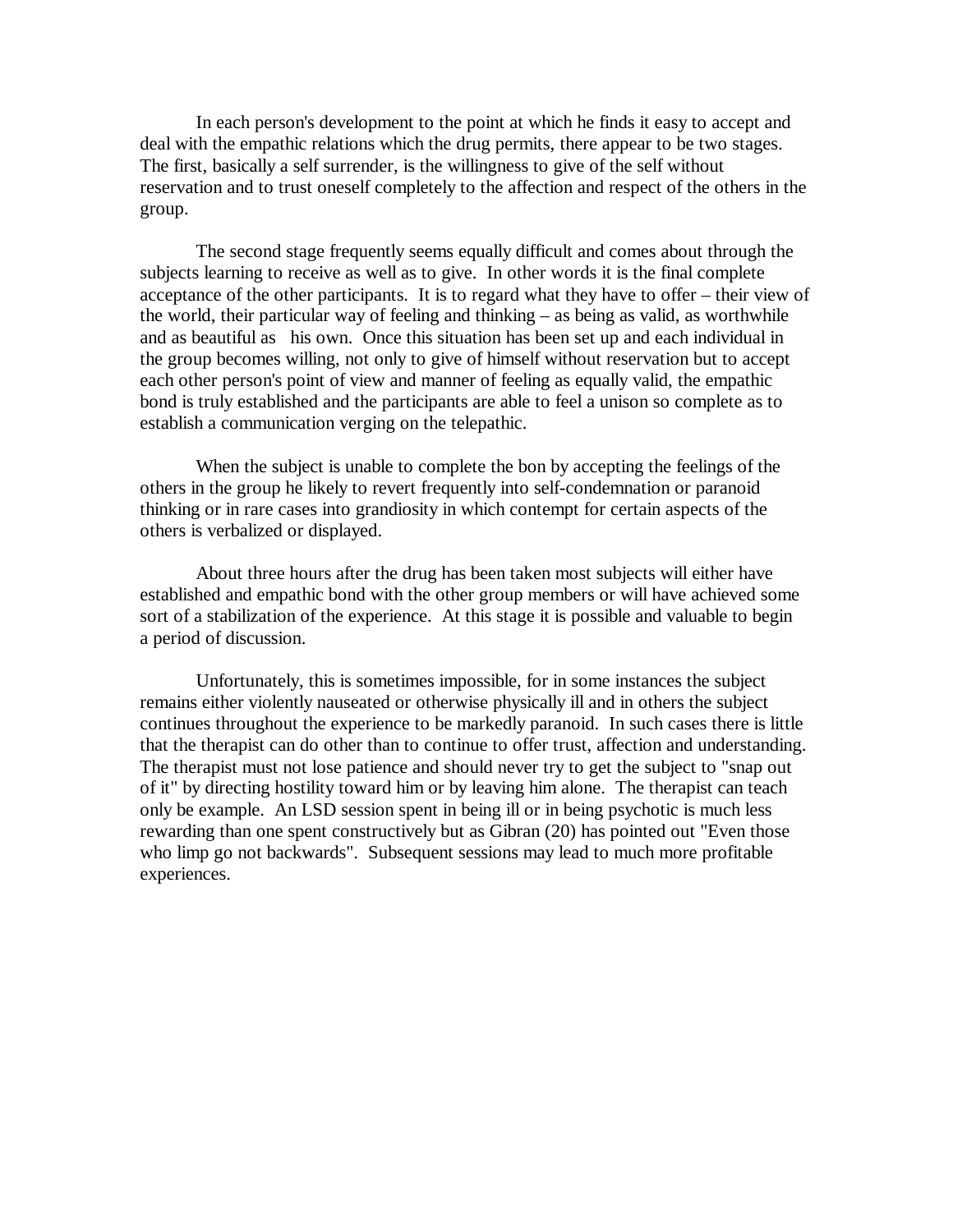In each person's development to the point at which he finds it easy to accept and deal with the empathic relations which the drug permits, there appear to be two stages. The first, basically a self surrender, is the willingness to give of the self without reservation and to trust oneself completely to the affection and respect of the others in the group.

The second stage frequently seems equally difficult and comes about through the subjects learning to receive as well as to give. In other words it is the final complete acceptance of the other participants. It is to regard what they have to offer – their view of the world, their particular way of feeling and thinking – as being as valid, as worthwhile and as beautiful as his own. Once this situation has been set up and each individual in the group becomes willing, not only to give of himself without reservation but to accept each other person's point of view and manner of feeling as equally valid, the empathic bond is truly established and the participants are able to feel a unison so complete as to establish a communication verging on the telepathic.

When the subject is unable to complete the bon by accepting the feelings of the others in the group he likely to revert frequently into self-condemnation or paranoid thinking or in rare cases into grandiosity in which contempt for certain aspects of the others is verbalized or displayed.

About three hours after the drug has been taken most subjects will either have established and empathic bond with the other group members or will have achieved some sort of a stabilization of the experience. At this stage it is possible and valuable to begin a period of discussion.

Unfortunately, this is sometimes impossible, for in some instances the subject remains either violently nauseated or otherwise physically ill and in others the subject continues throughout the experience to be markedly paranoid. In such cases there is little that the therapist can do other than to continue to offer trust, affection and understanding. The therapist must not lose patience and should never try to get the subject to "snap out of it" by directing hostility toward him or by leaving him alone. The therapist can teach only be example. An LSD session spent in being ill or in being psychotic is much less rewarding than one spent constructively but as Gibran (20) has pointed out "Even those who limp go not backwards". Subsequent sessions may lead to much more profitable experiences.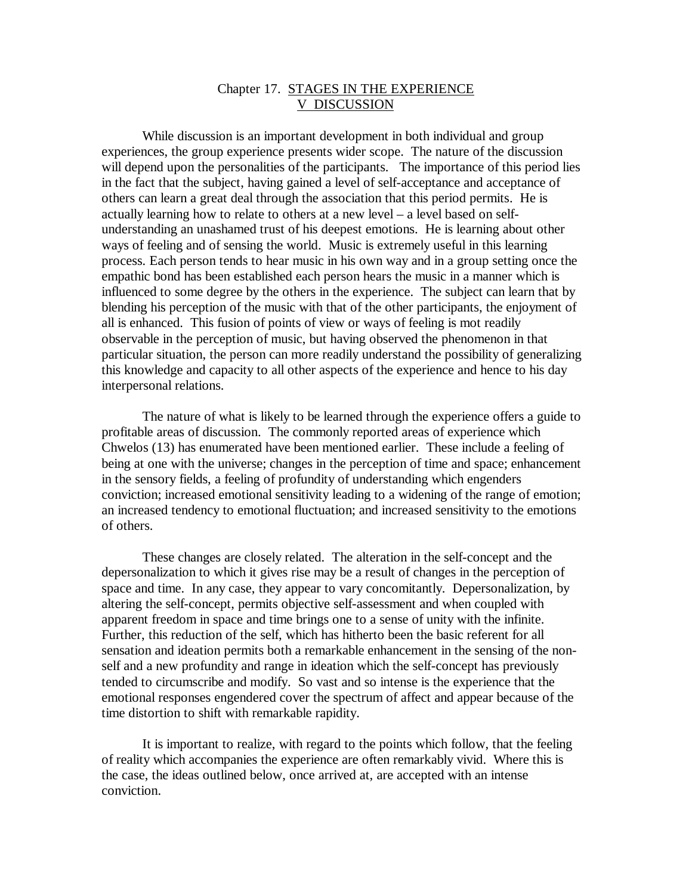## Chapter 17. STAGES IN THE EXPERIENCE
## V DISCUSSION

While discussion is an important development in both individual and group experiences, the group experience presents wider scope. The nature of the discussion will depend upon the personalities of the participants. The importance of this period lies in the fact that the subject, having gained a level of self-acceptance and acceptance of others can learn a great deal through the association that this period permits. He is actually learning how to relate to others at a new level – a level based on self-understanding an unashamed trust of his deepest emotions. He is learning about other ways of feeling and of sensing the world. Music is extremely useful in this learning process. Each person tends to hear music in his own way and in a group setting once the empathic bond has been established each person hears the music in a manner which is influenced to some degree by the others in the experience. The subject can learn that by blending his perception of the music with that of the other participants, the enjoyment of all is enhanced. This fusion of points of view or ways of feeling is mot readily observable in the perception of music, but having observed the phenomenon in that particular situation, the person can more readily understand the possibility of generalizing this knowledge and capacity to all other aspects of the experience and hence to his day interpersonal relations.

The nature of what is likely to be learned through the experience offers a guide to profitable areas of discussion. The commonly reported areas of experience which Chwelos (13) has enumerated have been mentioned earlier. These include a feeling of being at one with the universe; changes in the perception of time and space; enhancement in the sensory fields, a feeling of profundity of understanding which engenders conviction; increased emotional sensitivity leading to a widening of the range of emotion; an increased tendency to emotional fluctuation; and increased sensitivity to the emotions of others.

These changes are closely related. The alteration in the self-concept and the depersonalization to which it gives rise may be a result of changes in the perception of space and time. In any case, they appear to vary concomitantly. Depersonalization, by altering the self-concept, permits objective self-assessment and when coupled with apparent freedom in space and time brings one to a sense of unity with the infinite. Further, this reduction of the self, which has hitherto been the basic referent for all sensation and ideation permits both a remarkable enhancement in the sensing of the non-self and a new profundity and range in ideation which the self-concept has previously tended to circumscribe and modify. So vast and so intense is the experience that the emotional responses engendered cover the spectrum of affect and appear because of the time distortion to shift with remarkable rapidity.

It is important to realize, with regard to the points which follow, that the feeling of reality which accompanies the experience are often remarkably vivid. Where this is the case, the ideas outlined below, once arrived at, are accepted with an intense conviction.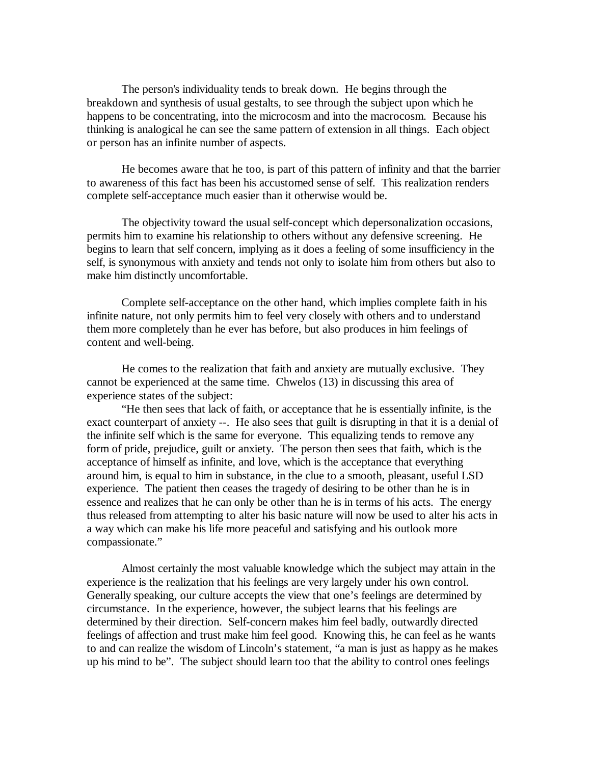The person's individuality tends to break down. He begins through the breakdown and synthesis of usual gestalts, to see through the subject upon which he happens to be concentrating, into the microcosm and into the macrocosm. Because his thinking is analogical he can see the same pattern of extension in all things. Each object or person has an infinite number of aspects.

He becomes aware that he too, is part of this pattern of infinity and that the barrier to awareness of this fact has been his accustomed sense of self. This realization renders complete self-acceptance much easier than it otherwise would be.

The objectivity toward the usual self-concept which depersonalization occasions, permits him to examine his relationship to others without any defensive screening. He begins to learn that self concern, implying as it does a feeling of some insufficiency in the self, is synonymous with anxiety and tends not only to isolate him from others but also to make him distinctly uncomfortable.

Complete self-acceptance on the other hand, which implies complete faith in his infinite nature, not only permits him to feel very closely with others and to understand them more completely than he ever has before, but also produces in him feelings of content and well-being.

He comes to the realization that faith and anxiety are mutually exclusive. They cannot be experienced at the same time. Chwelos (13) in discussing this area of experience states of the subject:

"He then sees that lack of faith, or acceptance that he is essentially infinite, is the exact counterpart of anxiety --. He also sees that guilt is disrupting in that it is a denial of the infinite self which is the same for everyone. This equalizing tends to remove any form of pride, prejudice, guilt or anxiety. The person then sees that faith, which is the acceptance of himself as infinite, and love, which is the acceptance that everything around him, is equal to him in substance, in the clue to a smooth, pleasant, useful LSD experience. The patient then ceases the tragedy of desiring to be other than he is in essence and realizes that he can only be other than he is in terms of his acts. The energy thus released from attempting to alter his basic nature will now be used to alter his acts in a way which can make his life more peaceful and satisfying and his outlook more compassionate."

Almost certainly the most valuable knowledge which the subject may attain in the experience is the realization that his feelings are very largely under his own control. Generally speaking, our culture accepts the view that one's feelings are determined by circumstance. In the experience, however, the subject learns that his feelings are determined by their direction. Self-concern makes him feel badly, outwardly directed feelings of affection and trust make him feel good. Knowing this, he can feel as he wants to and can realize the wisdom of Lincoln's statement, "a man is just as happy as he makes up his mind to be". The subject should learn too that the ability to control ones feelings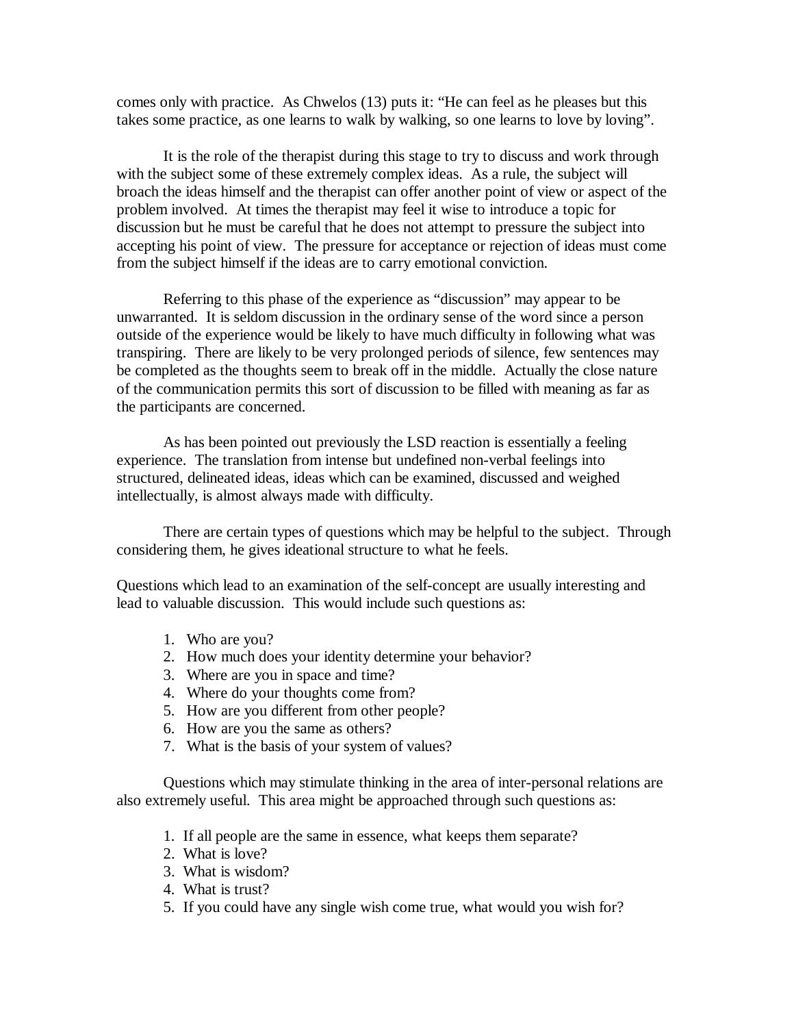comes only with practice. As Chwelos (13) puts it: "He can feel as he pleases but this takes some practice, as one learns to walk by walking, so one learns to love by loving".

It is the role of the therapist during this stage to try to discuss and work through with the subject some of these extremely complex ideas. As a rule, the subject will broach the ideas himself and the therapist can offer another point of view or aspect of the problem involved. At times the therapist may feel it wise to introduce a topic for discussion but he must be careful that he does not attempt to pressure the subject into accepting his point of view. The pressure for acceptance or rejection of ideas must come from the subject himself if the ideas are to carry emotional conviction.

Referring to this phase of the experience as "discussion" may appear to be unwarranted. It is seldom discussion in the ordinary sense of the word since a person outside of the experience would be likely to have much difficulty in following what was transpiring. There are likely to be very prolonged periods of silence, few sentences may be completed as the thoughts seem to break off in the middle. Actually the close nature of the communication permits this sort of discussion to be filled with meaning as far as the participants are concerned.

As has been pointed out previously the LSD reaction is essentially a feeling experience. The translation from intense but undefined non-verbal feelings into structured, delineated ideas, ideas which can be examined, discussed and weighed intellectually, is almost always made with difficulty.

There are certain types of questions which may be helpful to the subject. Through considering them, he gives ideational structure to what he feels.

Questions which lead to an examination of the self-concept are usually interesting and lead to valuable discussion. This would include such questions as:

1. Who are you?
2. How much does your identity determine your behavior?
3. Where are you in space and time?
4. Where do your thoughts come from?
5. How are you different from other people?
6. How are you the same as others?
7. What is the basis of your system of values?

Questions which may stimulate thinking in the area of inter-personal relations are also extremely useful. This area might be approached through such questions as:

1. If all people are the same in essence, what keeps them separate?
2. What is love?
3. What is wisdom?
4. What is trust?
5. If you could have any single wish come true, what would you wish for?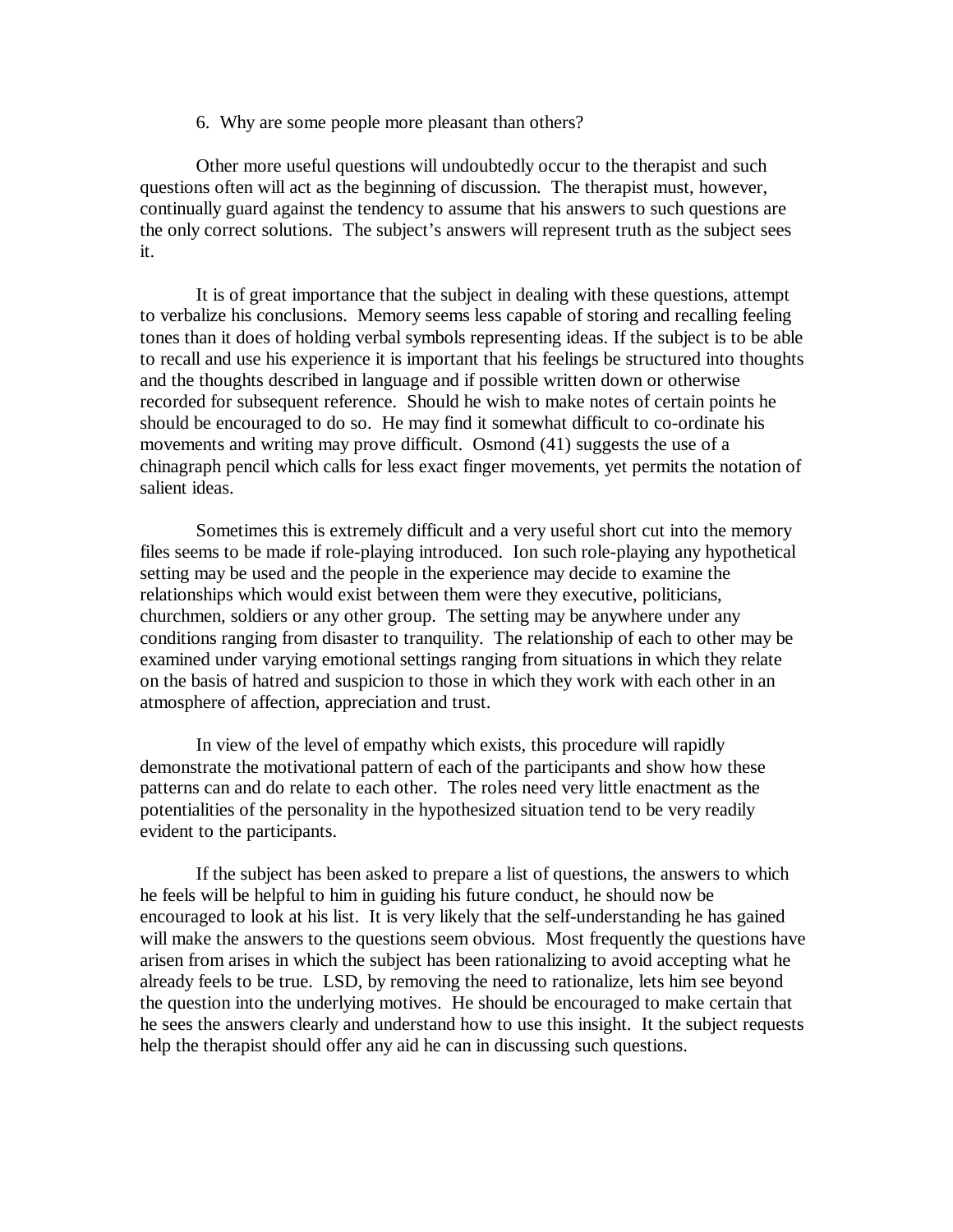6. Why are some people more pleasant than others?

Other more useful questions will undoubtedly occur to the therapist and such questions often will act as the beginning of discussion. The therapist must, however, continually guard against the tendency to assume that his answers to such questions are the only correct solutions. The subject's answers will represent truth as the subject sees it.

It is of great importance that the subject in dealing with these questions, attempt to verbalize his conclusions. Memory seems less capable of storing and recalling feeling tones than it does of holding verbal symbols representing ideas. If the subject is to be able to recall and use his experience it is important that his feelings be structured into thoughts and the thoughts described in language and if possible written down or otherwise recorded for subsequent reference. Should he wish to make notes of certain points he should be encouraged to do so. He may find it somewhat difficult to co-ordinate his movements and writing may prove difficult. Osmond (41) suggests the use of a chinagraph pencil which calls for less exact finger movements, yet permits the notation of salient ideas.

Sometimes this is extremely difficult and a very useful short cut into the memory files seems to be made if role-playing introduced. Ion such role-playing any hypothetical setting may be used and the people in the experience may decide to examine the relationships which would exist between them were they executive, politicians, churchmen, soldiers or any other group. The setting may be anywhere under any conditions ranging from disaster to tranquility. The relationship of each to other may be examined under varying emotional settings ranging from situations in which they relate on the basis of hatred and suspicion to those in which they work with each other in an atmosphere of affection, appreciation and trust.

In view of the level of empathy which exists, this procedure will rapidly demonstrate the motivational pattern of each of the participants and show how these patterns can and do relate to each other. The roles need very little enactment as the potentialities of the personality in the hypothesized situation tend to be very readily evident to the participants.

If the subject has been asked to prepare a list of questions, the answers to which he feels will be helpful to him in guiding his future conduct, he should now be encouraged to look at his list. It is very likely that the self-understanding he has gained will make the answers to the questions seem obvious. Most frequently the questions have arisen from arises in which the subject has been rationalizing to avoid accepting what he already feels to be true. LSD, by removing the need to rationalize, lets him see beyond the question into the underlying motives. He should be encouraged to make certain that he sees the answers clearly and understand how to use this insight. It the subject requests help the therapist should offer any aid he can in discussing such questions.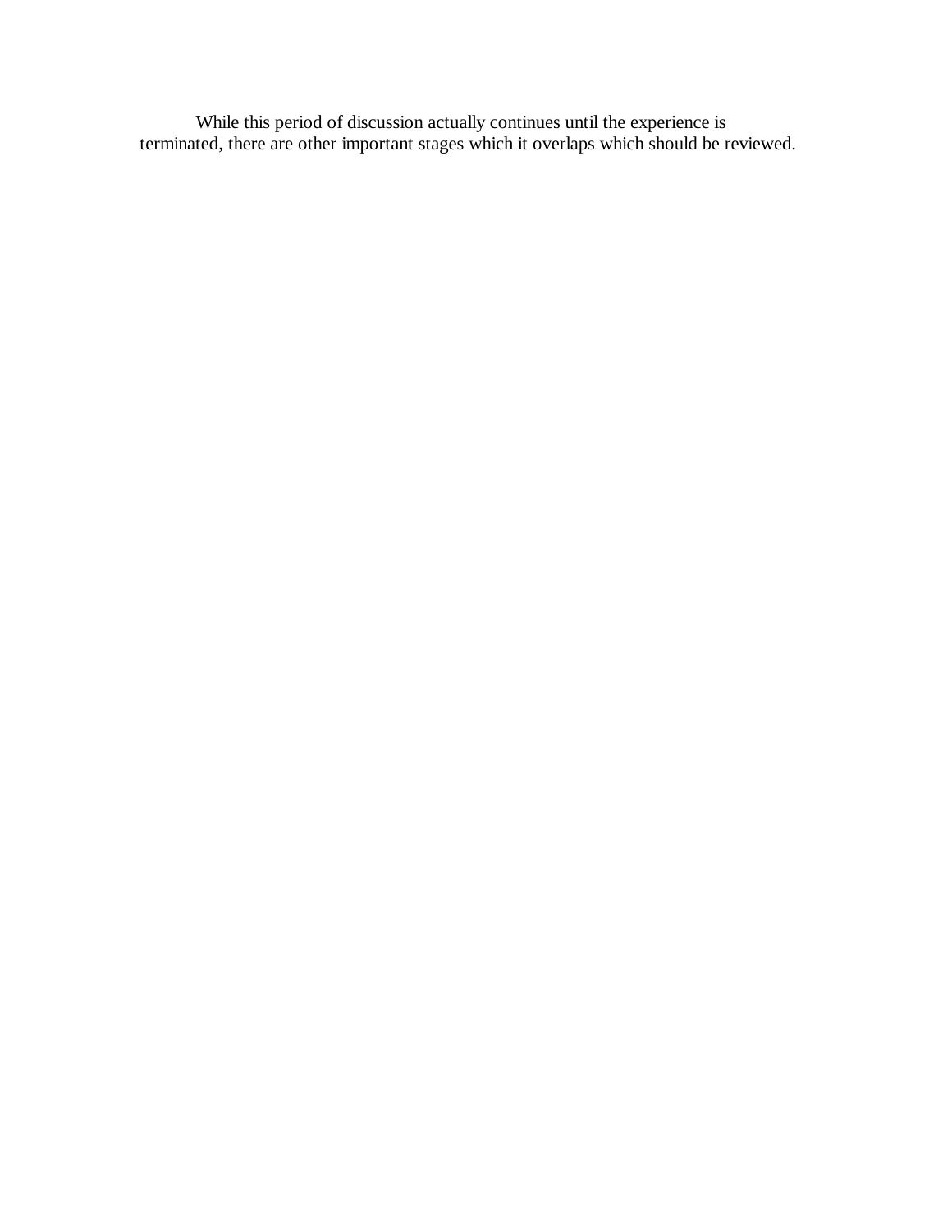While this period of discussion actually continues until the experience is terminated, there are other important stages which it overlaps which should be reviewed.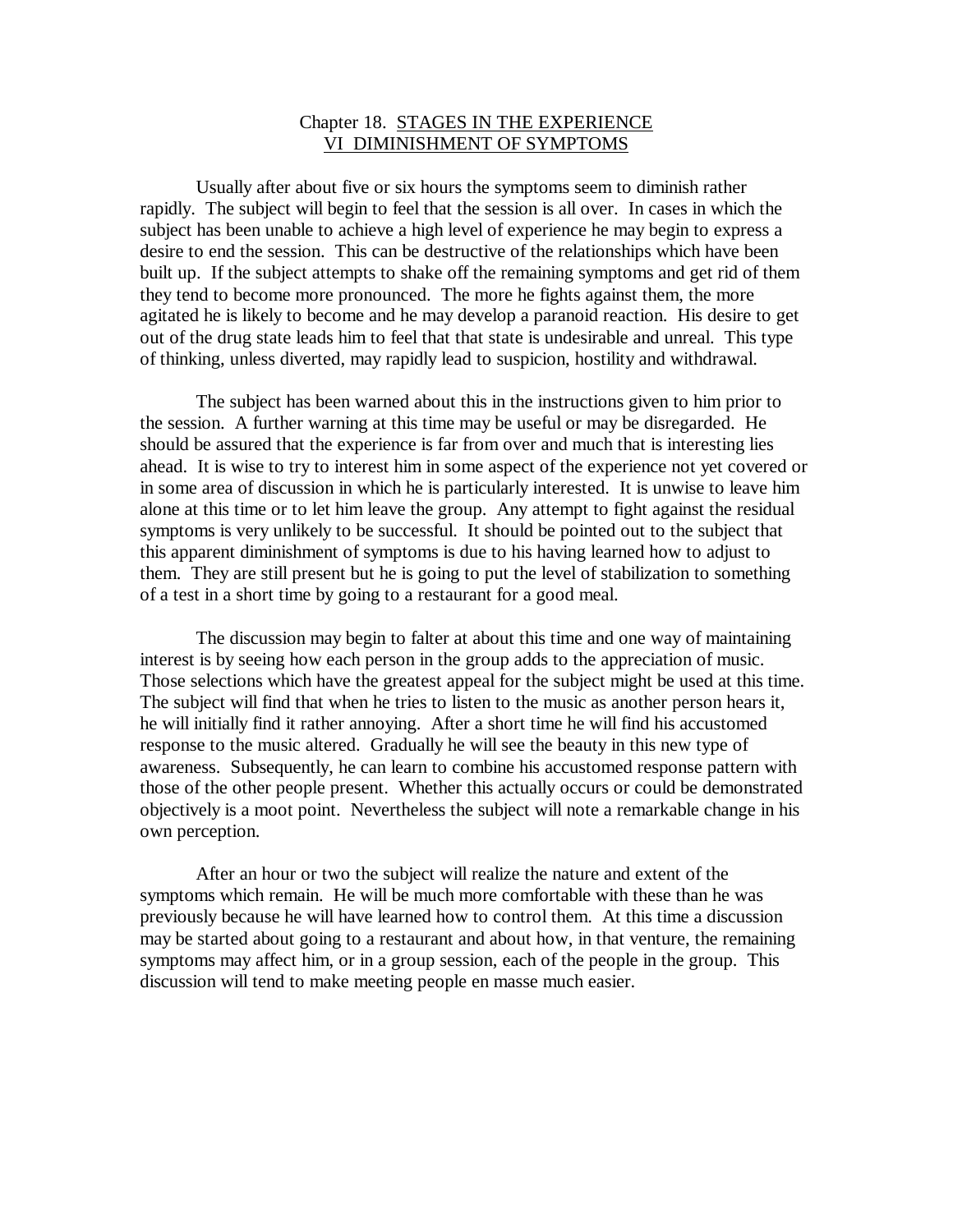# Chapter 18. STAGES IN THE EXPERIENCE
## VI DIMINISHMENT OF SYMPTOMS

Usually after about five or six hours the symptoms seem to diminish rather rapidly. The subject will begin to feel that the session is all over. In cases in which the subject has been unable to achieve a high level of experience he may begin to express a desire to end the session. This can be destructive of the relationships which have been built up. If the subject attempts to shake off the remaining symptoms and get rid of them they tend to become more pronounced. The more he fights against them, the more agitated he is likely to become and he may develop a paranoid reaction. His desire to get out of the drug state leads him to feel that that state is undesirable and unreal. This type of thinking, unless diverted, may rapidly lead to suspicion, hostility and withdrawal.

The subject has been warned about this in the instructions given to him prior to the session. A further warning at this time may be useful or may be disregarded. He should be assured that the experience is far from over and much that is interesting lies ahead. It is wise to try to interest him in some aspect of the experience not yet covered or in some area of discussion in which he is particularly interested. It is unwise to leave him alone at this time or to let him leave the group. Any attempt to fight against the residual symptoms is very unlikely to be successful. It should be pointed out to the subject that this apparent diminishment of symptoms is due to his having learned how to adjust to them. They are still present but he is going to put the level of stabilization to something of a test in a short time by going to a restaurant for a good meal.

The discussion may begin to falter at about this time and one way of maintaining interest is by seeing how each person in the group adds to the appreciation of music. Those selections which have the greatest appeal for the subject might be used at this time. The subject will find that when he tries to listen to the music as another person hears it, he will initially find it rather annoying. After a short time he will find his accustomed response to the music altered. Gradually he will see the beauty in this new type of awareness. Subsequently, he can learn to combine his accustomed response pattern with those of the other people present. Whether this actually occurs or could be demonstrated objectively is a moot point. Nevertheless the subject will note a remarkable change in his own perception.

After an hour or two the subject will realize the nature and extent of the symptoms which remain. He will be much more comfortable with these than he was previously because he will have learned how to control them. At this time a discussion may be started about going to a restaurant and about how, in that venture, the remaining symptoms may affect him, or in a group session, each of the people in the group. This discussion will tend to make meeting people en masse much easier.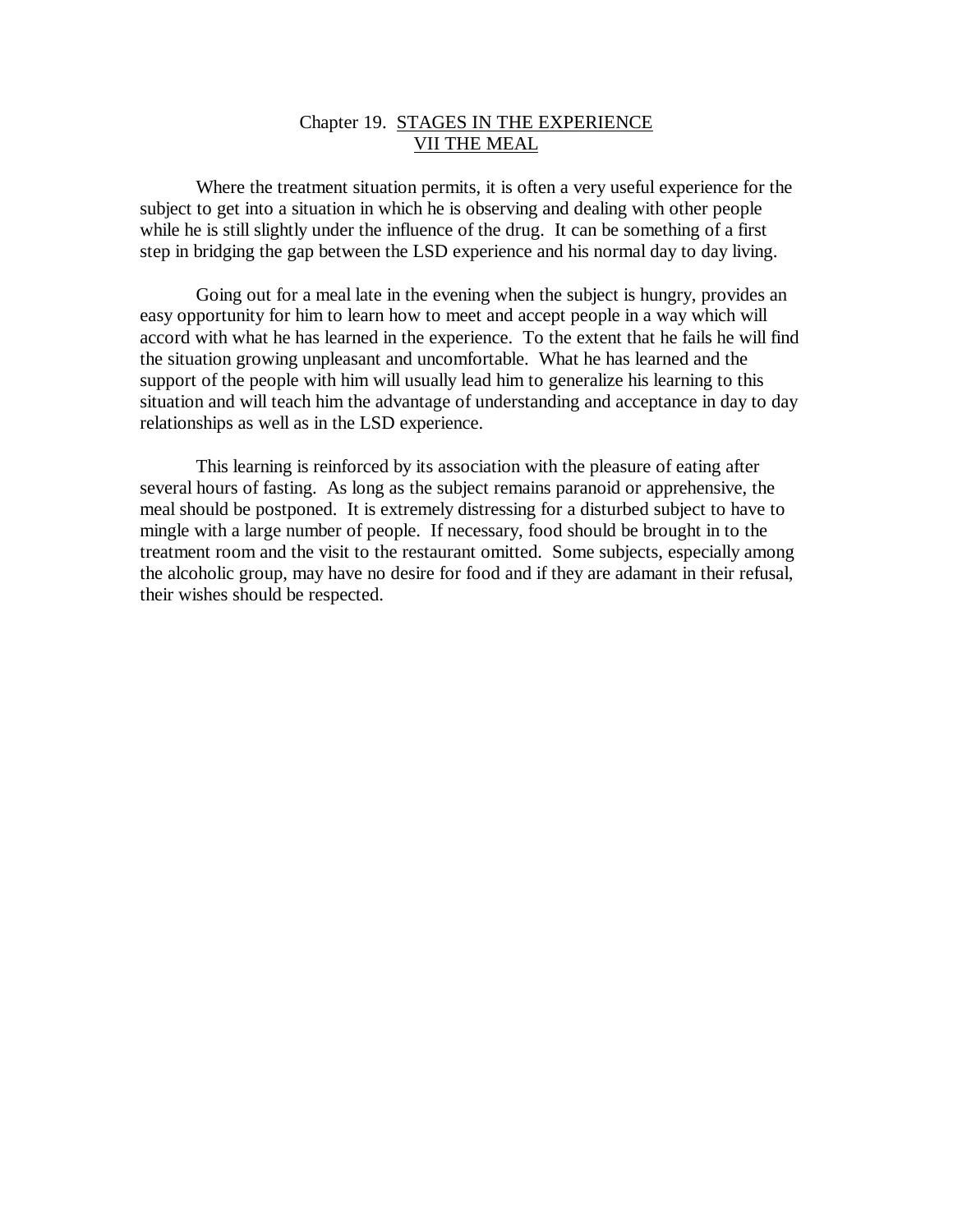## Chapter 19. STAGES IN THE EXPERIENCE
## VII THE MEAL

Where the treatment situation permits, it is often a very useful experience for the subject to get into a situation in which he is observing and dealing with other people while he is still slightly under the influence of the drug. It can be something of a first step in bridging the gap between the LSD experience and his normal day to day living.

Going out for a meal late in the evening when the subject is hungry, provides an easy opportunity for him to learn how to meet and accept people in a way which will accord with what he has learned in the experience. To the extent that he fails he will find the situation growing unpleasant and uncomfortable. What he has learned and the support of the people with him will usually lead him to generalize his learning to this situation and will teach him the advantage of understanding and acceptance in day to day relationships as well as in the LSD experience.

This learning is reinforced by its association with the pleasure of eating after several hours of fasting. As long as the subject remains paranoid or apprehensive, the meal should be postponed. It is extremely distressing for a disturbed subject to have to mingle with a large number of people. If necessary, food should be brought in to the treatment room and the visit to the restaurant omitted. Some subjects, especially among the alcoholic group, may have no desire for food and if they are adamant in their refusal, their wishes should be respected.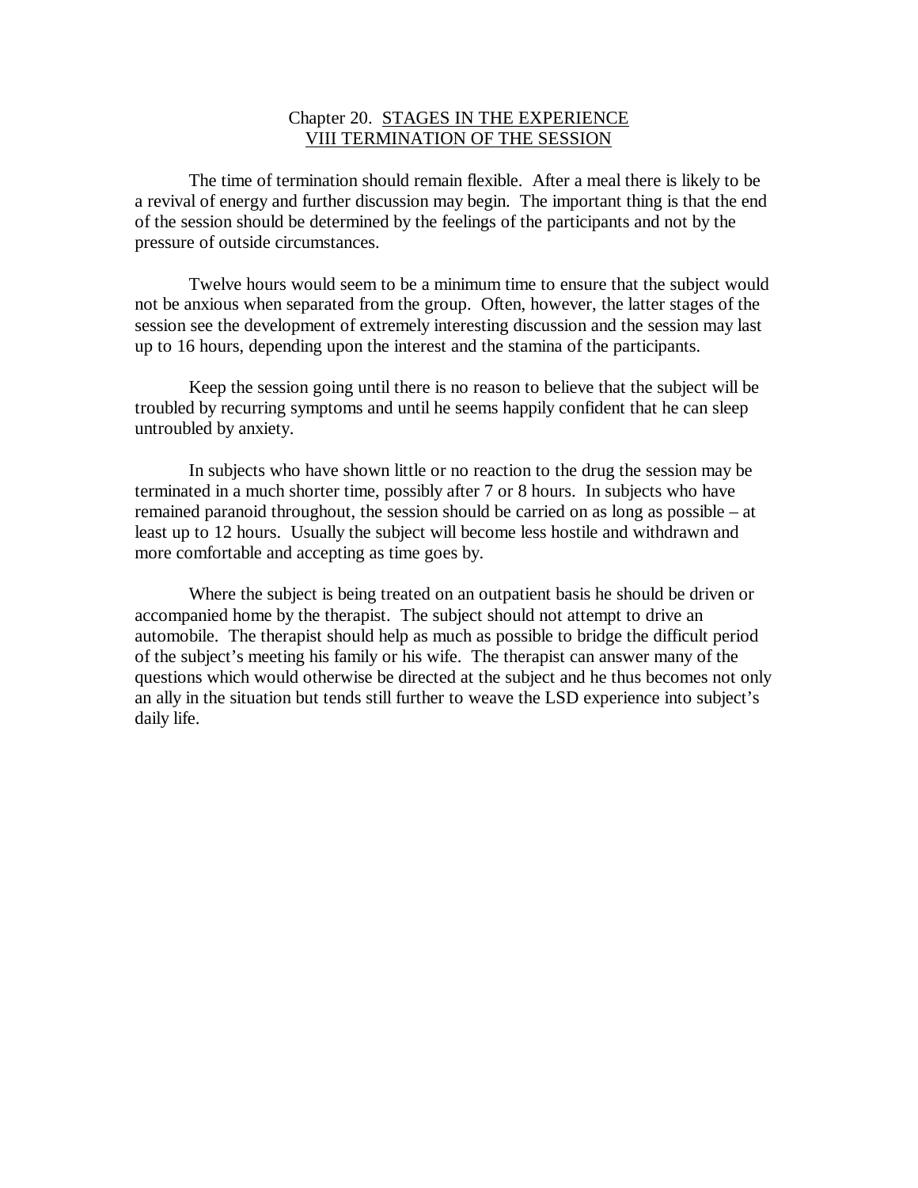# Chapter 20. STAGES IN THE EXPERIENCE
## VIII TERMINATION OF THE SESSION

The time of termination should remain flexible. After a meal there is likely to be a revival of energy and further discussion may begin. The important thing is that the end of the session should be determined by the feelings of the participants and not by the pressure of outside circumstances.

Twelve hours would seem to be a minimum time to ensure that the subject would not be anxious when separated from the group. Often, however, the latter stages of the session see the development of extremely interesting discussion and the session may last up to 16 hours, depending upon the interest and the stamina of the participants.

Keep the session going until there is no reason to believe that the subject will be troubled by recurring symptoms and until he seems happily confident that he can sleep untroubled by anxiety.

In subjects who have shown little or no reaction to the drug the session may be terminated in a much shorter time, possibly after 7 or 8 hours. In subjects who have remained paranoid throughout, the session should be carried on as long as possible – at least up to 12 hours. Usually the subject will become less hostile and withdrawn and more comfortable and accepting as time goes by.

Where the subject is being treated on an outpatient basis he should be driven or accompanied home by the therapist. The subject should not attempt to drive an automobile. The therapist should help as much as possible to bridge the difficult period of the subject's meeting his family or his wife. The therapist can answer many of the questions which would otherwise be directed at the subject and he thus becomes not only an ally in the situation but tends still further to weave the LSD experience into subject's daily life.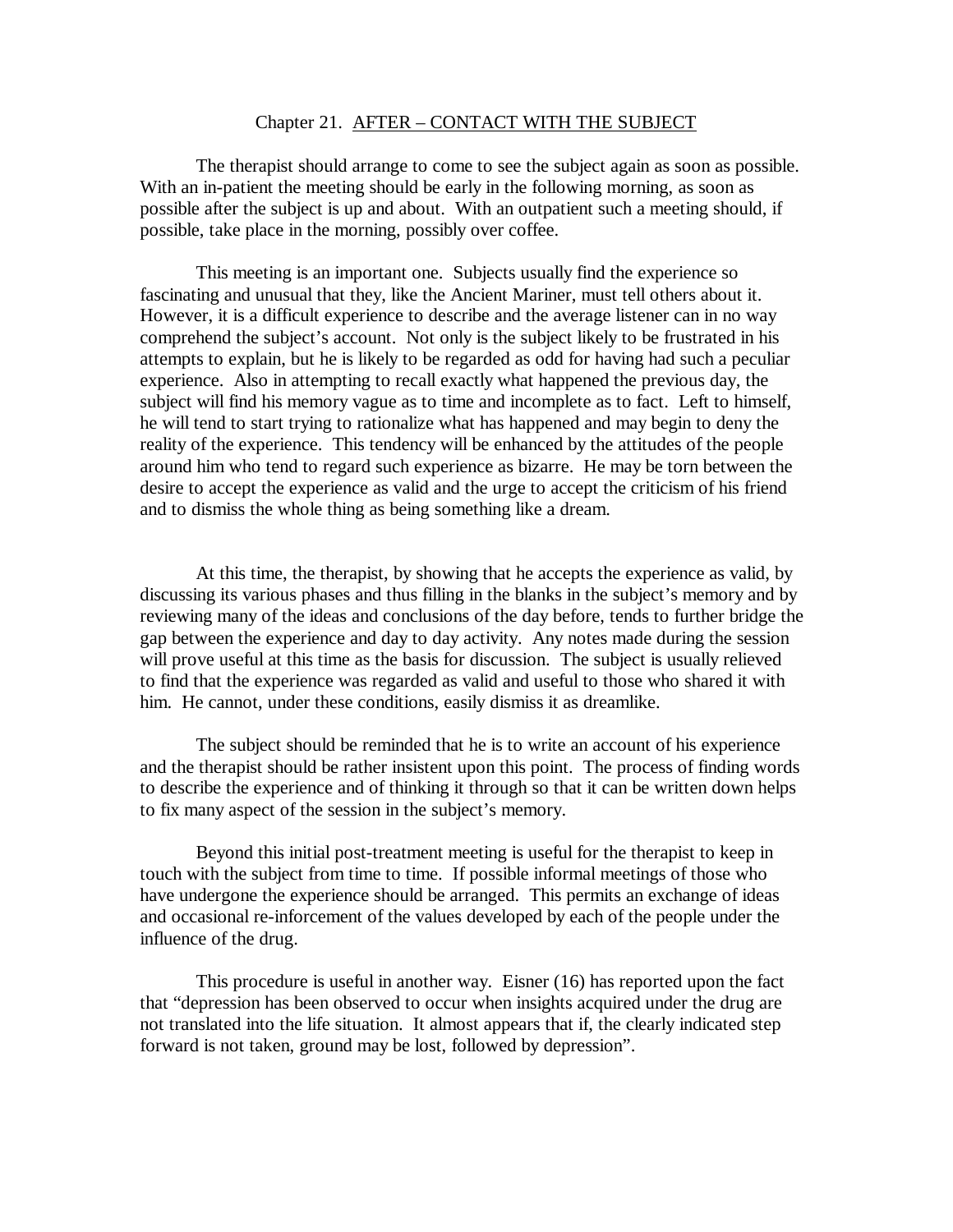## Chapter 21. AFTER – CONTACT WITH THE SUBJECT

The therapist should arrange to come to see the subject again as soon as possible. With an in-patient the meeting should be early in the following morning, as soon as possible after the subject is up and about. With an outpatient such a meeting should, if possible, take place in the morning, possibly over coffee.

This meeting is an important one. Subjects usually find the experience so fascinating and unusual that they, like the Ancient Mariner, must tell others about it. However, it is a difficult experience to describe and the average listener can in no way comprehend the subject's account. Not only is the subject likely to be frustrated in his attempts to explain, but he is likely to be regarded as odd for having had such a peculiar experience. Also in attempting to recall exactly what happened the previous day, the subject will find his memory vague as to time and incomplete as to fact. Left to himself, he will tend to start trying to rationalize what has happened and may begin to deny the reality of the experience. This tendency will be enhanced by the attitudes of the people around him who tend to regard such experience as bizarre. He may be torn between the desire to accept the experience as valid and the urge to accept the criticism of his friend and to dismiss the whole thing as being something like a dream.

At this time, the therapist, by showing that he accepts the experience as valid, by discussing its various phases and thus filling in the blanks in the subject's memory and by reviewing many of the ideas and conclusions of the day before, tends to further bridge the gap between the experience and day to day activity. Any notes made during the session will prove useful at this time as the basis for discussion. The subject is usually relieved to find that the experience was regarded as valid and useful to those who shared it with him. He cannot, under these conditions, easily dismiss it as dreamlike.

The subject should be reminded that he is to write an account of his experience and the therapist should be rather insistent upon this point. The process of finding words to describe the experience and of thinking it through so that it can be written down helps to fix many aspect of the session in the subject's memory.

Beyond this initial post-treatment meeting is useful for the therapist to keep in touch with the subject from time to time. If possible informal meetings of those who have undergone the experience should be arranged. This permits an exchange of ideas and occasional re-inforcement of the values developed by each of the people under the influence of the drug.

This procedure is useful in another way. Eisner (16) has reported upon the fact that "depression has been observed to occur when insights acquired under the drug are not translated into the life situation. It almost appears that if, the clearly indicated step forward is not taken, ground may be lost, followed by depression".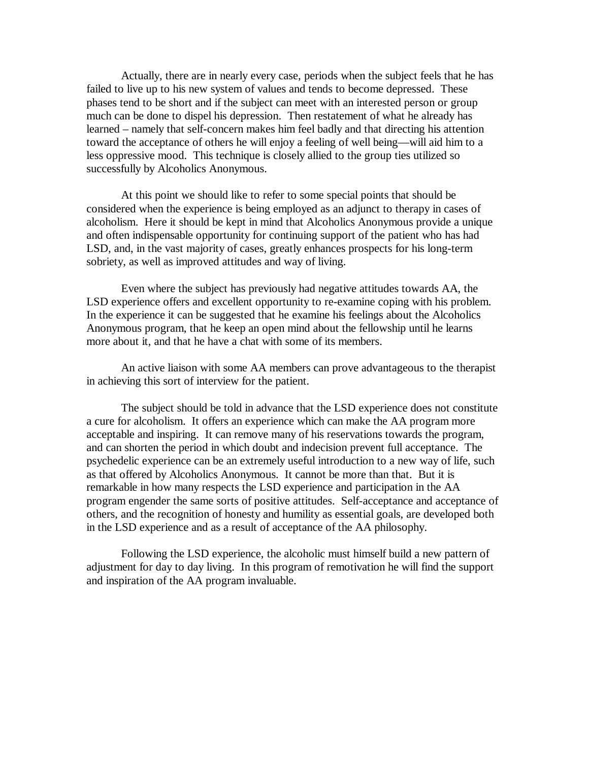Actually, there are in nearly every case, periods when the subject feels that he has failed to live up to his new system of values and tends to become depressed. These phases tend to be short and if the subject can meet with an interested person or group much can be done to dispel his depression. Then restatement of what he already has learned – namely that self-concern makes him feel badly and that directing his attention toward the acceptance of others he will enjoy a feeling of well being—will aid him to a less oppressive mood. This technique is closely allied to the group ties utilized so successfully by Alcoholics Anonymous.

At this point we should like to refer to some special points that should be considered when the experience is being employed as an adjunct to therapy in cases of alcoholism. Here it should be kept in mind that Alcoholics Anonymous provide a unique and often indispensable opportunity for continuing support of the patient who has had LSD, and, in the vast majority of cases, greatly enhances prospects for his long-term sobriety, as well as improved attitudes and way of living.

Even where the subject has previously had negative attitudes towards AA, the LSD experience offers and excellent opportunity to re-examine coping with his problem. In the experience it can be suggested that he examine his feelings about the Alcoholics Anonymous program, that he keep an open mind about the fellowship until he learns more about it, and that he have a chat with some of its members.

An active liaison with some AA members can prove advantageous to the therapist in achieving this sort of interview for the patient.

The subject should be told in advance that the LSD experience does not constitute a cure for alcoholism. It offers an experience which can make the AA program more acceptable and inspiring. It can remove many of his reservations towards the program, and can shorten the period in which doubt and indecision prevent full acceptance. The psychedelic experience can be an extremely useful introduction to a new way of life, such as that offered by Alcoholics Anonymous. It cannot be more than that. But it is remarkable in how many respects the LSD experience and participation in the AA program engender the same sorts of positive attitudes. Self-acceptance and acceptance of others, and the recognition of honesty and humility as essential goals, are developed both in the LSD experience and as a result of acceptance of the AA philosophy.

Following the LSD experience, the alcoholic must himself build a new pattern of adjustment for day to day living. In this program of remotivation he will find the support and inspiration of the AA program invaluable.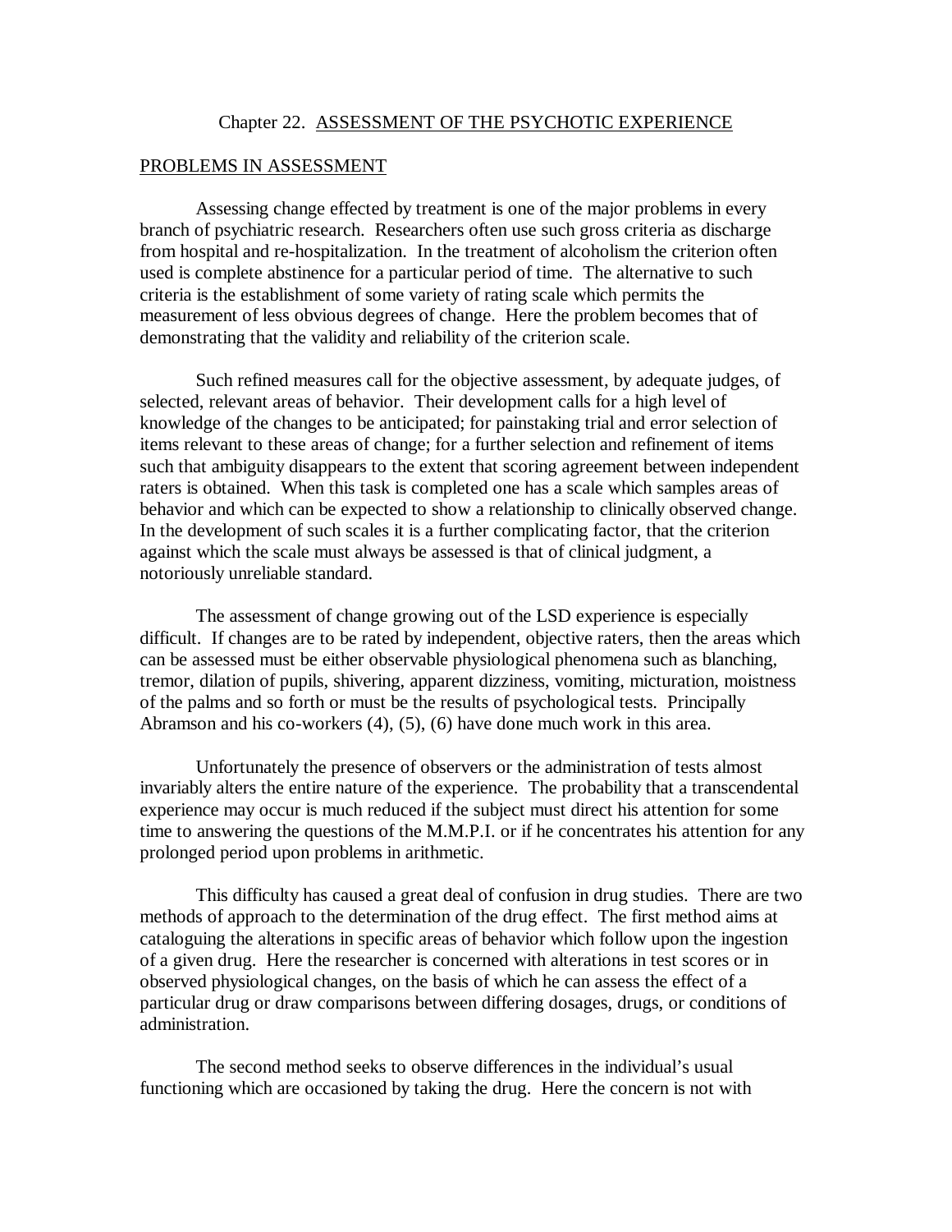## Chapter 22. ASSESSMENT OF THE PSYCHOTIC EXPERIENCE

### PROBLEMS IN ASSESSMENT

Assessing change effected by treatment is one of the major problems in every branch of psychiatric research. Researchers often use such gross criteria as discharge from hospital and re-hospitalization. In the treatment of alcoholism the criterion often used is complete abstinence for a particular period of time. The alternative to such criteria is the establishment of some variety of rating scale which permits the measurement of less obvious degrees of change. Here the problem becomes that of demonstrating that the validity and reliability of the criterion scale.

Such refined measures call for the objective assessment, by adequate judges, of selected, relevant areas of behavior. Their development calls for a high level of knowledge of the changes to be anticipated; for painstaking trial and error selection of items relevant to these areas of change; for a further selection and refinement of items such that ambiguity disappears to the extent that scoring agreement between independent raters is obtained. When this task is completed one has a scale which samples areas of behavior and which can be expected to show a relationship to clinically observed change. In the development of such scales it is a further complicating factor, that the criterion against which the scale must always be assessed is that of clinical judgment, a notoriously unreliable standard.

The assessment of change growing out of the LSD experience is especially difficult. If changes are to be rated by independent, objective raters, then the areas which can be assessed must be either observable physiological phenomena such as blanching, tremor, dilation of pupils, shivering, apparent dizziness, vomiting, micturation, moistness of the palms and so forth or must be the results of psychological tests. Principally Abramson and his co-workers (4), (5), (6) have done much work in this area.

Unfortunately the presence of observers or the administration of tests almost invariably alters the entire nature of the experience. The probability that a transcendental experience may occur is much reduced if the subject must direct his attention for some time to answering the questions of the M.M.P.I. or if he concentrates his attention for any prolonged period upon problems in arithmetic.

This difficulty has caused a great deal of confusion in drug studies. There are two methods of approach to the determination of the drug effect. The first method aims at cataloguing the alterations in specific areas of behavior which follow upon the ingestion of a given drug. Here the researcher is concerned with alterations in test scores or in observed physiological changes, on the basis of which he can assess the effect of a particular drug or draw comparisons between differing dosages, drugs, or conditions of administration.

The second method seeks to observe differences in the individual's usual functioning which are occasioned by taking the drug. Here the concern is not with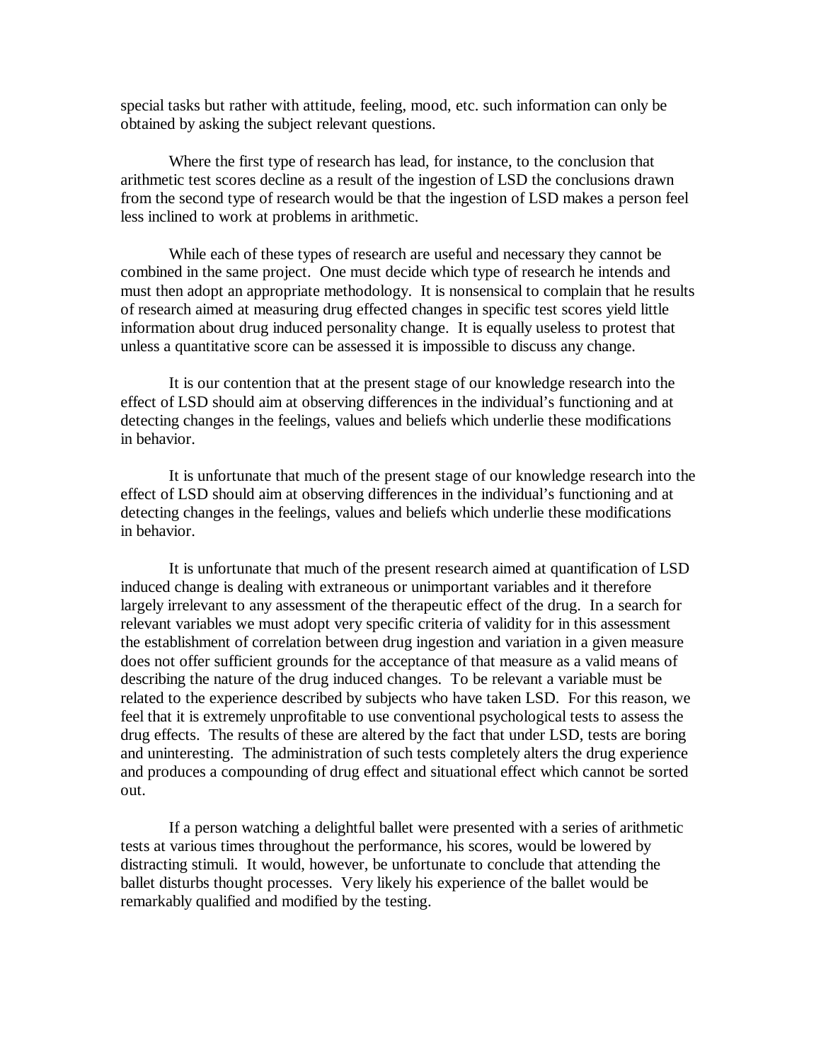special tasks but rather with attitude, feeling, mood, etc. such information can only be obtained by asking the subject relevant questions.

Where the first type of research has lead, for instance, to the conclusion that arithmetic test scores decline as a result of the ingestion of LSD the conclusions drawn from the second type of research would be that the ingestion of LSD makes a person feel less inclined to work at problems in arithmetic.

While each of these types of research are useful and necessary they cannot be combined in the same project. One must decide which type of research he intends and must then adopt an appropriate methodology. It is nonsensical to complain that he results of research aimed at measuring drug effected changes in specific test scores yield little information about drug induced personality change. It is equally useless to protest that unless a quantitative score can be assessed it is impossible to discuss any change.

It is our contention that at the present stage of our knowledge research into the effect of LSD should aim at observing differences in the individual's functioning and at detecting changes in the feelings, values and beliefs which underlie these modifications in behavior.

It is unfortunate that much of the present stage of our knowledge research into the effect of LSD should aim at observing differences in the individual's functioning and at detecting changes in the feelings, values and beliefs which underlie these modifications in behavior.

It is unfortunate that much of the present research aimed at quantification of LSD induced change is dealing with extraneous or unimportant variables and it therefore largely irrelevant to any assessment of the therapeutic effect of the drug. In a search for relevant variables we must adopt very specific criteria of validity for in this assessment the establishment of correlation between drug ingestion and variation in a given measure does not offer sufficient grounds for the acceptance of that measure as a valid means of describing the nature of the drug induced changes. To be relevant a variable must be related to the experience described by subjects who have taken LSD. For this reason, we feel that it is extremely unprofitable to use conventional psychological tests to assess the drug effects. The results of these are altered by the fact that under LSD, tests are boring and uninteresting. The administration of such tests completely alters the drug experience and produces a compounding of drug effect and situational effect which cannot be sorted out.

If a person watching a delightful ballet were presented with a series of arithmetic tests at various times throughout the performance, his scores, would be lowered by distracting stimuli. It would, however, be unfortunate to conclude that attending the ballet disturbs thought processes. Very likely his experience of the ballet would be remarkably qualified and modified by the testing.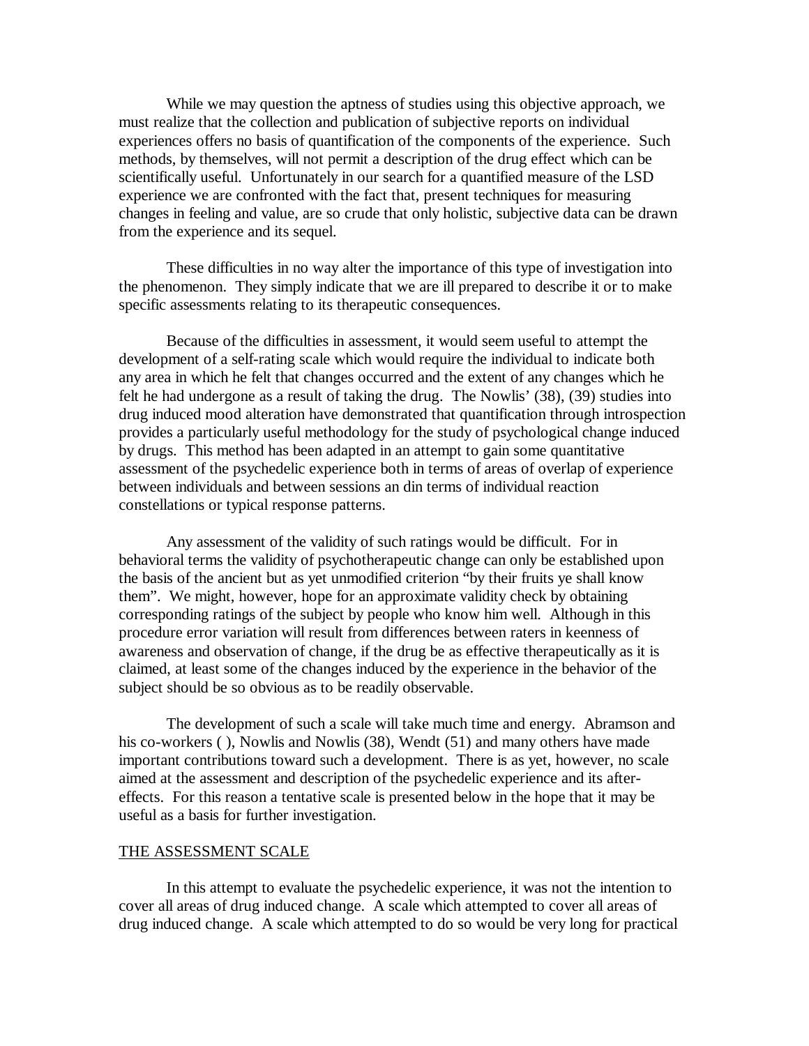While we may question the aptness of studies using this objective approach, we must realize that the collection and publication of subjective reports on individual experiences offers no basis of quantification of the components of the experience. Such methods, by themselves, will not permit a description of the drug effect which can be scientifically useful. Unfortunately in our search for a quantified measure of the LSD experience we are confronted with the fact that, present techniques for measuring changes in feeling and value, are so crude that only holistic, subjective data can be drawn from the experience and its sequel.

These difficulties in no way alter the importance of this type of investigation into the phenomenon. They simply indicate that we are ill prepared to describe it or to make specific assessments relating to its therapeutic consequences.

Because of the difficulties in assessment, it would seem useful to attempt the development of a self-rating scale which would require the individual to indicate both any area in which he felt that changes occurred and the extent of any changes which he felt he had undergone as a result of taking the drug. The Nowlis' (38), (39) studies into drug induced mood alteration have demonstrated that quantification through introspection provides a particularly useful methodology for the study of psychological change induced by drugs. This method has been adapted in an attempt to gain some quantitative assessment of the psychedelic experience both in terms of areas of overlap of experience between individuals and between sessions an din terms of individual reaction constellations or typical response patterns.

Any assessment of the validity of such ratings would be difficult. For in behavioral terms the validity of psychotherapeutic change can only be established upon the basis of the ancient but as yet unmodified criterion "by their fruits ye shall know them". We might, however, hope for an approximate validity check by obtaining corresponding ratings of the subject by people who know him well. Although in this procedure error variation will result from differences between raters in keenness of awareness and observation of change, if the drug be as effective therapeutically as it is claimed, at least some of the changes induced by the experience in the behavior of the subject should be so obvious as to be readily observable.

The development of such a scale will take much time and energy. Abramson and his co-workers ( ), Nowlis and Nowlis (38), Wendt (51) and many others have made important contributions toward such a development. There is as yet, however, no scale aimed at the assessment and description of the psychedelic experience and its after-effects. For this reason a tentative scale is presented below in the hope that it may be useful as a basis for further investigation.

## THE ASSESSMENT SCALE

In this attempt to evaluate the psychedelic experience, it was not the intention to cover all areas of drug induced change. A scale which attempted to cover all areas of drug induced change. A scale which attempted to do so would be very long for practical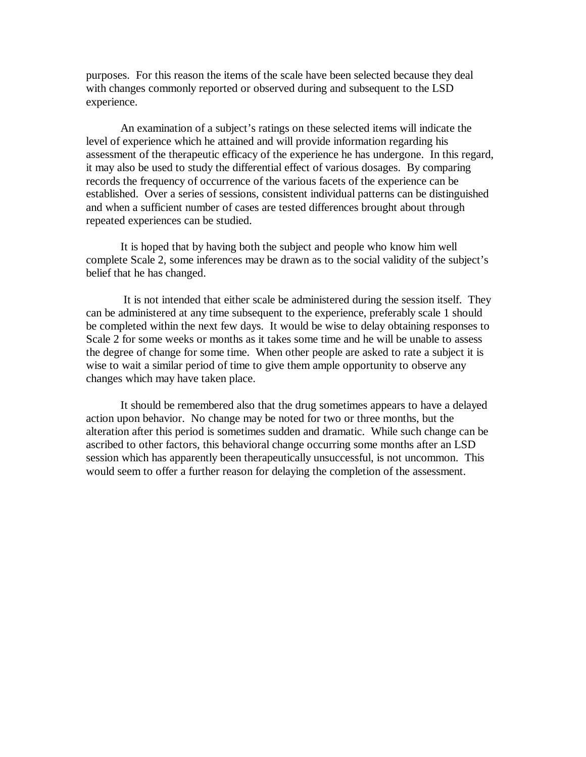purposes. For this reason the items of the scale have been selected because they deal with changes commonly reported or observed during and subsequent to the LSD experience.

An examination of a subject's ratings on these selected items will indicate the level of experience which he attained and will provide information regarding his assessment of the therapeutic efficacy of the experience he has undergone. In this regard, it may also be used to study the differential effect of various dosages. By comparing records the frequency of occurrence of the various facets of the experience can be established. Over a series of sessions, consistent individual patterns can be distinguished and when a sufficient number of cases are tested differences brought about through repeated experiences can be studied.

It is hoped that by having both the subject and people who know him well complete Scale 2, some inferences may be drawn as to the social validity of the subject's belief that he has changed.

It is not intended that either scale be administered during the session itself. They can be administered at any time subsequent to the experience, preferably scale 1 should be completed within the next few days. It would be wise to delay obtaining responses to Scale 2 for some weeks or months as it takes some time and he will be unable to assess the degree of change for some time. When other people are asked to rate a subject it is wise to wait a similar period of time to give them ample opportunity to observe any changes which may have taken place.

It should be remembered also that the drug sometimes appears to have a delayed action upon behavior. No change may be noted for two or three months, but the alteration after this period is sometimes sudden and dramatic. While such change can be ascribed to other factors, this behavioral change occurring some months after an LSD session which has apparently been therapeutically unsuccessful, is not uncommon. This would seem to offer a further reason for delaying the completion of the assessment.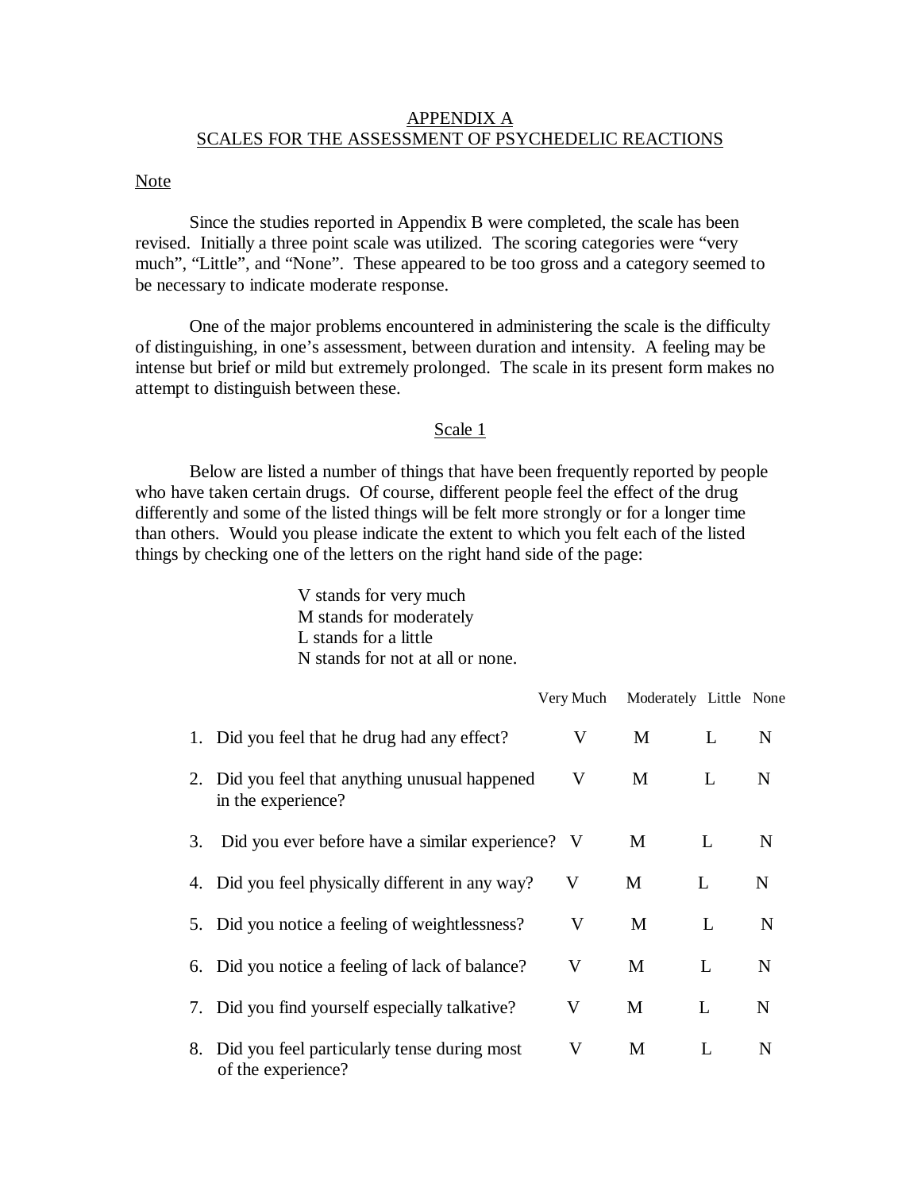# APPENDIX A
## SCALES FOR THE ASSESSMENT OF PSYCHEDELIC REACTIONS

Note

Since the studies reported in Appendix B were completed, the scale has been revised. Initially a three point scale was utilized. The scoring categories were "very much", "Little", and "None". These appeared to be too gross and a category seemed to be necessary to indicate moderate response.

One of the major problems encountered in administering the scale is the difficulty of distinguishing, in one's assessment, between duration and intensity. A feeling may be intense but brief or mild but extremely prolonged. The scale in its present form makes no attempt to distinguish between these.

### Scale 1

Below are listed a number of things that have been frequently reported by people who have taken certain drugs. Of course, different people feel the effect of the drug differently and some of the listed things will be felt more strongly or for a longer time than others. Would you please indicate the extent to which you felt each of the listed things by checking one of the letters on the right hand side of the page:

V stands for very much
M stands for moderately
L stands for a little
N stands for not at all or none.

| | Very Much | Moderately | Little | None |
|---|---|---|---|---|
| 1. Did you feel that he drug had any effect? | V | M | L | N |
| 2. Did you feel that anything unusual happened in the experience? | V | M | L | N |
| 3. Did you ever before have a similar experience? | V | M | L | N |
| 4. Did you feel physically different in any way? | V | M | L | N |
| 5. Did you notice a feeling of weightlessness? | V | M | L | N |
| 6. Did you notice a feeling of lack of balance? | V | M | L | N |
| 7. Did you find yourself especially talkative? | V | M | L | N |
| 8. Did you feel particularly tense during most of the experience? | V | M | L | N |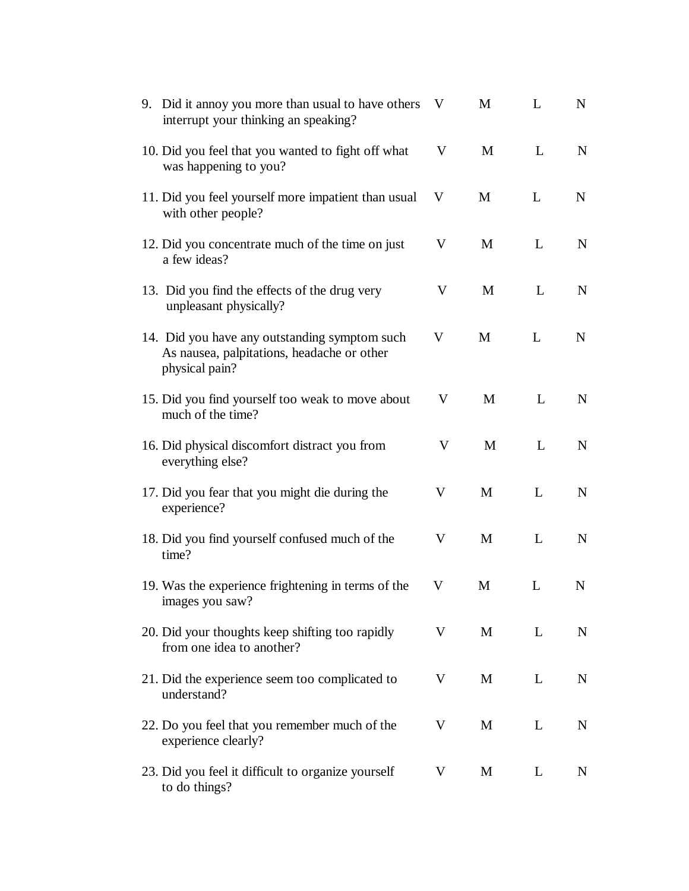9. Did it annoy you more than usual to have others interrupt your thinking an speaking? V M L N

10. Did you feel that you wanted to fight off what was happening to you? V M L N

11. Did you feel yourself more impatient than usual with other people? V M L N

12. Did you concentrate much of the time on just a few ideas? V M L N

13. Did you find the effects of the drug very unpleasant physically? V M L N

14. Did you have any outstanding symptom such As nausea, palpitations, headache or other physical pain? V M L N

15. Did you find yourself too weak to move about much of the time? V M L N

16. Did physical discomfort distract you from everything else? V M L N

17. Did you fear that you might die during the experience? V M L N

18. Did you find yourself confused much of the time? V M L N

19. Was the experience frightening in terms of the images you saw? V M L N

20. Did your thoughts keep shifting too rapidly from one idea to another? V M L N

21. Did the experience seem too complicated to understand? V M L N

22. Do you feel that you remember much of the experience clearly? V M L N

23. Did you feel it difficult to organize yourself to do things? V M L N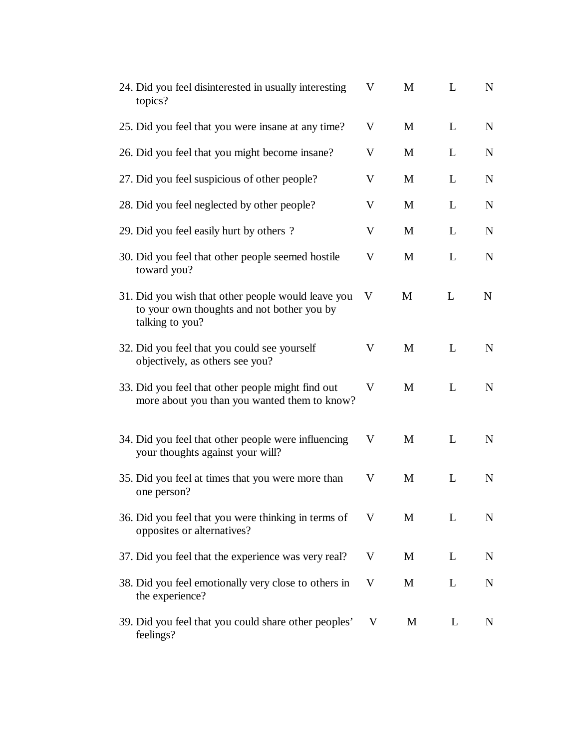| | | | | |
|---|---|---|---|---|
| 24. Did you feel disinterested in usually interesting topics? | V | M | L | N |
| 25. Did you feel that you were insane at any time? | V | M | L | N |
| 26. Did you feel that you might become insane? | V | M | L | N |
| 27. Did you feel suspicious of other people? | V | M | L | N |
| 28. Did you feel neglected by other people? | V | M | L | N |
| 29. Did you feel easily hurt by others ? | V | M | L | N |
| 30. Did you feel that other people seemed hostile toward you? | V | M | L | N |
| 31. Did you wish that other people would leave you to your own thoughts and not bother you by talking to you? | V | M | L | N |
| 32. Did you feel that you could see yourself objectively, as others see you? | V | M | L | N |
| 33. Did you feel that other people might find out more about you than you wanted them to know? | V | M | L | N |
| 34. Did you feel that other people were influencing your thoughts against your will? | V | M | L | N |
| 35. Did you feel at times that you were more than one person? | V | M | L | N |
| 36. Did you feel that you were thinking in terms of opposites or alternatives? | V | M | L | N |
| 37. Did you feel that the experience was very real? | V | M | L | N |
| 38. Did you feel emotionally very close to others in the experience? | V | M | L | N |
| 39. Did you feel that you could share other peoples' feelings? | V | M | L | N |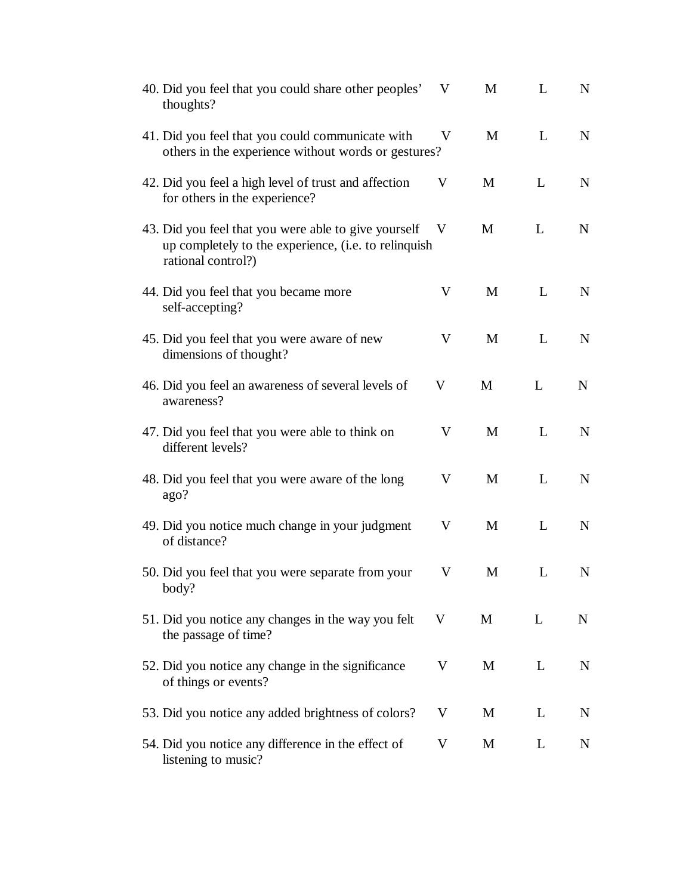40. Did you feel that you could share other peoples' thoughts? V M L N

41. Did you feel that you could communicate with others in the experience without words or gestures? V M L N

42. Did you feel a high level of trust and affection for others in the experience? V M L N

43. Did you feel that you were able to give yourself up completely to the experience, (i.e. to relinquish rational control?) V M L N

44. Did you feel that you became more self-accepting? V M L N

45. Did you feel that you were aware of new dimensions of thought? V M L N

46. Did you feel an awareness of several levels of awareness? V M L N

47. Did you feel that you were able to think on different levels? V M L N

48. Did you feel that you were aware of the long ago? V M L N

49. Did you notice much change in your judgment of distance? V M L N

50. Did you feel that you were separate from your body? V M L N

51. Did you notice any changes in the way you felt the passage of time? V M L N

52. Did you notice any change in the significance of things or events? V M L N

53. Did you notice any added brightness of colors? V M L N

54. Did you notice any difference in the effect of listening to music? V M L N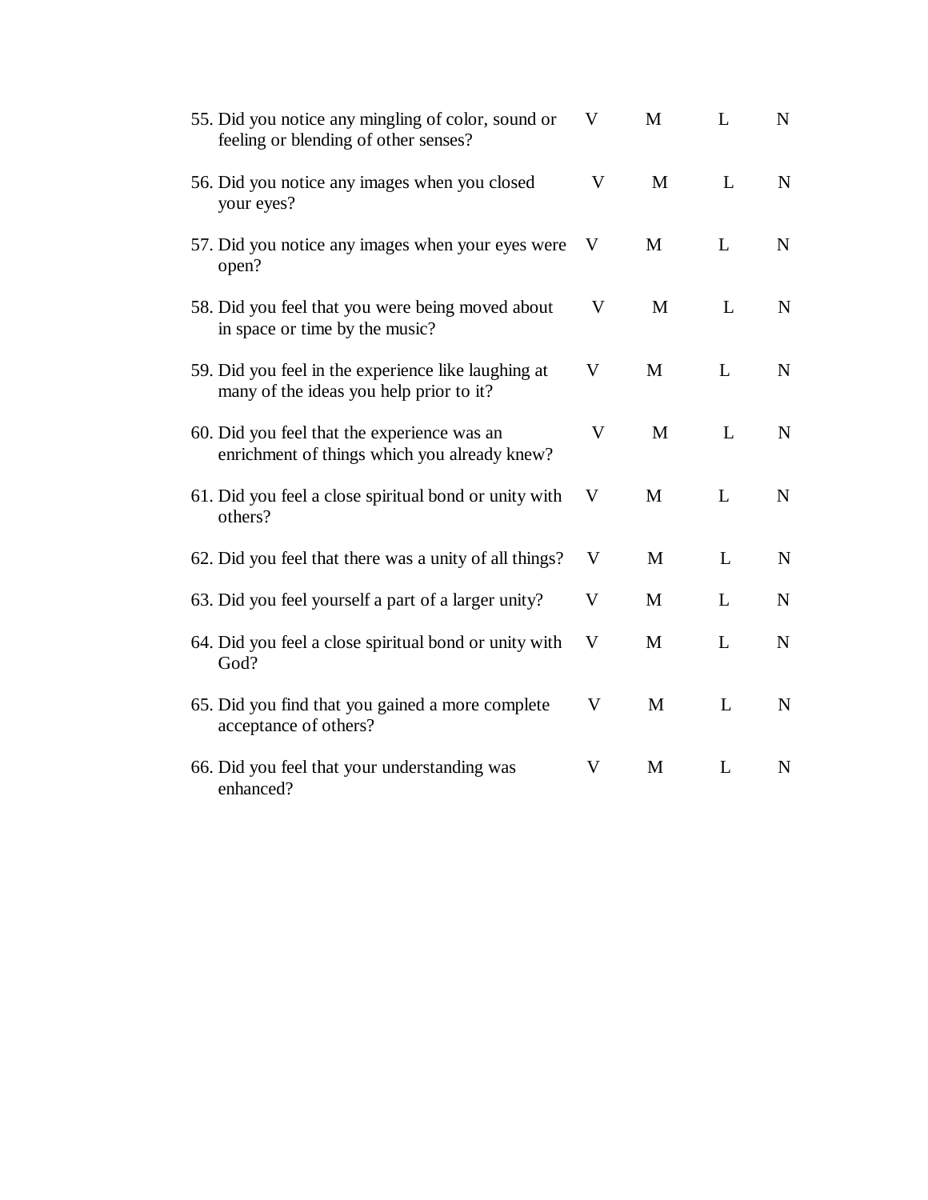55. Did you notice any mingling of color, sound or feeling or blending of other senses? V M L N

56. Did you notice any images when you closed your eyes? V M L N

57. Did you notice any images when your eyes were open? V M L N

58. Did you feel that you were being moved about in space or time by the music? V M L N

59. Did you feel in the experience like laughing at many of the ideas you help prior to it? V M L N

60. Did you feel that the experience was an enrichment of things which you already knew? V M L N

61. Did you feel a close spiritual bond or unity with others? V M L N

62. Did you feel that there was a unity of all things? V M L N

63. Did you feel yourself a part of a larger unity? V M L N

64. Did you feel a close spiritual bond or unity with God? V M L N

65. Did you find that you gained a more complete acceptance of others? V M L N

66. Did you feel that your understanding was enhanced? V M L N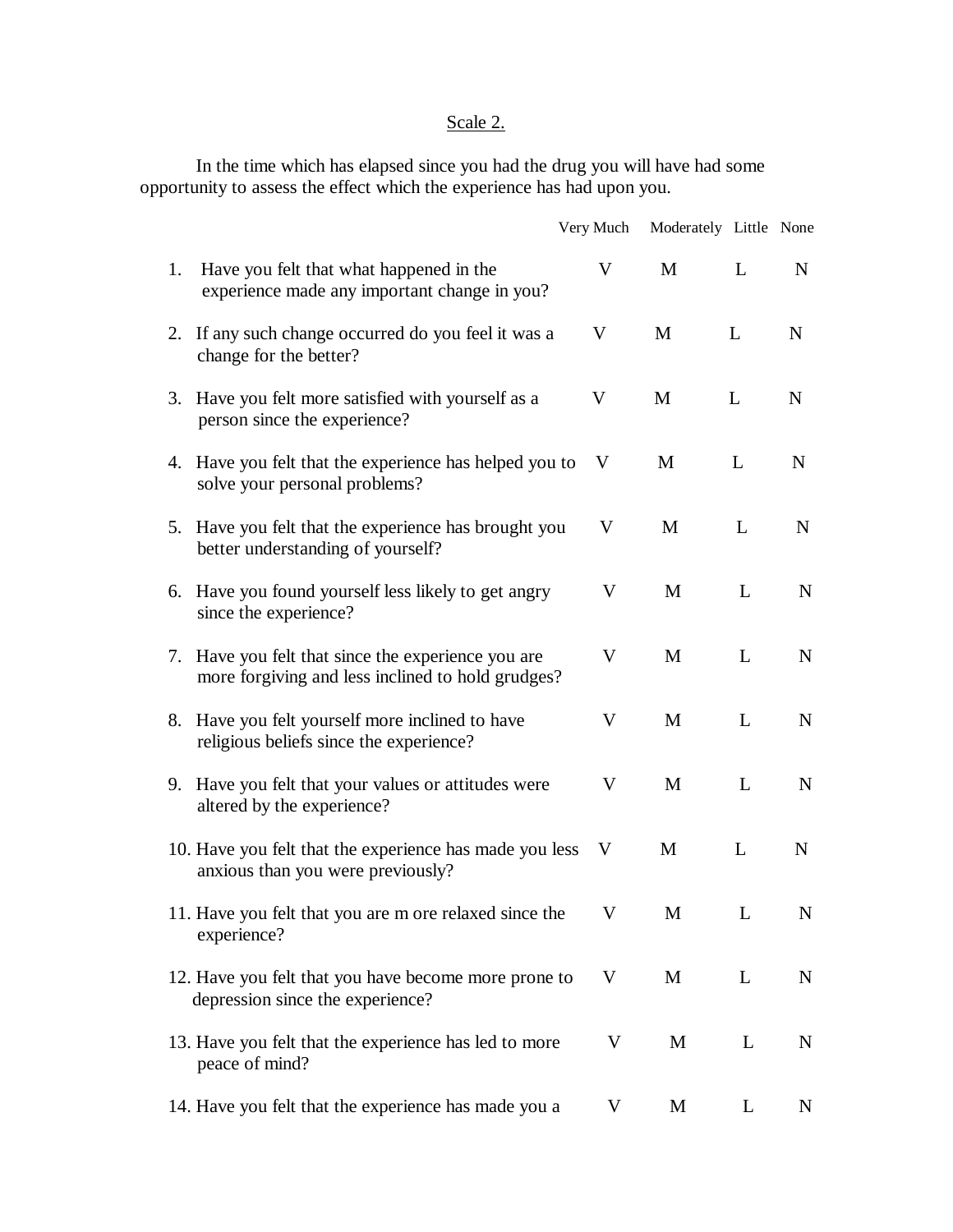Scale 2.

In the time which has elapsed since you had the drug you will have had some opportunity to assess the effect which the experience has had upon you.

| | Very Much | Moderately | Little | None |
|---|---|---|---|---|
| 1. Have you felt that what happened in the experience made any important change in you? | V | M | L | N |
| 2. If any such change occurred do you feel it was a change for the better? | V | M | L | N |
| 3. Have you felt more satisfied with yourself as a person since the experience? | V | M | L | N |
| 4. Have you felt that the experience has helped you to solve your personal problems? | V | M | L | N |
| 5. Have you felt that the experience has brought you better understanding of yourself? | V | M | L | N |
| 6. Have you found yourself less likely to get angry since the experience? | V | M | L | N |
| 7. Have you felt that since the experience you are more forgiving and less inclined to hold grudges? | V | M | L | N |
| 8. Have you felt yourself more inclined to have religious beliefs since the experience? | V | M | L | N |
| 9. Have you felt that your values or attitudes were altered by the experience? | V | M | L | N |
| 10. Have you felt that the experience has made you less anxious than you were previously? | V | M | L | N |
| 11. Have you felt that you are m ore relaxed since the experience? | V | M | L | N |
| 12. Have you felt that you have become more prone to depression since the experience? | V | M | L | N |
| 13. Have you felt that the experience has led to more peace of mind? | V | M | L | N |
| 14. Have you felt that the experience has made you a | V | M | L | N |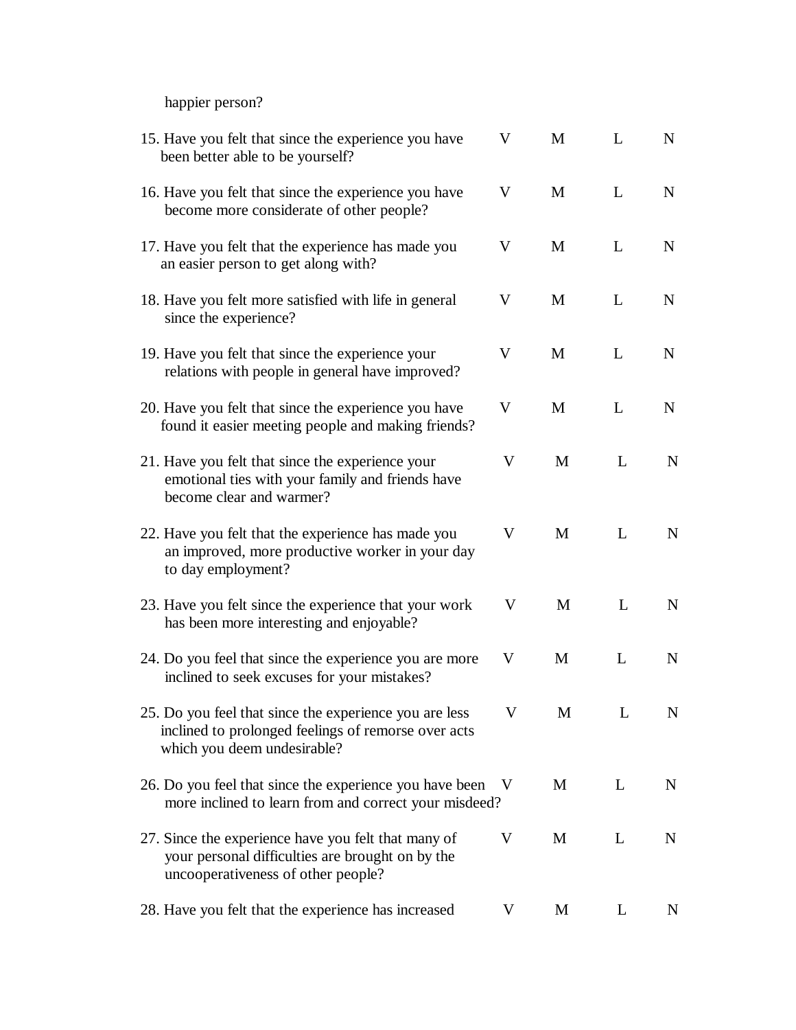happier person?

15. Have you felt that since the experience you have been better able to be yourself? V M L N

16. Have you felt that since the experience you have become more considerate of other people? V M L N

17. Have you felt that the experience has made you an easier person to get along with? V M L N

18. Have you felt more satisfied with life in general since the experience? V M L N

19. Have you felt that since the experience your relations with people in general have improved? V M L N

20. Have you felt that since the experience you have found it easier meeting people and making friends? V M L N

21. Have you felt that since the experience your emotional ties with your family and friends have become clear and warmer? V M L N

22. Have you felt that the experience has made you an improved, more productive worker in your day to day employment? V M L N

23. Have you felt since the experience that your work has been more interesting and enjoyable? V M L N

24. Do you feel that since the experience you are more inclined to seek excuses for your mistakes? V M L N

25. Do you feel that since the experience you are less inclined to prolonged feelings of remorse over acts which you deem undesirable? V M L N

26. Do you feel that since the experience you have been more inclined to learn from and correct your misdeed? V M L N

27. Since the experience have you felt that many of your personal difficulties are brought on by the uncooperativeness of other people? V M L N

28. Have you felt that the experience has increased V M L N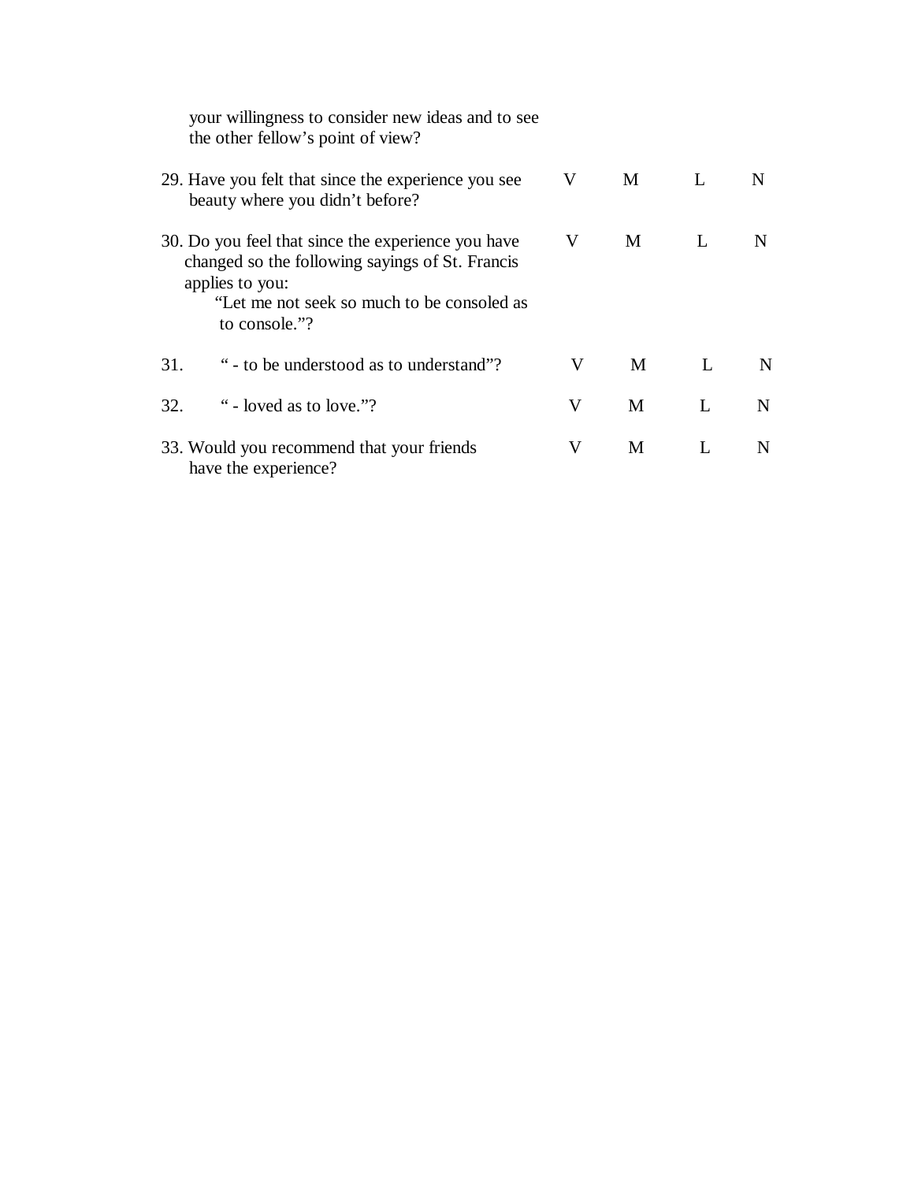your willingness to consider new ideas and to see the other fellow's point of view?

| | | | | |
|---|---|---|---|---|
| 29. Have you felt that since the experience you see beauty where you didn't before? | V | M | L | N |
| 30. Do you feel that since the experience you have changed so the following sayings of St. Francis applies to you: "Let me not seek so much to be consoled as to console."? | V | M | L | N |
| 31. " - to be understood as to understand"? | V | M | L | N |
| 32. " - loved as to love."? | V | M | L | N |
| 33. Would you recommend that your friends have the experience? | V | M | L | N |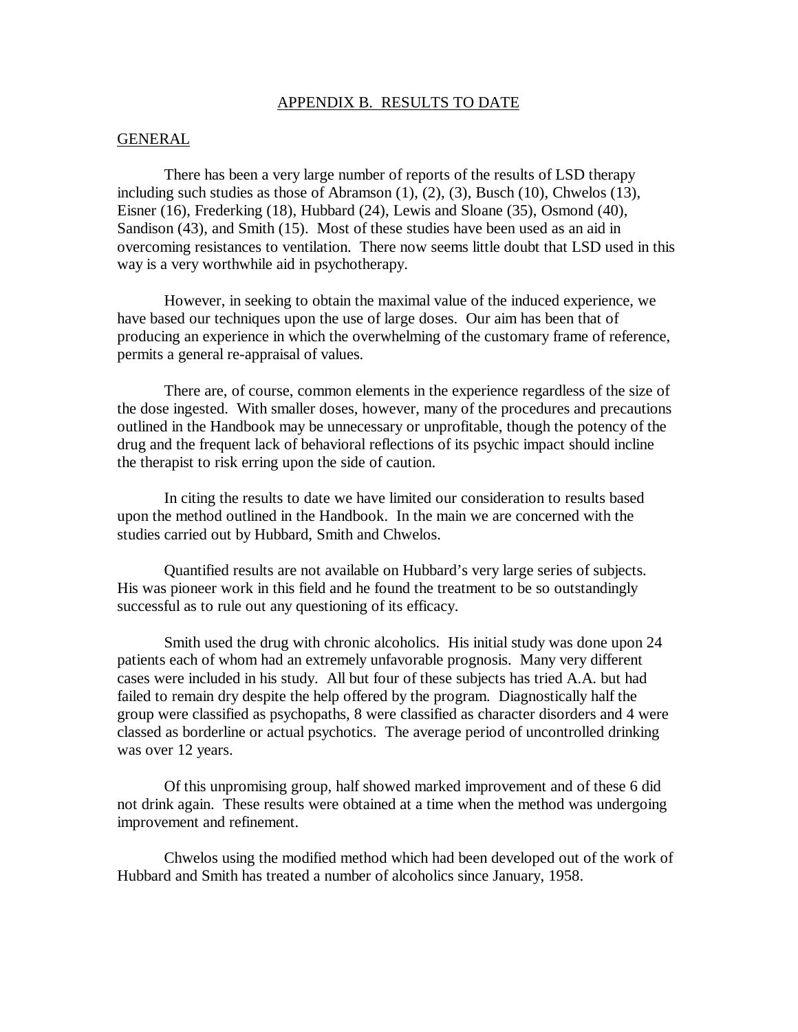## APPENDIX B. RESULTS TO DATE

### GENERAL

There has been a very large number of reports of the results of LSD therapy including such studies as those of Abramson (1), (2), (3), Busch (10), Chwelos (13), Eisner (16), Frederking (18), Hubbard (24), Lewis and Sloane (35), Osmond (40), Sandison (43), and Smith (15). Most of these studies have been used as an aid in overcoming resistances to ventilation. There now seems little doubt that LSD used in this way is a very worthwhile aid in psychotherapy.

However, in seeking to obtain the maximal value of the induced experience, we have based our techniques upon the use of large doses. Our aim has been that of producing an experience in which the overwhelming of the customary frame of reference, permits a general re-appraisal of values.

There are, of course, common elements in the experience regardless of the size of the dose ingested. With smaller doses, however, many of the procedures and precautions outlined in the Handbook may be unnecessary or unprofitable, though the potency of the drug and the frequent lack of behavioral reflections of its psychic impact should incline the therapist to risk erring upon the side of caution.

In citing the results to date we have limited our consideration to results based upon the method outlined in the Handbook. In the main we are concerned with the studies carried out by Hubbard, Smith and Chwelos.

Quantified results are not available on Hubbard's very large series of subjects. His was pioneer work in this field and he found the treatment to be so outstandingly successful as to rule out any questioning of its efficacy.

Smith used the drug with chronic alcoholics. His initial study was done upon 24 patients each of whom had an extremely unfavorable prognosis. Many very different cases were included in his study. All but four of these subjects has tried A.A. but had failed to remain dry despite the help offered by the program. Diagnostically half the group were classified as psychopaths, 8 were classified as character disorders and 4 were classed as borderline or actual psychotics. The average period of uncontrolled drinking was over 12 years.

Of this unpromising group, half showed marked improvement and of these 6 did not drink again. These results were obtained at a time when the method was undergoing improvement and refinement.

Chwelos using the modified method which had been developed out of the work of Hubbard and Smith has treated a number of alcoholics since January, 1958.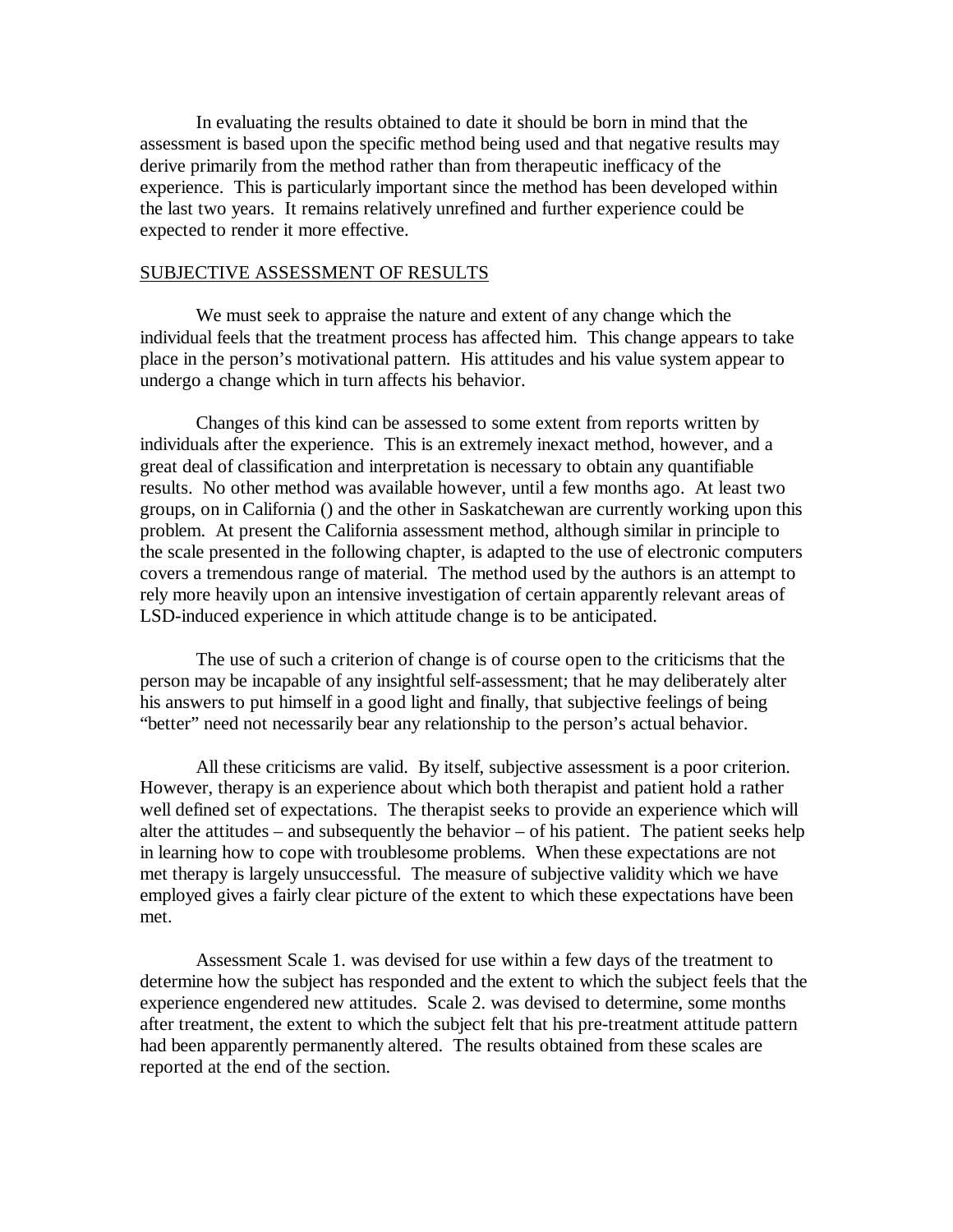In evaluating the results obtained to date it should be born in mind that the assessment is based upon the specific method being used and that negative results may derive primarily from the method rather than from therapeutic inefficacy of the experience. This is particularly important since the method has been developed within the last two years. It remains relatively unrefined and further experience could be expected to render it more effective.

## SUBJECTIVE ASSESSMENT OF RESULTS

We must seek to appraise the nature and extent of any change which the individual feels that the treatment process has affected him. This change appears to take place in the person's motivational pattern. His attitudes and his value system appear to undergo a change which in turn affects his behavior.

Changes of this kind can be assessed to some extent from reports written by individuals after the experience. This is an extremely inexact method, however, and a great deal of classification and interpretation is necessary to obtain any quantifiable results. No other method was available however, until a few months ago. At least two groups, on in California () and the other in Saskatchewan are currently working upon this problem. At present the California assessment method, although similar in principle to the scale presented in the following chapter, is adapted to the use of electronic computers covers a tremendous range of material. The method used by the authors is an attempt to rely more heavily upon an intensive investigation of certain apparently relevant areas of LSD-induced experience in which attitude change is to be anticipated.

The use of such a criterion of change is of course open to the criticisms that the person may be incapable of any insightful self-assessment; that he may deliberately alter his answers to put himself in a good light and finally, that subjective feelings of being "better" need not necessarily bear any relationship to the person's actual behavior.

All these criticisms are valid. By itself, subjective assessment is a poor criterion. However, therapy is an experience about which both therapist and patient hold a rather well defined set of expectations. The therapist seeks to provide an experience which will alter the attitudes – and subsequently the behavior – of his patient. The patient seeks help in learning how to cope with troublesome problems. When these expectations are not met therapy is largely unsuccessful. The measure of subjective validity which we have employed gives a fairly clear picture of the extent to which these expectations have been met.

Assessment Scale 1. was devised for use within a few days of the treatment to determine how the subject has responded and the extent to which the subject feels that the experience engendered new attitudes. Scale 2. was devised to determine, some months after treatment, the extent to which the subject felt that his pre-treatment attitude pattern had been apparently permanently altered. The results obtained from these scales are reported at the end of the section.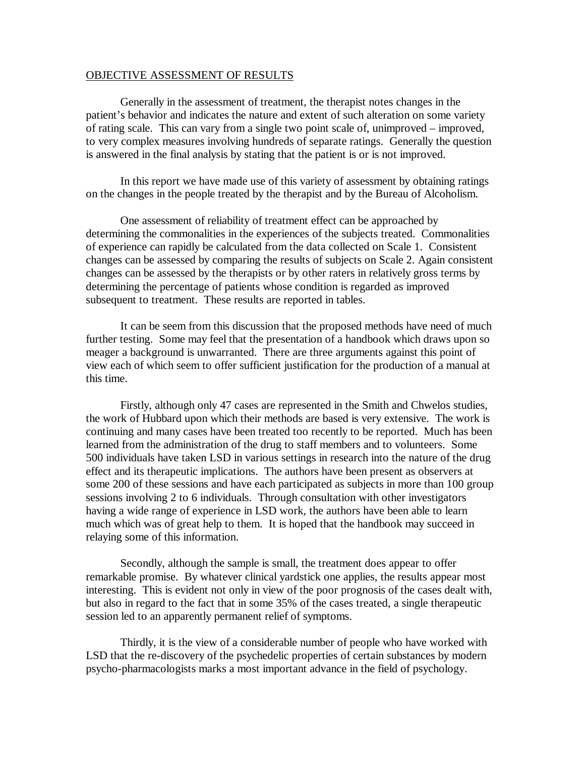## OBJECTIVE ASSESSMENT OF RESULTS

Generally in the assessment of treatment, the therapist notes changes in the patient's behavior and indicates the nature and extent of such alteration on some variety of rating scale. This can vary from a single two point scale of, unimproved – improved, to very complex measures involving hundreds of separate ratings. Generally the question is answered in the final analysis by stating that the patient is or is not improved.

In this report we have made use of this variety of assessment by obtaining ratings on the changes in the people treated by the therapist and by the Bureau of Alcoholism.

One assessment of reliability of treatment effect can be approached by determining the commonalities in the experiences of the subjects treated. Commonalities of experience can rapidly be calculated from the data collected on Scale 1. Consistent changes can be assessed by comparing the results of subjects on Scale 2. Again consistent changes can be assessed by the therapists or by other raters in relatively gross terms by determining the percentage of patients whose condition is regarded as improved subsequent to treatment. These results are reported in tables.

It can be seem from this discussion that the proposed methods have need of much further testing. Some may feel that the presentation of a handbook which draws upon so meager a background is unwarranted. There are three arguments against this point of view each of which seem to offer sufficient justification for the production of a manual at this time.

Firstly, although only 47 cases are represented in the Smith and Chwelos studies, the work of Hubbard upon which their methods are based is very extensive. The work is continuing and many cases have been treated too recently to be reported. Much has been learned from the administration of the drug to staff members and to volunteers. Some 500 individuals have taken LSD in various settings in research into the nature of the drug effect and its therapeutic implications. The authors have been present as observers at some 200 of these sessions and have each participated as subjects in more than 100 group sessions involving 2 to 6 individuals. Through consultation with other investigators having a wide range of experience in LSD work, the authors have been able to learn much which was of great help to them. It is hoped that the handbook may succeed in relaying some of this information.

Secondly, although the sample is small, the treatment does appear to offer remarkable promise. By whatever clinical yardstick one applies, the results appear most interesting. This is evident not only in view of the poor prognosis of the cases dealt with, but also in regard to the fact that in some 35% of the cases treated, a single therapeutic session led to an apparently permanent relief of symptoms.

Thirdly, it is the view of a considerable number of people who have worked with LSD that the re-discovery of the psychedelic properties of certain substances by modern psycho-pharmacologists marks a most important advance in the field of psychology.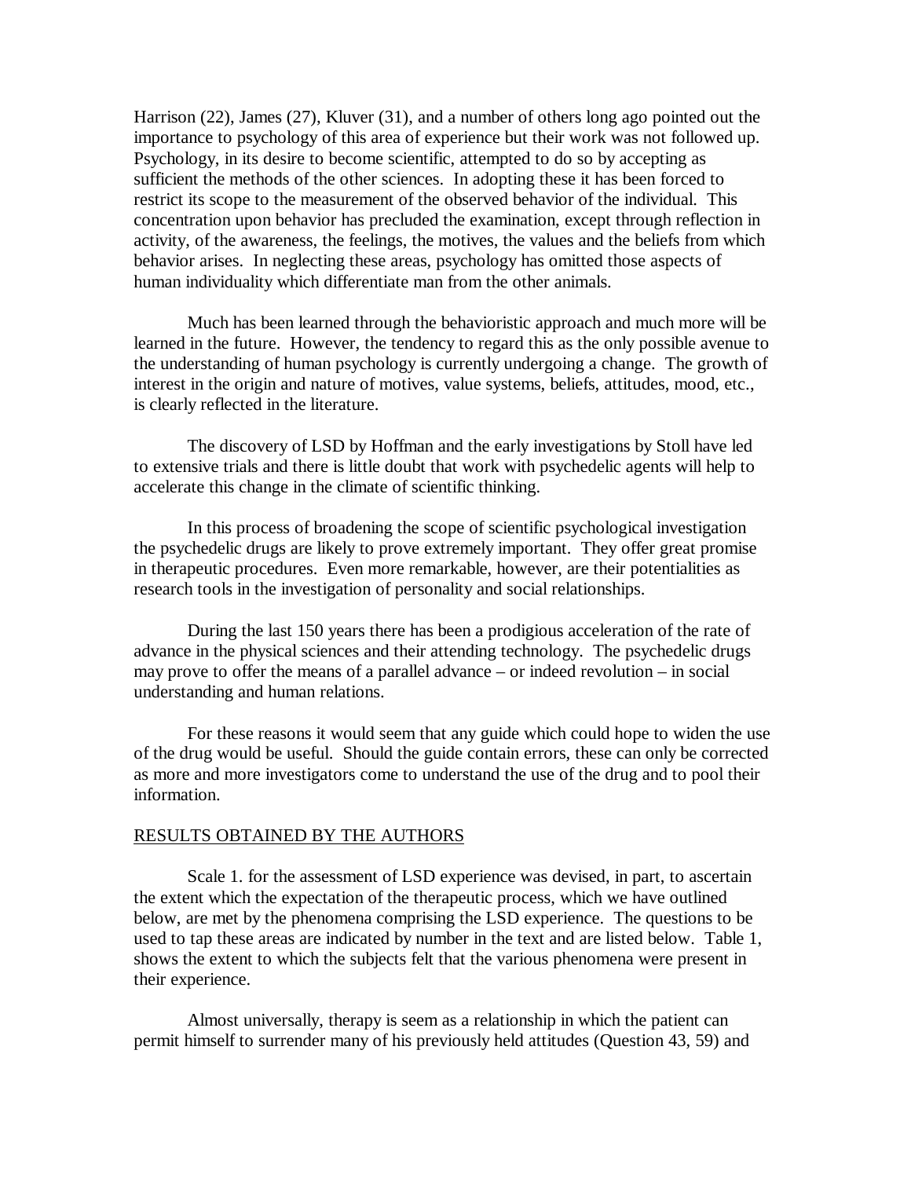Harrison (22), James (27), Kluver (31), and a number of others long ago pointed out the importance to psychology of this area of experience but their work was not followed up. Psychology, in its desire to become scientific, attempted to do so by accepting as sufficient the methods of the other sciences. In adopting these it has been forced to restrict its scope to the measurement of the observed behavior of the individual. This concentration upon behavior has precluded the examination, except through reflection in activity, of the awareness, the feelings, the motives, the values and the beliefs from which behavior arises. In neglecting these areas, psychology has omitted those aspects of human individuality which differentiate man from the other animals.

Much has been learned through the behavioristic approach and much more will be learned in the future. However, the tendency to regard this as the only possible avenue to the understanding of human psychology is currently undergoing a change. The growth of interest in the origin and nature of motives, value systems, beliefs, attitudes, mood, etc., is clearly reflected in the literature.

The discovery of LSD by Hoffman and the early investigations by Stoll have led to extensive trials and there is little doubt that work with psychedelic agents will help to accelerate this change in the climate of scientific thinking.

In this process of broadening the scope of scientific psychological investigation the psychedelic drugs are likely to prove extremely important. They offer great promise in therapeutic procedures. Even more remarkable, however, are their potentialities as research tools in the investigation of personality and social relationships.

During the last 150 years there has been a prodigious acceleration of the rate of advance in the physical sciences and their attending technology. The psychedelic drugs may prove to offer the means of a parallel advance – or indeed revolution – in social understanding and human relations.

For these reasons it would seem that any guide which could hope to widen the use of the drug would be useful. Should the guide contain errors, these can only be corrected as more and more investigators come to understand the use of the drug and to pool their information.

## RESULTS OBTAINED BY THE AUTHORS

Scale 1. for the assessment of LSD experience was devised, in part, to ascertain the extent which the expectation of the therapeutic process, which we have outlined below, are met by the phenomena comprising the LSD experience. The questions to be used to tap these areas are indicated by number in the text and are listed below. Table 1, shows the extent to which the subjects felt that the various phenomena were present in their experience.

Almost universally, therapy is seem as a relationship in which the patient can permit himself to surrender many of his previously held attitudes (Question 43, 59) and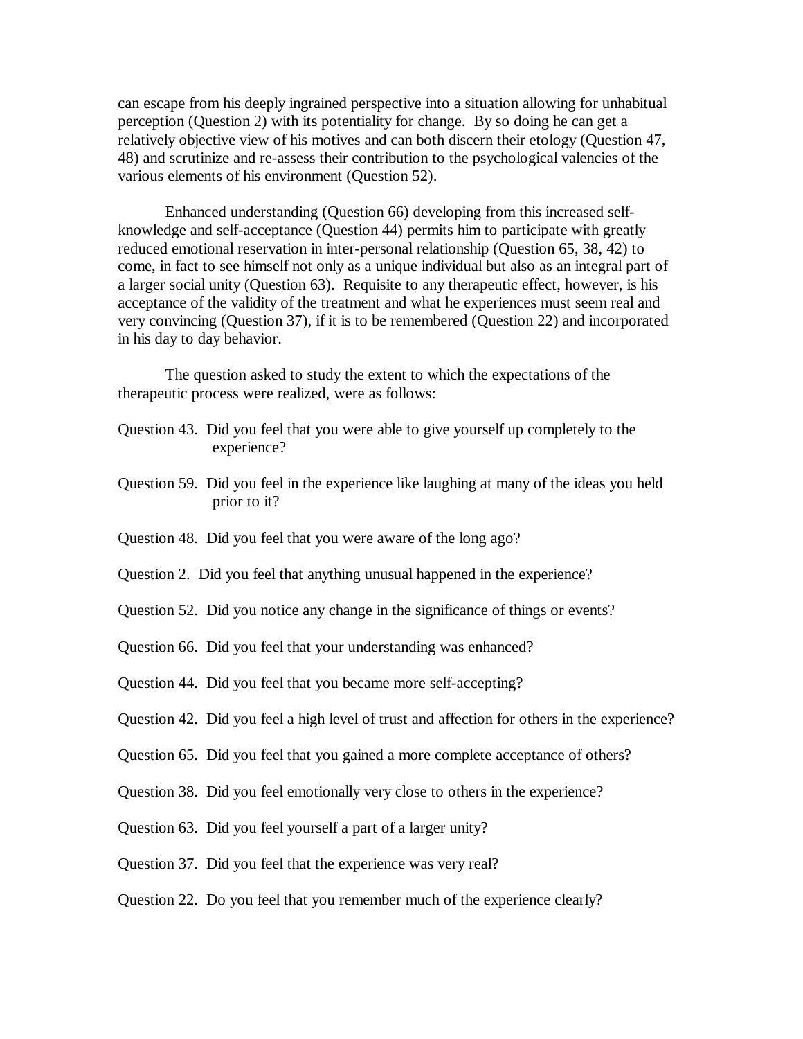can escape from his deeply ingrained perspective into a situation allowing for unhabitual perception (Question 2) with its potentiality for change. By so doing he can get a relatively objective view of his motives and can both discern their etology (Question 47, 48) and scrutinize and re-assess their contribution to the psychological valencies of the various elements of his environment (Question 52).

Enhanced understanding (Question 66) developing from this increased self-knowledge and self-acceptance (Question 44) permits him to participate with greatly reduced emotional reservation in inter-personal relationship (Question 65, 38, 42) to come, in fact to see himself not only as a unique individual but also as an integral part of a larger social unity (Question 63). Requisite to any therapeutic effect, however, is his acceptance of the validity of the treatment and what he experiences must seem real and very convincing (Question 37), if it is to be remembered (Question 22) and incorporated in his day to day behavior.

The question asked to study the extent to which the expectations of the therapeutic process were realized, were as follows:

Question 43. Did you feel that you were able to give yourself up completely to the experience?

Question 59. Did you feel in the experience like laughing at many of the ideas you held prior to it?

Question 48. Did you feel that you were aware of the long ago?

Question 2. Did you feel that anything unusual happened in the experience?

Question 52. Did you notice any change in the significance of things or events?

Question 66. Did you feel that your understanding was enhanced?

Question 44. Did you feel that you became more self-accepting?

Question 42. Did you feel a high level of trust and affection for others in the experience?

Question 65. Did you feel that you gained a more complete acceptance of others?

Question 38. Did you feel emotionally very close to others in the experience?

Question 63. Did you feel yourself a part of a larger unity?

Question 37. Did you feel that the experience was very real?

Question 22. Do you feel that you remember much of the experience clearly?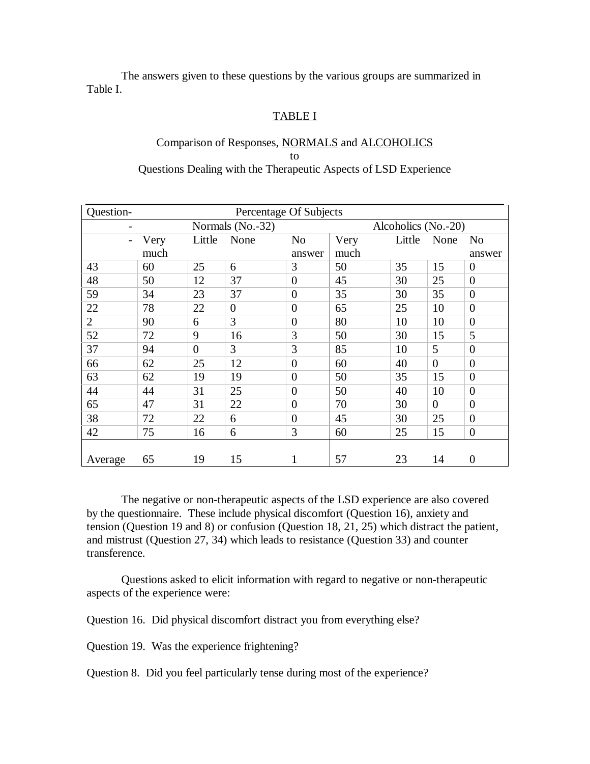The answers given to these questions by the various groups are summarized in Table I.

TABLE I

Comparison of Responses, NORMALS and ALCOHOLICS
to
Questions Dealing with the Therapeutic Aspects of LSD Experience

| Question- | Percentage Of Subjects | | | | | | | |
|---|---|---|---|---|---|---|---|---|
| - | Normals (No.-32) | | | | Alcoholics (No.-20) | | | |
| - | Very much | Little | None | No answer | Very much | Little | None | No answer |
| 43 | 60 | 25 | 6 | 3 | 50 | 35 | 15 | 0 |
| 48 | 50 | 12 | 37 | 0 | 45 | 30 | 25 | 0 |
| 59 | 34 | 23 | 37 | 0 | 35 | 30 | 35 | 0 |
| 22 | 78 | 22 | 0 | 0 | 65 | 25 | 10 | 0 |
| 2 | 90 | 6 | 3 | 0 | 80 | 10 | 10 | 0 |
| 52 | 72 | 9 | 16 | 3 | 50 | 30 | 15 | 5 |
| 37 | 94 | 0 | 3 | 3 | 85 | 10 | 5 | 0 |
| 66 | 62 | 25 | 12 | 0 | 60 | 40 | 0 | 0 |
| 63 | 62 | 19 | 19 | 0 | 50 | 35 | 15 | 0 |
| 44 | 44 | 31 | 25 | 0 | 50 | 40 | 10 | 0 |
| 65 | 47 | 31 | 22 | 0 | 70 | 30 | 0 | 0 |
| 38 | 72 | 22 | 6 | 0 | 45 | 30 | 25 | 0 |
| 42 | 75 | 16 | 6 | 3 | 60 | 25 | 15 | 0 |
| Average | 65 | 19 | 15 | 1 | 57 | 23 | 14 | 0 |

The negative or non-therapeutic aspects of the LSD experience are also covered by the questionnaire. These include physical discomfort (Question 16), anxiety and tension (Question 19 and 8) or confusion (Question 18, 21, 25) which distract the patient, and mistrust (Question 27, 34) which leads to resistance (Question 33) and counter transference.

Questions asked to elicit information with regard to negative or non-therapeutic aspects of the experience were:

Question 16. Did physical discomfort distract you from everything else?

Question 19. Was the experience frightening?

Question 8. Did you feel particularly tense during most of the experience?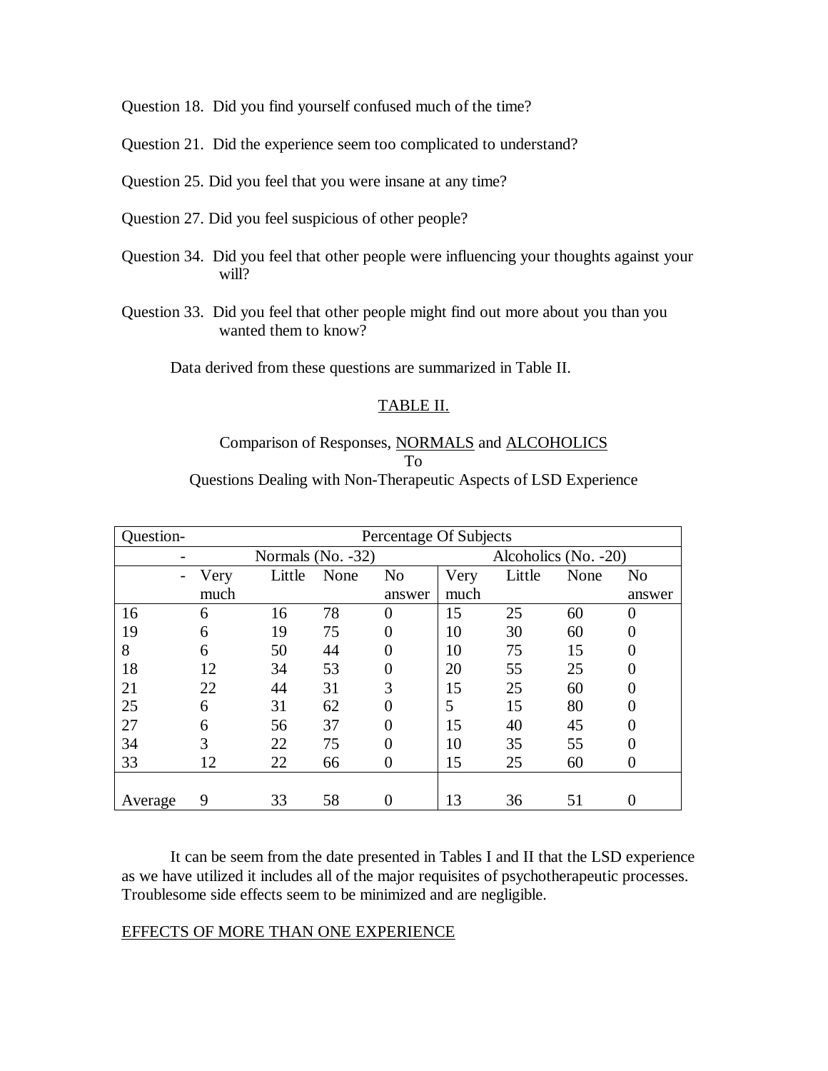Question 18. Did you find yourself confused much of the time?

Question 21. Did the experience seem too complicated to understand?

Question 25. Did you feel that you were insane at any time?

Question 27. Did you feel suspicious of other people?

Question 34. Did you feel that other people were influencing your thoughts against your will?

Question 33. Did you feel that other people might find out more about you than you wanted them to know?

Data derived from these questions are summarized in Table II.

TABLE II.

Comparison of Responses, NORMALS and ALCOHOLICS
To
Questions Dealing with Non-Therapeutic Aspects of LSD Experience

| Question- | Percentage Of Subjects | | | | | | | |
|---|---|---|---|---|---|---|---|---|
| - | Normals (No. -32) | | | | Alcoholics (No. -20) | | | |
| - | Very much | Little | None | No answer | Very much | Little | None | No answer |
| 16 | 6 | 16 | 78 | 0 | 15 | 25 | 60 | 0 |
| 19 | 6 | 19 | 75 | 0 | 10 | 30 | 60 | 0 |
| 8 | 6 | 50 | 44 | 0 | 10 | 75 | 15 | 0 |
| 18 | 12 | 34 | 53 | 0 | 20 | 55 | 25 | 0 |
| 21 | 22 | 44 | 31 | 3 | 15 | 25 | 60 | 0 |
| 25 | 6 | 31 | 62 | 0 | 5 | 15 | 80 | 0 |
| 27 | 6 | 56 | 37 | 0 | 15 | 40 | 45 | 0 |
| 34 | 3 | 22 | 75 | 0 | 10 | 35 | 55 | 0 |
| 33 | 12 | 22 | 66 | 0 | 15 | 25 | 60 | 0 |
| Average | 9 | 33 | 58 | 0 | 13 | 36 | 51 | 0 |

It can be seem from the date presented in Tables I and II that the LSD experience as we have utilized it includes all of the major requisites of psychotherapeutic processes. Troublesome side effects seem to be minimized and are negligible.

EFFECTS OF MORE THAN ONE EXPERIENCE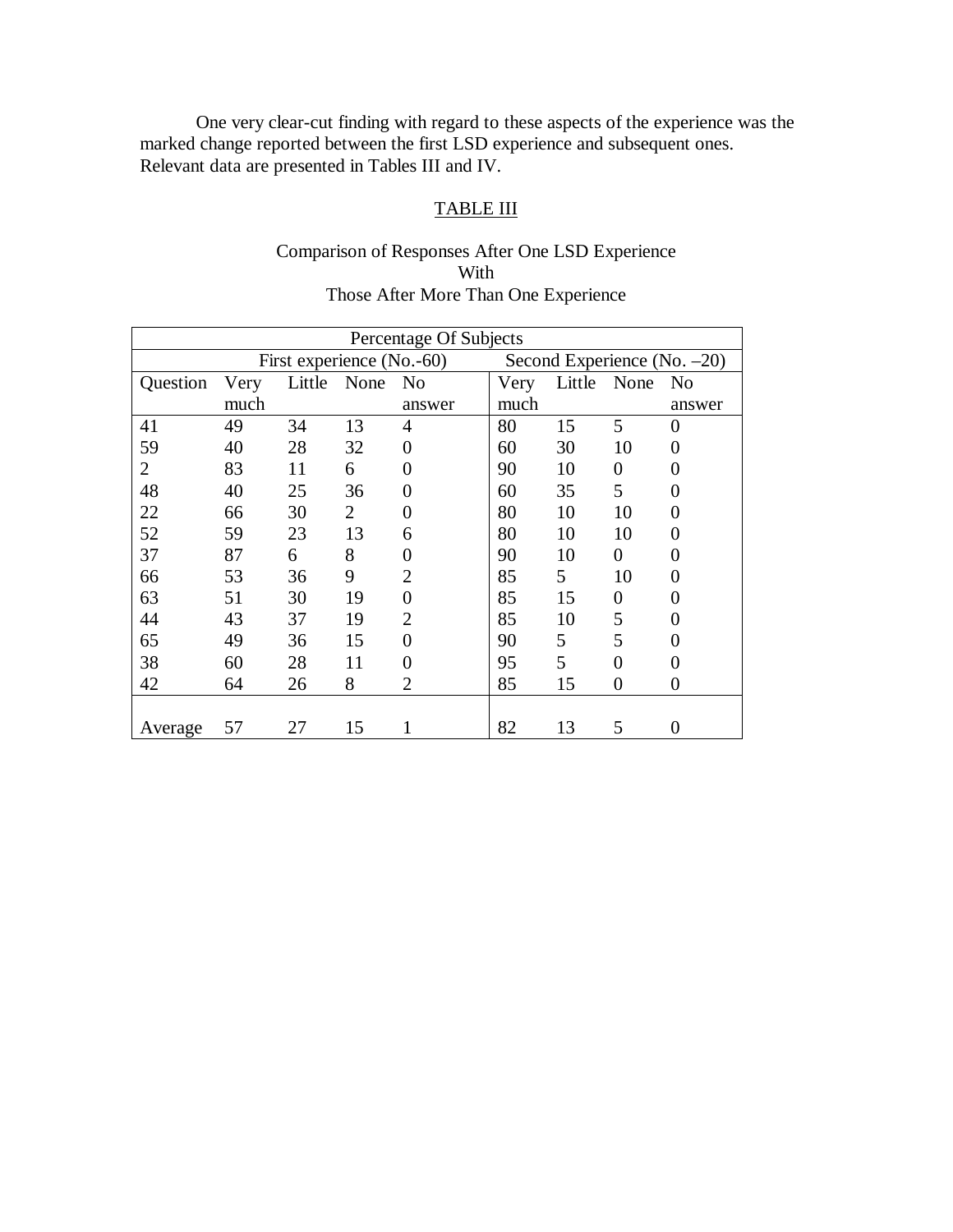One very clear-cut finding with regard to these aspects of the experience was the marked change reported between the first LSD experience and subsequent ones. Relevant data are presented in Tables III and IV.

## TABLE III

Comparison of Responses After One LSD Experience
With
Those After More Than One Experience

| Percentage Of Subjects | | | | | | | | |
|---|---|---|---|---|---|---|---|---|
| | First experience (No.-60) | | | | Second Experience (No. –20) | | | |
| Question | Very much | Little | None | No answer | Very much | Little | None | No answer |
| 41 | 49 | 34 | 13 | 4 | 80 | 15 | 5 | 0 |
| 59 | 40 | 28 | 32 | 0 | 60 | 30 | 10 | 0 |
| 2 | 83 | 11 | 6 | 0 | 90 | 10 | 0 | 0 |
| 48 | 40 | 25 | 36 | 0 | 60 | 35 | 5 | 0 |
| 22 | 66 | 30 | 2 | 0 | 80 | 10 | 10 | 0 |
| 52 | 59 | 23 | 13 | 6 | 80 | 10 | 10 | 0 |
| 37 | 87 | 6 | 8 | 0 | 90 | 10 | 0 | 0 |
| 66 | 53 | 36 | 9 | 2 | 85 | 5 | 10 | 0 |
| 63 | 51 | 30 | 19 | 0 | 85 | 15 | 0 | 0 |
| 44 | 43 | 37 | 19 | 2 | 85 | 10 | 5 | 0 |
| 65 | 49 | 36 | 15 | 0 | 90 | 5 | 5 | 0 |
| 38 | 60 | 28 | 11 | 0 | 95 | 5 | 0 | 0 |
| 42 | 64 | 26 | 8 | 2 | 85 | 15 | 0 | 0 |
| Average | 57 | 27 | 15 | 1 | 82 | 13 | 5 | 0 |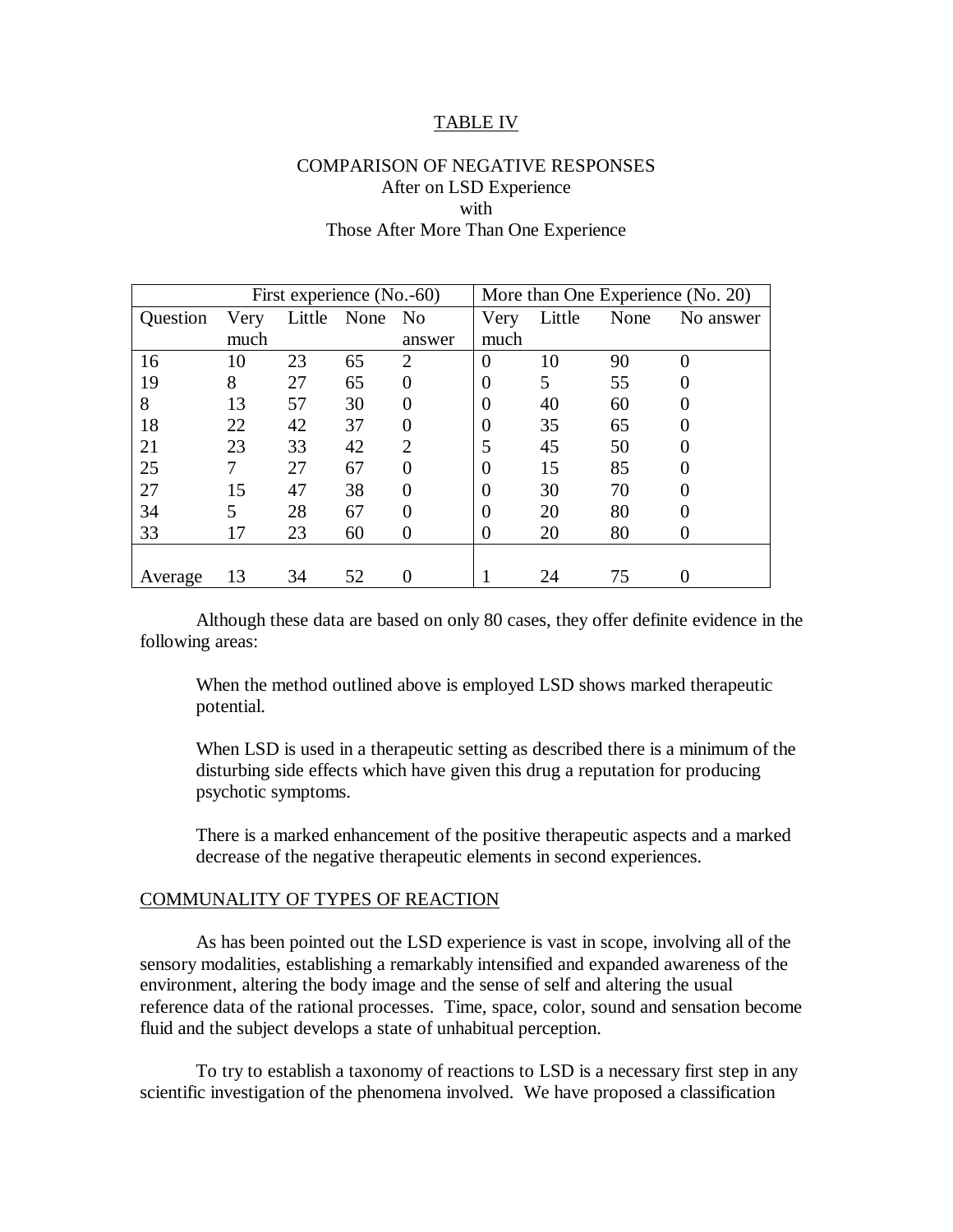## TABLE IV

### COMPARISON OF NEGATIVE RESPONSES After on LSD Experience with Those After More Than One Experience

| | First experience (No.-60) | | | | More than One Experience (No. 20) | | | |
|---|---|---|---|---|---|---|---|---|
| Question | Very much | Little | None | No answer | Very much | Little | None | No answer |
| 16 | 10 | 23 | 65 | 2 | 0 | 10 | 90 | 0 |
| 19 | 8 | 27 | 65 | 0 | 0 | 5 | 55 | 0 |
| 8 | 13 | 57 | 30 | 0 | 0 | 40 | 60 | 0 |
| 18 | 22 | 42 | 37 | 0 | 0 | 35 | 65 | 0 |
| 21 | 23 | 33 | 42 | 2 | 5 | 45 | 50 | 0 |
| 25 | 7 | 27 | 67 | 0 | 0 | 15 | 85 | 0 |
| 27 | 15 | 47 | 38 | 0 | 0 | 30 | 70 | 0 |
| 34 | 5 | 28 | 67 | 0 | 0 | 20 | 80 | 0 |
| 33 | 17 | 23 | 60 | 0 | 0 | 20 | 80 | 0 |
| Average | 13 | 34 | 52 | 0 | 1 | 24 | 75 | 0 |

Although these data are based on only 80 cases, they offer definite evidence in the following areas:

> When the method outlined above is employed LSD shows marked therapeutic potential.
>
> When LSD is used in a therapeutic setting as described there is a minimum of the disturbing side effects which have given this drug a reputation for producing psychotic symptoms.
>
> There is a marked enhancement of the positive therapeutic aspects and a marked decrease of the negative therapeutic elements in second experiences.

## COMMUNALITY OF TYPES OF REACTION

As has been pointed out the LSD experience is vast in scope, involving all of the sensory modalities, establishing a remarkably intensified and expanded awareness of the environment, altering the body image and the sense of self and altering the usual reference data of the rational processes. Time, space, color, sound and sensation become fluid and the subject develops a state of unhabitual perception.

To try to establish a taxonomy of reactions to LSD is a necessary first step in any scientific investigation of the phenomena involved. We have proposed a classification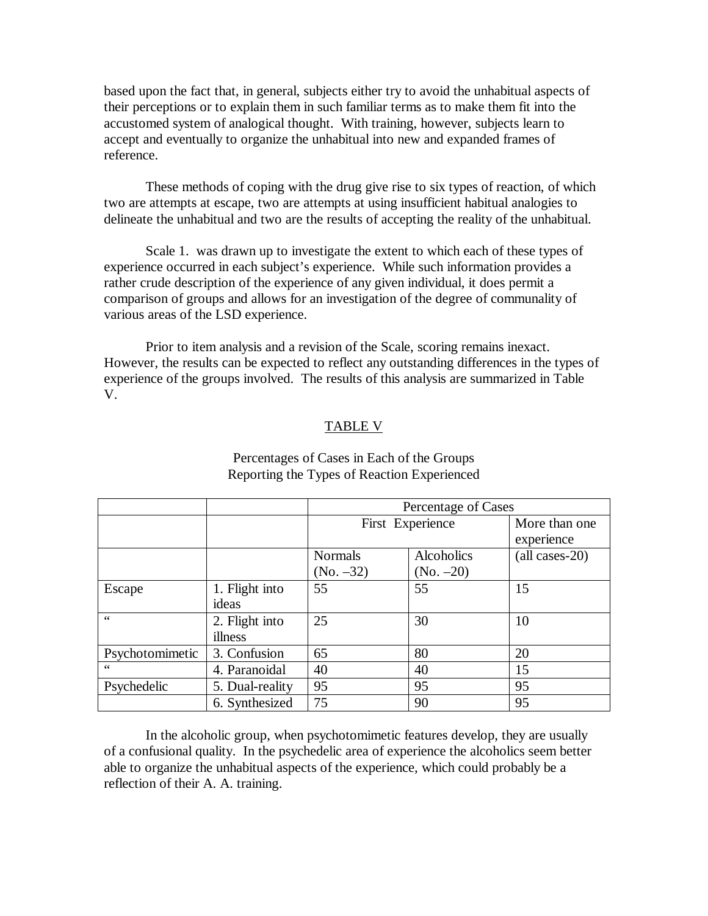based upon the fact that, in general, subjects either try to avoid the unhabitual aspects of their perceptions or to explain them in such familiar terms as to make them fit into the accustomed system of analogical thought. With training, however, subjects learn to accept and eventually to organize the unhabitual into new and expanded frames of reference.

These methods of coping with the drug give rise to six types of reaction, of which two are attempts at escape, two are attempts at using insufficient habitual analogies to delineate the unhabitual and two are the results of accepting the reality of the unhabitual.

Scale 1. was drawn up to investigate the extent to which each of these types of experience occurred in each subject's experience. While such information provides a rather crude description of the experience of any given individual, it does permit a comparison of groups and allows for an investigation of the degree of communality of various areas of the LSD experience.

Prior to item analysis and a revision of the Scale, scoring remains inexact. However, the results can be expected to reflect any outstanding differences in the types of experience of the groups involved. The results of this analysis are summarized in Table V.

## TABLE V

Percentages of Cases in Each of the Groups
Reporting the Types of Reaction Experienced

| | | Percentage of Cases | | |
|---|---|---|---|---|
| | | First Experience | | More than one experience |
| | | Normals (No. –32) | Alcoholics (No. –20) | (all cases-20) |
| Escape | 1. Flight into ideas | 55 | 55 | 15 |
| " | 2. Flight into illness | 25 | 30 | 10 |
| Psychotomimetic | 3. Confusion | 65 | 80 | 20 |
| " | 4. Paranoidal | 40 | 40 | 15 |
| Psychedelic | 5. Dual-reality | 95 | 95 | 95 |
| | 6. Synthesized | 75 | 90 | 95 |

In the alcoholic group, when psychotomimetic features develop, they are usually of a confusional quality. In the psychedelic area of experience the alcoholics seem better able to organize the unhabitual aspects of the experience, which could probably be a reflection of their A. A. training.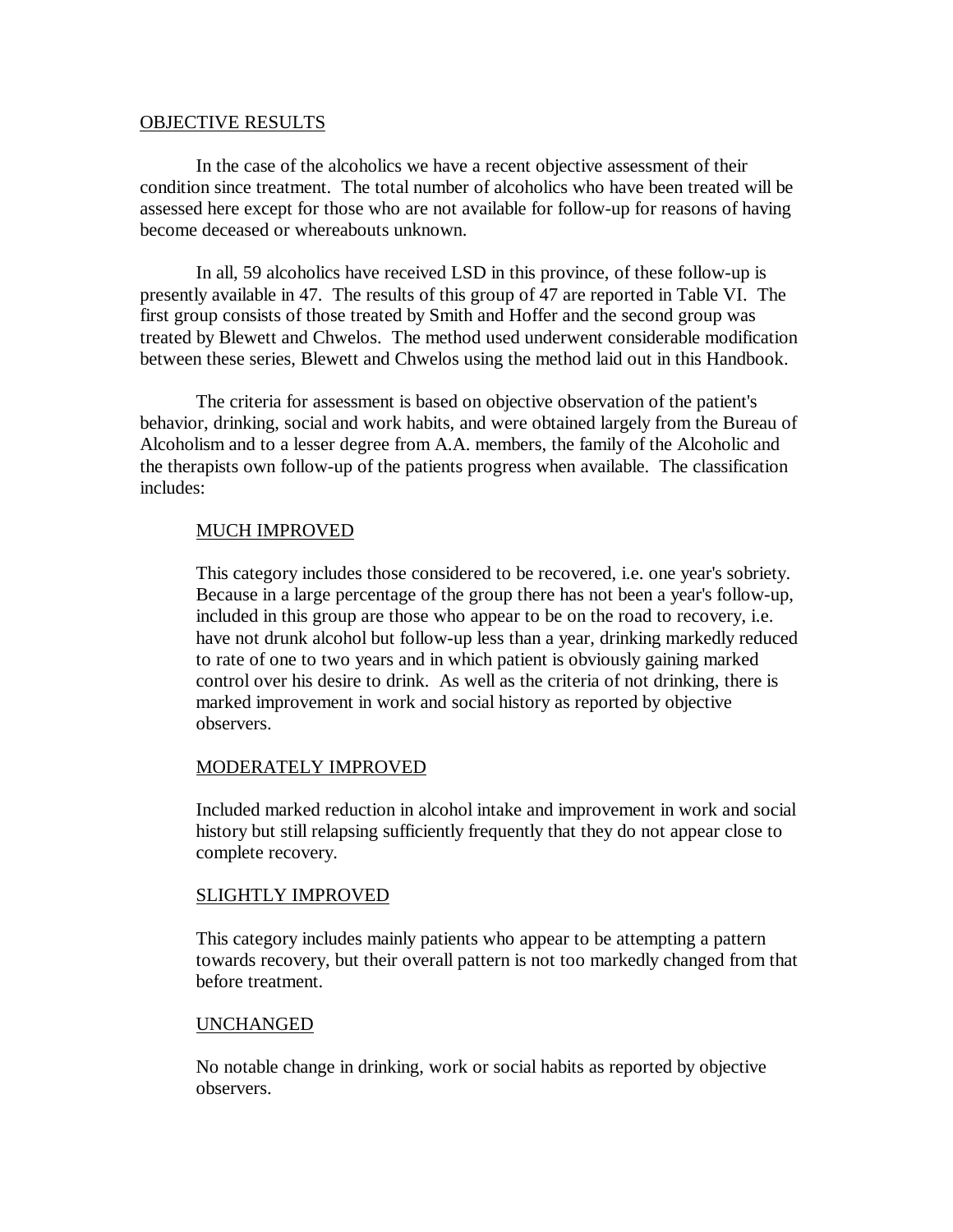## OBJECTIVE RESULTS

In the case of the alcoholics we have a recent objective assessment of their condition since treatment. The total number of alcoholics who have been treated will be assessed here except for those who are not available for follow-up for reasons of having become deceased or whereabouts unknown.

In all, 59 alcoholics have received LSD in this province, of these follow-up is presently available in 47. The results of this group of 47 are reported in Table VI. The first group consists of those treated by Smith and Hoffer and the second group was treated by Blewett and Chwelos. The method used underwent considerable modification between these series, Blewett and Chwelos using the method laid out in this Handbook.

The criteria for assessment is based on objective observation of the patient's behavior, drinking, social and work habits, and were obtained largely from the Bureau of Alcoholism and to a lesser degree from A.A. members, the family of the Alcoholic and the therapists own follow-up of the patients progress when available. The classification includes:

### MUCH IMPROVED

This category includes those considered to be recovered, i.e. one year's sobriety. Because in a large percentage of the group there has not been a year's follow-up, included in this group are those who appear to be on the road to recovery, i.e. have not drunk alcohol but follow-up less than a year, drinking markedly reduced to rate of one to two years and in which patient is obviously gaining marked control over his desire to drink. As well as the criteria of not drinking, there is marked improvement in work and social history as reported by objective observers.

### MODERATELY IMPROVED

Included marked reduction in alcohol intake and improvement in work and social history but still relapsing sufficiently frequently that they do not appear close to complete recovery.

### SLIGHTLY IMPROVED

This category includes mainly patients who appear to be attempting a pattern towards recovery, but their overall pattern is not too markedly changed from that before treatment.

### UNCHANGED

No notable change in drinking, work or social habits as reported by objective observers.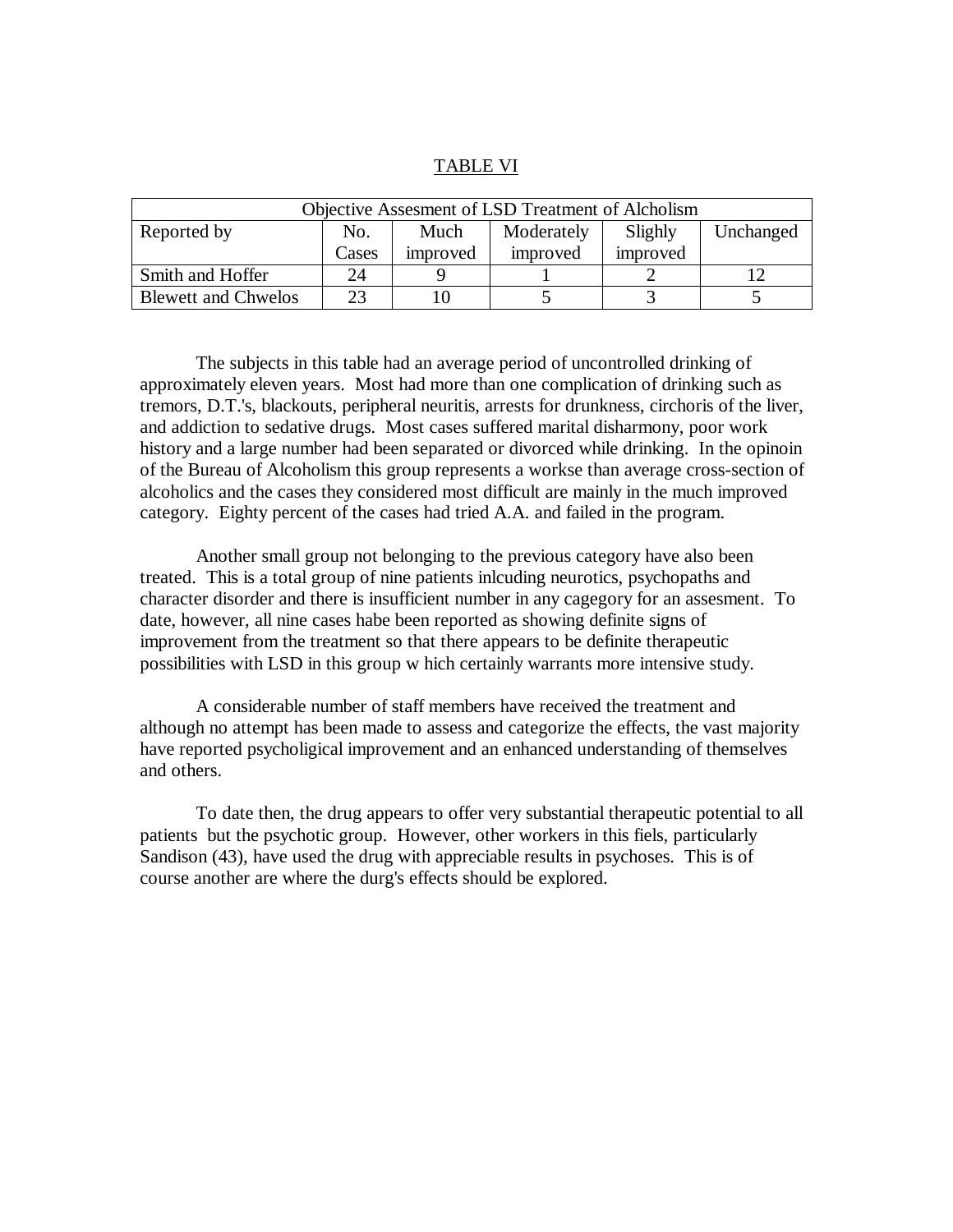TABLE VI

| Objective Assesment of LSD Treatment of Alcholism | | | | | |
|---|---|---|---|---|---|
| Reported by | No. Cases | Much improved | Moderately improved | Slighly improved | Unchanged |
| Smith and Hoffer | 24 | 9 | 1 | 2 | 12 |
| Blewett and Chwelos | 23 | 10 | 5 | 3 | 5 |

The subjects in this table had an average period of uncontrolled drinking of approximately eleven years. Most had more than one complication of drinking such as tremors, D.T.'s, blackouts, peripheral neuritis, arrests for drunkness, circhoris of the liver, and addiction to sedative drugs. Most cases suffered marital disharmony, poor work history and a large number had been separated or divorced while drinking. In the opinoin of the Bureau of Alcoholism this group represents a workse than average cross-section of alcoholics and the cases they considered most difficult are mainly in the much improved category. Eighty percent of the cases had tried A.A. and failed in the program.

Another small group not belonging to the previous category have also been treated. This is a total group of nine patients inlcuding neurotics, psychopaths and character disorder and there is insufficient number in any cagegory for an assesment. To date, however, all nine cases habe been reported as showing definite signs of improvement from the treatment so that there appears to be definite therapeutic possibilities with LSD in this group w hich certainly warrants more intensive study.

A considerable number of staff members have received the treatment and although no attempt has been made to assess and categorize the effects, the vast majority have reported psycholigical improvement and an enhanced understanding of themselves and others.

To date then, the drug appears to offer very substantial therapeutic potential to all patients but the psychotic group. However, other workers in this fiels, particularly Sandison (43), have used the drug with appreciable results in psychoses. This is of course another are where the durg's effects should be explored.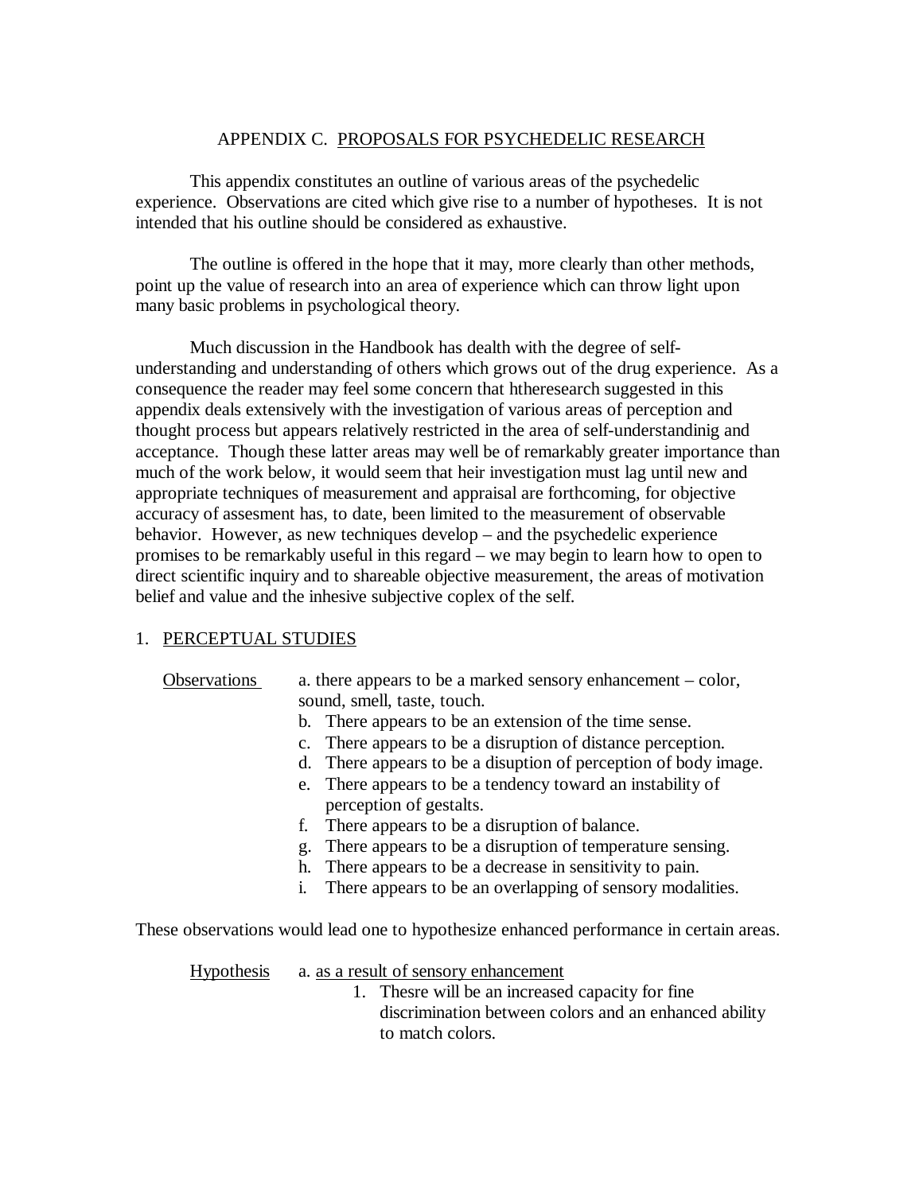## APPENDIX C. PROPOSALS FOR PSYCHEDELIC RESEARCH

This appendix constitutes an outline of various areas of the psychedelic experience. Observations are cited which give rise to a number of hypotheses. It is not intended that his outline should be considered as exhaustive.

The outline is offered in the hope that it may, more clearly than other methods, point up the value of research into an area of experience which can throw light upon many basic problems in psychological theory.

Much discussion in the Handbook has dealth with the degree of self-understanding and understanding of others which grows out of the drug experience. As a consequence the reader may feel some concern that htheresearch suggested in this appendix deals extensively with the investigation of various areas of perception and thought process but appears relatively restricted in the area of self-understandinig and acceptance. Though these latter areas may well be of remarkably greater importance than much of the work below, it would seem that heir investigation must lag until new and appropriate techniques of measurement and appraisal are forthcoming, for objective accuracy of assesment has, to date, been limited to the measurement of observable behavior. However, as new techniques develop – and the psychedelic experience promises to be remarkably useful in this regard – we may begin to learn how to open to direct scientific inquiry and to shareable objective measurement, the areas of motivation belief and value and the inhesive subjective coplex of the self.

### 1. PERCEPTUAL STUDIES

Observations

a. there appears to be a marked sensory enhancement – color, sound, smell, taste, touch.  
b. There appears to be an extension of the time sense.  
c. There appears to be a disruption of distance perception.  
d. There appears to be a disuption of perception of body image.  
e. There appears to be a tendency toward an instability of perception of gestalts.  
f. There appears to be a disruption of balance.  
g. There appears to be a disruption of temperature sensing.  
h. There appears to be a decrease in sensitivity to pain.  
i. There appears to be an overlapping of sensory modalities.

These observations would lead one to hypothesize enhanced performance in certain areas.

Hypothesis

a. as a result of sensory enhancement

1. Thesre will be an increased capacity for fine discrimination between colors and an enhanced ability to match colors.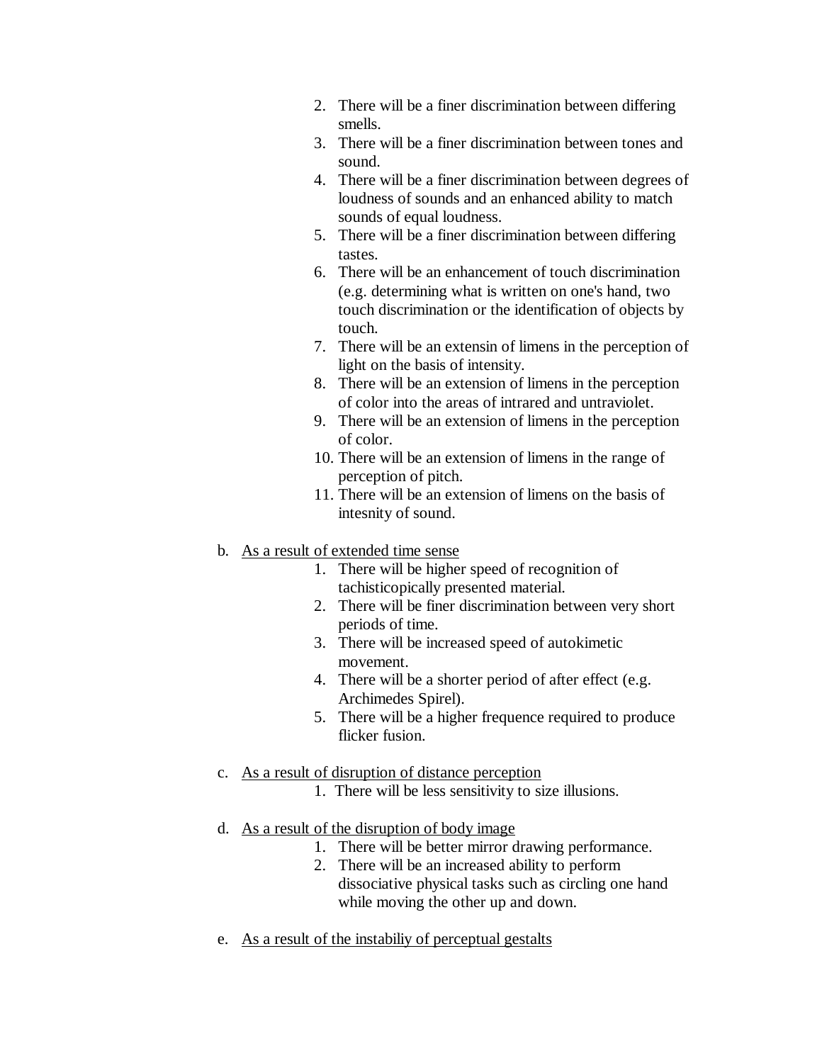2. There will be a finer discrimination between differing smells.
3. There will be a finer discrimination between tones and sound.
4. There will be a finer discrimination between degrees of loudness of sounds and an enhanced ability to match sounds of equal loudness.
5. There will be a finer discrimination between differing tastes.
6. There will be an enhancement of touch discrimination (e.g. determining what is written on one's hand, two touch discrimination or the identification of objects by touch.
7. There will be an extensin of limens in the perception of light on the basis of intensity.
8. There will be an extension of limens in the perception of color into the areas of intrared and untraviolet.
9. There will be an extension of limens in the perception of color.
10. There will be an extension of limens in the range of perception of pitch.
11. There will be an extension of limens on the basis of intesnity of sound.

b. <u>As a result of extended time sense</u>
   1. There will be higher speed of recognition of tachisticopically presented material.
   2. There will be finer discrimination between very short periods of time.
   3. There will be increased speed of autokimetic movement.
   4. There will be a shorter period of after effect (e.g. Archimedes Spirel).
   5. There will be a higher frequence required to produce flicker fusion.

c. <u>As a result of disruption of distance perception</u>
   1. There will be less sensitivity to size illusions.

d. <u>As a result of the disruption of body image</u>
   1. There will be better mirror drawing performance.
   2. There will be an increased ability to perform dissociative physical tasks such as circling one hand while moving the other up and down.

e. <u>As a result of the instabiliy of perceptual gestalts</u>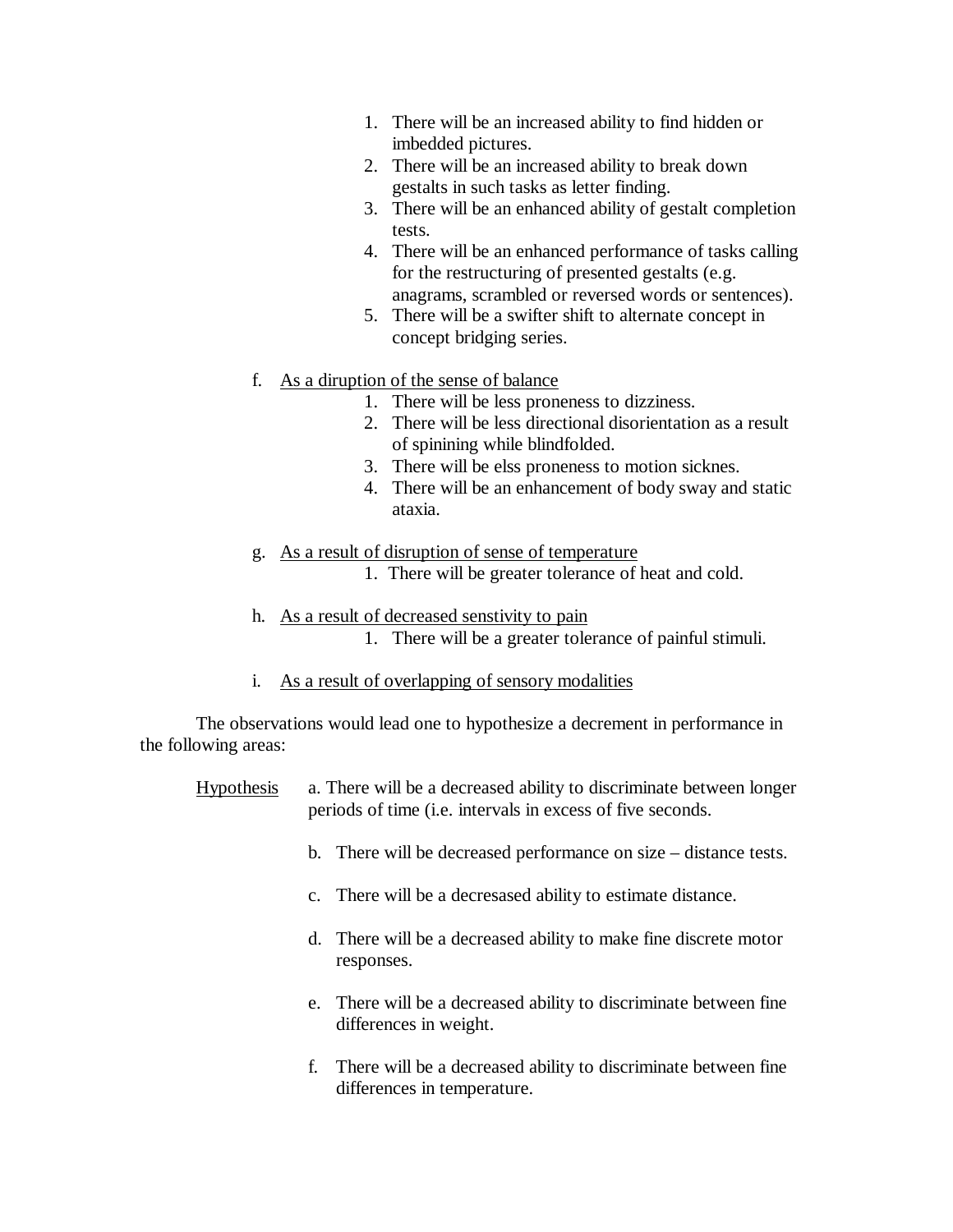1. There will be an increased ability to find hidden or imbedded pictures.
2. There will be an increased ability to break down gestalts in such tasks as letter finding.
3. There will be an enhanced ability of gestalt completion tests.
4. There will be an enhanced performance of tasks calling for the restructuring of presented gestalts (e.g. anagrams, scrambled or reversed words or sentences).
5. There will be a swifter shift to alternate concept in concept bridging series.

f. <u>As a diruption of the sense of balance</u>

1. There will be less proneness to dizziness.
2. There will be less directional disorientation as a result of spinining while blindfolded.
3. There will be elss proneness to motion sicknes.
4. There will be an enhancement of body sway and static ataxia.

g. <u>As a result of disruption of sense of temperature</u>

1. There will be greater tolerance of heat and cold.

h. <u>As a result of decreased senstivity to pain</u>

1. There will be a greater tolerance of painful stimuli.

i. <u>As a result of overlapping of sensory modalities</u>

The observations would lead one to hypothesize a decrement in performance in the following areas:

<u>Hypothesis</u>

a. There will be a decreased ability to discriminate between longer periods of time (i.e. intervals in excess of five seconds.

b. There will be decreased performance on size – distance tests.

c. There will be a decresased ability to estimate distance.

d. There will be a decreased ability to make fine discrete motor responses.

e. There will be a decreased ability to discriminate between fine differences in weight.

f. There will be a decreased ability to discriminate between fine differences in temperature.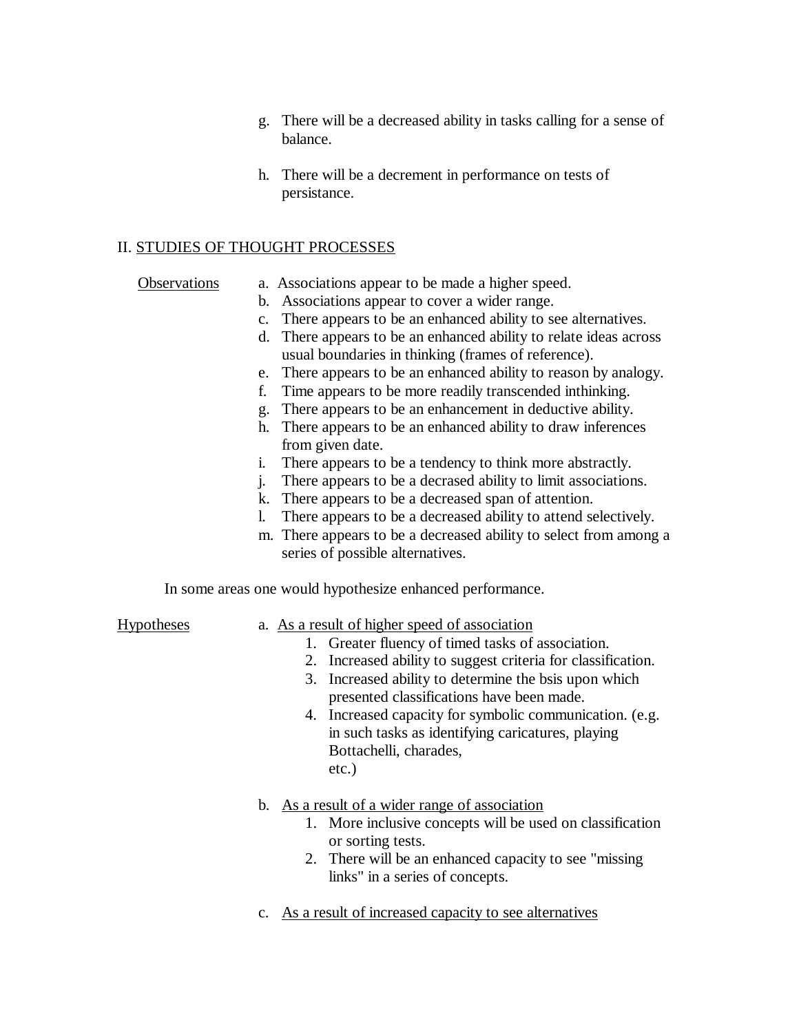g. There will be a decreased ability in tasks calling for a sense of balance.

h. There will be a decrement in performance on tests of persistance.

## II. STUDIES OF THOUGHT PROCESSES

Observations

a. Associations appear to be made a higher speed.
b. Associations appear to cover a wider range.
c. There appears to be an enhanced ability to see alternatives.
d. There appears to be an enhanced ability to relate ideas across usual boundaries in thinking (frames of reference).
e. There appears to be an enhanced ability to reason by analogy.
f. Time appears to be more readily transcended inthinking.
g. There appears to be an enhancement in deductive ability.
h. There appears to be an enhanced ability to draw inferences from given date.
i. There appears to be a tendency to think more abstractly.
j. There appears to be a decrased ability to limit associations.
k. There appears to be a decreased span of attention.
l. There appears to be a decreased ability to attend selectively.
m. There appears to be a decreased ability to select from among a series of possible alternatives.

In some areas one would hypothesize enhanced performance.

Hypotheses

a. As a result of higher speed of association
   1. Greater fluency of timed tasks of association.
   2. Increased ability to suggest criteria for classification.
   3. Increased ability to determine the bsis upon which presented classifications have been made.
   4. Increased capacity for symbolic communication. (e.g. in such tasks as identifying caricatures, playing Bottachelli, charades, etc.)

b. As a result of a wider range of association
   1. More inclusive concepts will be used on classification or sorting tests.
   2. There will be an enhanced capacity to see "missing links" in a series of concepts.

c. As a result of increased capacity to see alternatives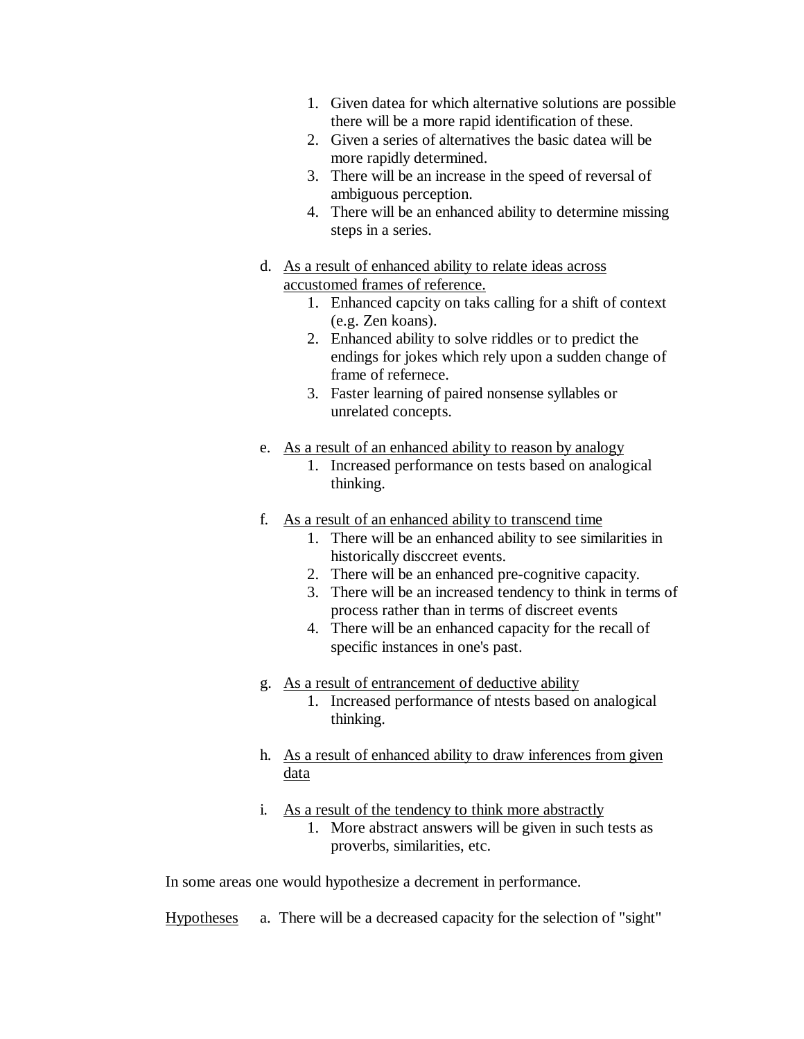1. Given datea for which alternative solutions are possible there will be a more rapid identification of these.
2. Given a series of alternatives the basic datea will be more rapidly determined.
3. There will be an increase in the speed of reversal of ambiguous perception.
4. There will be an enhanced ability to determine missing steps in a series.

d. <u>As a result of enhanced ability to relate ideas across accustomed frames of reference.</u>
   1. Enhanced capcity on taks calling for a shift of context (e.g. Zen koans).
   2. Enhanced ability to solve riddles or to predict the endings for jokes which rely upon a sudden change of frame of refernece.
   3. Faster learning of paired nonsense syllables or unrelated concepts.

e. <u>As a result of an enhanced ability to reason by analogy</u>
   1. Increased performance on tests based on analogical thinking.

f. <u>As a result of an enhanced ability to transcend time</u>
   1. There will be an enhanced ability to see similarities in historically disccreet events.
   2. There will be an enhanced pre-cognitive capacity.
   3. There will be an increased tendency to think in terms of process rather than in terms of discreet events
   4. There will be an enhanced capacity for the recall of specific instances in one's past.

g. <u>As a result of entrancement of deductive ability</u>
   1. Increased performance of ntests based on analogical thinking.

h. <u>As a result of enhanced ability to draw inferences from given data</u>

i. <u>As a result of the tendency to think more abstractly</u>
   1. More abstract answers will be given in such tests as proverbs, similarities, etc.

In some areas one would hypothesize a decrement in performance.

<u>Hypotheses</u> a. There will be a decreased capacity for the selection of "sight"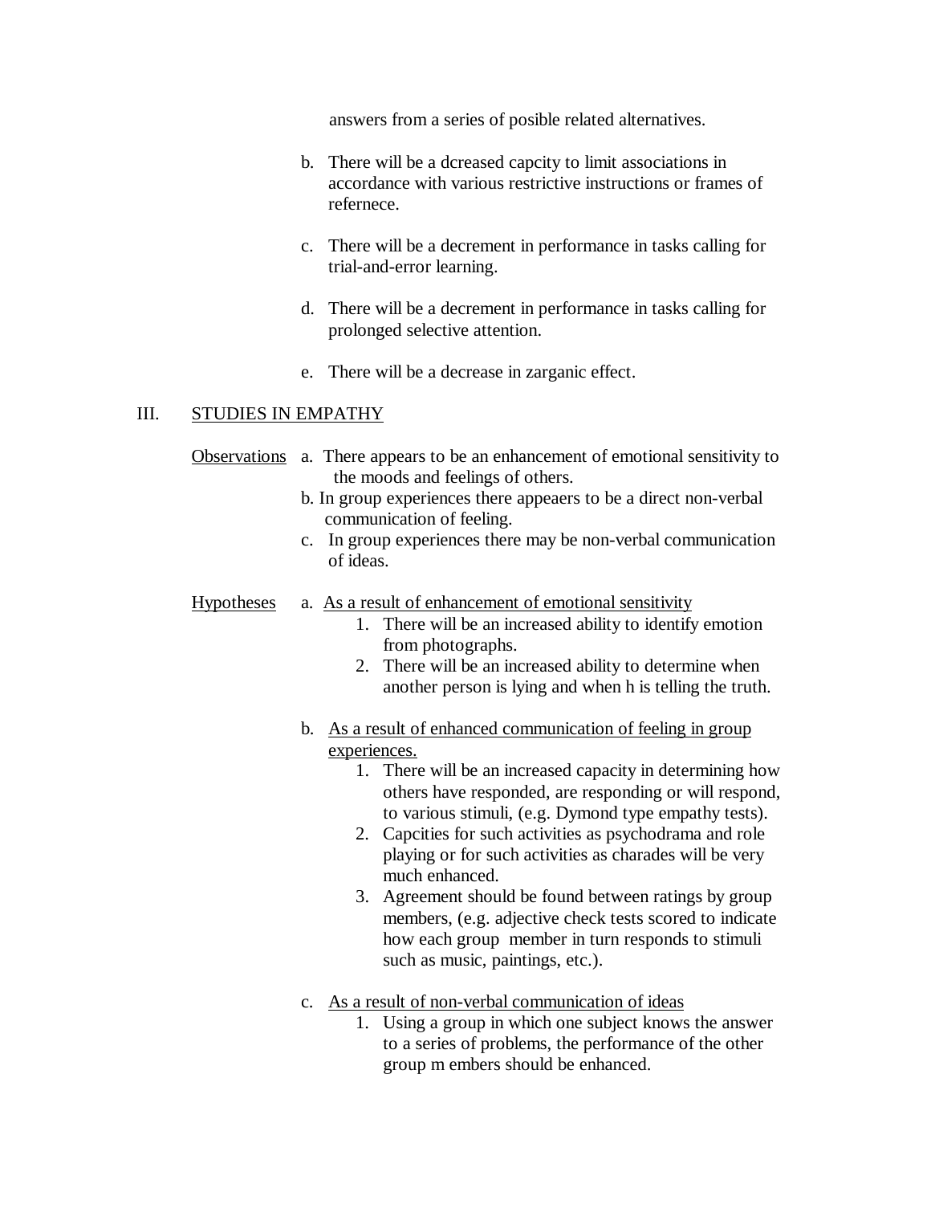answers from a series of posible related alternatives.

b. There will be a dcreased capcity to limit associations in accordance with various restrictive instructions or frames of refernece.

c. There will be a decrement in performance in tasks calling for trial-and-error learning.

d. There will be a decrement in performance in tasks calling for prolonged selective attention.

e. There will be a decrease in zarganic effect.

## III. STUDIES IN EMPATHY

Observations

a. There appears to be an enhancement of emotional sensitivity to the moods and feelings of others.

b. In group experiences there appeaers to be a direct non-verbal communication of feeling.

c. In group experiences there may be non-verbal communication of ideas.

Hypotheses

a. As a result of enhancement of emotional sensitivity

1. There will be an increased ability to identify emotion from photographs.
2. There will be an increased ability to determine when another person is lying and when h is telling the truth.

b. As a result of enhanced communication of feeling in group experiences.

1. There will be an increased capacity in determining how others have responded, are responding or will respond, to various stimuli, (e.g. Dymond type empathy tests).
2. Capcities for such activities as psychodrama and role playing or for such activities as charades will be very much enhanced.
3. Agreement should be found between ratings by group members, (e.g. adjective check tests scored to indicate how each group member in turn responds to stimuli such as music, paintings, etc.).

c. As a result of non-verbal communication of ideas

1. Using a group in which one subject knows the answer to a series of problems, the performance of the other group m embers should be enhanced.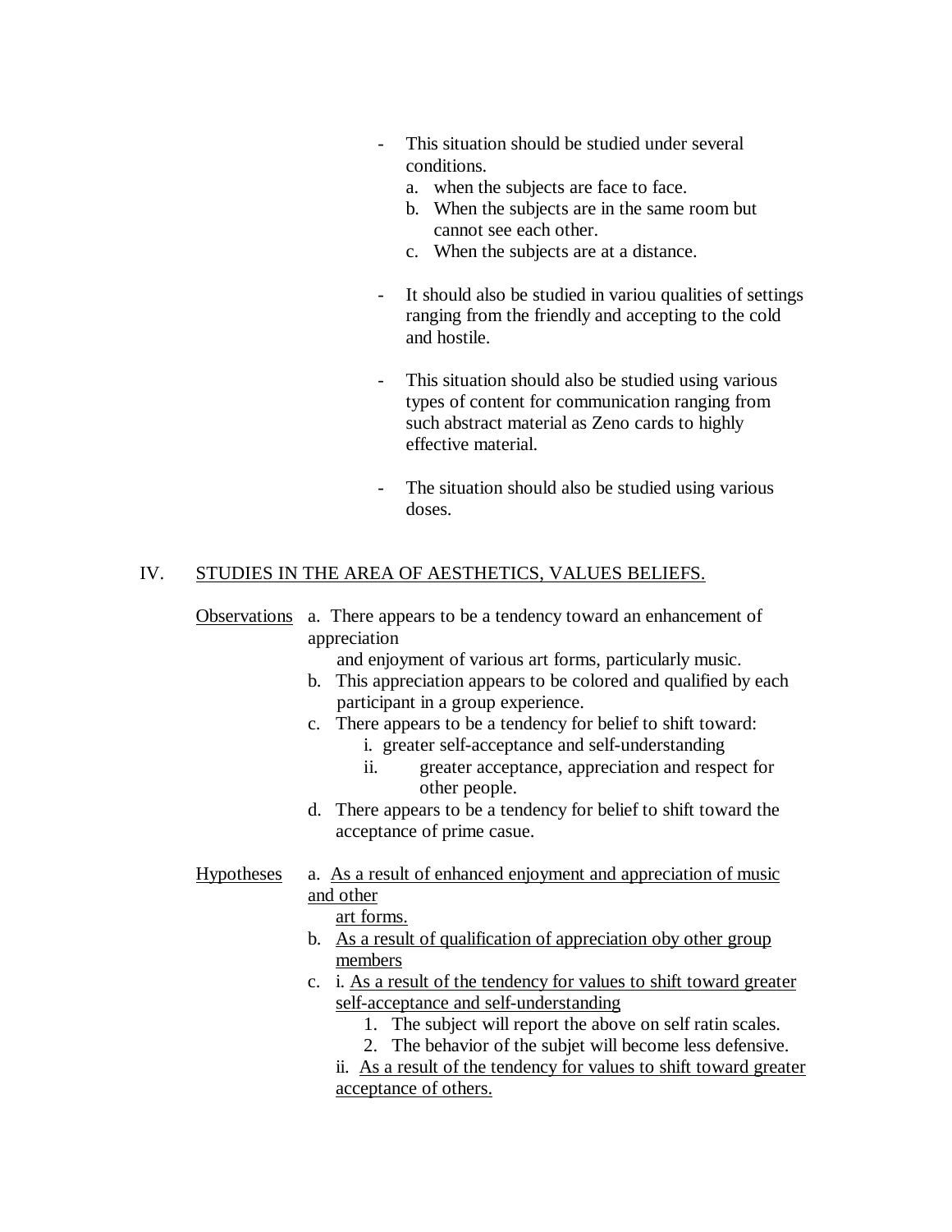- This situation should be studied under several conditions.
  a. when the subjects are face to face.
  b. When the subjects are in the same room but cannot see each other.
  c. When the subjects are at a distance.

- It should also be studied in variou qualities of settings ranging from the friendly and accepting to the cold and hostile.

- This situation should also be studied using various types of content for communication ranging from such abstract material as Zeno cards to highly effective material.

- The situation should also be studied using various doses.

## IV. <u>STUDIES IN THE AREA OF AESTHETICS, VALUES BELIEFS.</u>

<u>Observations</u>

a. There appears to be a tendency toward an enhancement of appreciation and enjoyment of various art forms, particularly music.
b. This appreciation appears to be colored and qualified by each participant in a group experience.
c. There appears to be a tendency for belief to shift toward:
   i. greater self-acceptance and self-understanding
   ii. greater acceptance, appreciation and respect for other people.
d. There appears to be a tendency for belief to shift toward the acceptance of prime casue.

<u>Hypotheses</u>

a. <u>As a result of enhanced enjoyment and appreciation of music and other art forms.</u>
b. <u>As a result of qualification of appreciation oby other group members</u>
c. i. <u>As a result of the tendency for values to shift toward greater self-acceptance and self-understanding</u>
   1. The subject will report the above on self ratin scales.
   2. The behavior of the subjet will become less defensive.

   ii. <u>As a result of the tendency for values to shift toward greater acceptance of others.</u>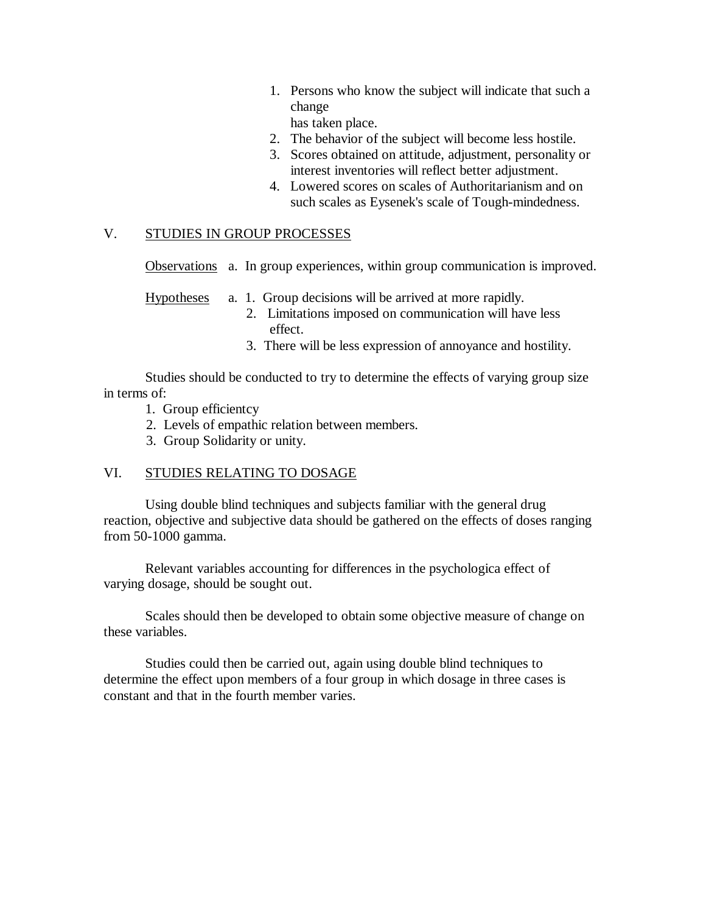1. Persons who know the subject will indicate that such a change has taken place.
2. The behavior of the subject will become less hostile.
3. Scores obtained on attitude, adjustment, personality or interest inventories will reflect better adjustment.
4. Lowered scores on scales of Authoritarianism and on such scales as Eysenek's scale of Tough-mindedness.

V. STUDIES IN GROUP PROCESSES

Observations a. In group experiences, within group communication is improved.

Hypotheses a. 1. Group decisions will be arrived at more rapidly.
2. Limitations imposed on communication will have less effect.
3. There will be less expression of annoyance and hostility.

Studies should be conducted to try to determine the effects of varying group size in terms of:

1. Group efficientcy
2. Levels of empathic relation between members.
3. Group Solidarity or unity.

VI. STUDIES RELATING TO DOSAGE

Using double blind techniques and subjects familiar with the general drug reaction, objective and subjective data should be gathered on the effects of doses ranging from 50-1000 gamma.

Relevant variables accounting for differences in the psychologica effect of varying dosage, should be sought out.

Scales should then be developed to obtain some objective measure of change on these variables.

Studies could then be carried out, again using double blind techniques to determine the effect upon members of a four group in which dosage in three cases is constant and that in the fourth member varies.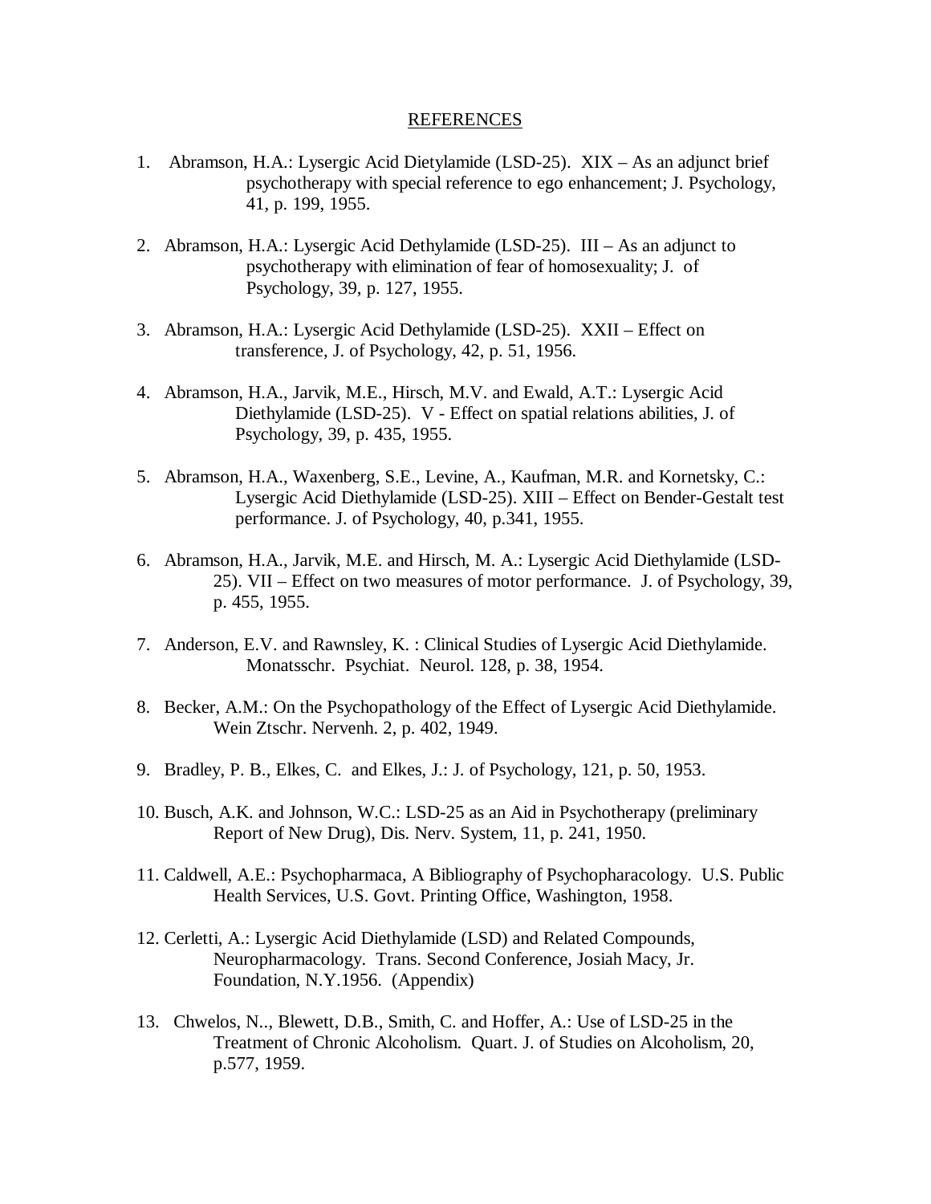REFERENCES

1. Abramson, H.A.: Lysergic Acid Dietylamide (LSD-25). XIX – As an adjunct brief psychotherapy with special reference to ego enhancement; J. Psychology, 41, p. 199, 1955.

2. Abramson, H.A.: Lysergic Acid Dethylamide (LSD-25). III – As an adjunct to psychotherapy with elimination of fear of homosexuality; J. of Psychology, 39, p. 127, 1955.

3. Abramson, H.A.: Lysergic Acid Dethylamide (LSD-25). XXII – Effect on transference, J. of Psychology, 42, p. 51, 1956.

4. Abramson, H.A., Jarvik, M.E., Hirsch, M.V. and Ewald, A.T.: Lysergic Acid Diethylamide (LSD-25). V - Effect on spatial relations abilities, J. of Psychology, 39, p. 435, 1955.

5. Abramson, H.A., Waxenberg, S.E., Levine, A., Kaufman, M.R. and Kornetsky, C.: Lysergic Acid Diethylamide (LSD-25). XIII – Effect on Bender-Gestalt test performance. J. of Psychology, 40, p.341, 1955.

6. Abramson, H.A., Jarvik, M.E. and Hirsch, M. A.: Lysergic Acid Diethylamide (LSD-25). VII – Effect on two measures of motor performance. J. of Psychology, 39, p. 455, 1955.

7. Anderson, E.V. and Rawnsley, K. : Clinical Studies of Lysergic Acid Diethylamide. Monatsschr. Psychiat. Neurol. 128, p. 38, 1954.

8. Becker, A.M.: On the Psychopathology of the Effect of Lysergic Acid Diethylamide. Wein Ztschr. Nervenh. 2, p. 402, 1949.

9. Bradley, P. B., Elkes, C. and Elkes, J.: J. of Psychology, 121, p. 50, 1953.

10. Busch, A.K. and Johnson, W.C.: LSD-25 as an Aid in Psychotherapy (preliminary Report of New Drug), Dis. Nerv. System, 11, p. 241, 1950.

11. Caldwell, A.E.: Psychopharmaca, A Bibliography of Psychopharacology. U.S. Public Health Services, U.S. Govt. Printing Office, Washington, 1958.

12. Cerletti, A.: Lysergic Acid Diethylamide (LSD) and Related Compounds, Neuropharmacology. Trans. Second Conference, Josiah Macy, Jr. Foundation, N.Y.1956. (Appendix)

13. Chwelos, N.., Blewett, D.B., Smith, C. and Hoffer, A.: Use of LSD-25 in the Treatment of Chronic Alcoholism. Quart. J. of Studies on Alcoholism, 20, p.577, 1959.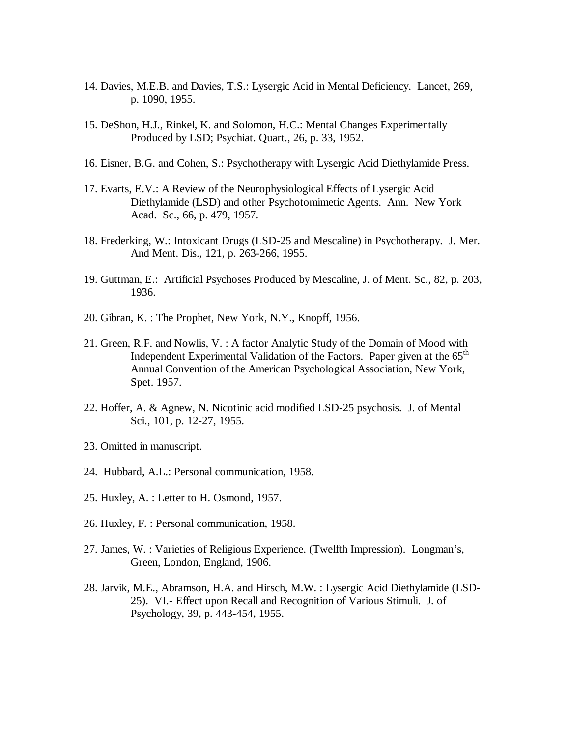14. Davies, M.E.B. and Davies, T.S.: Lysergic Acid in Mental Deficiency. Lancet, 269, p. 1090, 1955.

15. DeShon, H.J., Rinkel, K. and Solomon, H.C.: Mental Changes Experimentally Produced by LSD; Psychiat. Quart., 26, p. 33, 1952.

16. Eisner, B.G. and Cohen, S.: Psychotherapy with Lysergic Acid Diethylamide Press.

17. Evarts, E.V.: A Review of the Neurophysiological Effects of Lysergic Acid Diethylamide (LSD) and other Psychotomimetic Agents. Ann. New York Acad. Sc., 66, p. 479, 1957.

18. Frederking, W.: Intoxicant Drugs (LSD-25 and Mescaline) in Psychotherapy. J. Mer. And Ment. Dis., 121, p. 263-266, 1955.

19. Guttman, E.: Artificial Psychoses Produced by Mescaline, J. of Ment. Sc., 82, p. 203, 1936.

20. Gibran, K. : The Prophet, New York, N.Y., Knopff, 1956.

21. Green, R.F. and Nowlis, V. : A factor Analytic Study of the Domain of Mood with Independent Experimental Validation of the Factors. Paper given at the 65th Annual Convention of the American Psychological Association, New York, Spet. 1957.

22. Hoffer, A. & Agnew, N. Nicotinic acid modified LSD-25 psychosis. J. of Mental Sci., 101, p. 12-27, 1955.

23. Omitted in manuscript.

24. Hubbard, A.L.: Personal communication, 1958.

25. Huxley, A. : Letter to H. Osmond, 1957.

26. Huxley, F. : Personal communication, 1958.

27. James, W. : Varieties of Religious Experience. (Twelfth Impression). Longman's, Green, London, England, 1906.

28. Jarvik, M.E., Abramson, H.A. and Hirsch, M.W. : Lysergic Acid Diethylamide (LSD-25). VI.- Effect upon Recall and Recognition of Various Stimuli. J. of Psychology, 39, p. 443-454, 1955.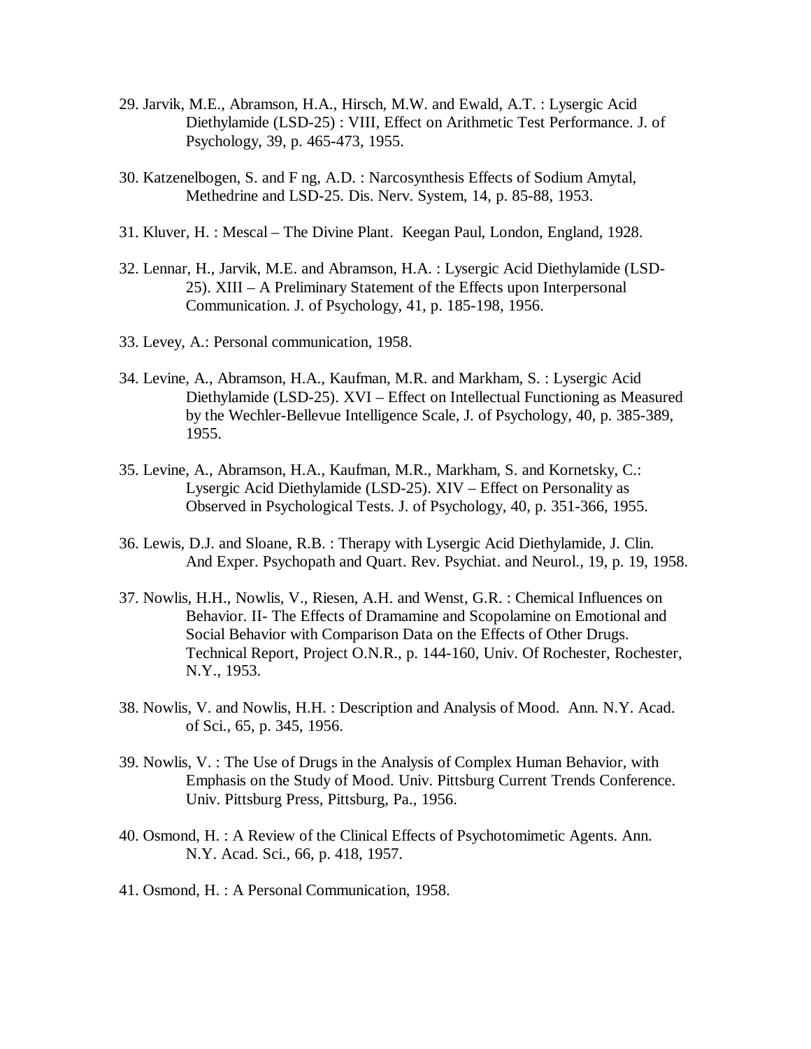29. Jarvik, M.E., Abramson, H.A., Hirsch, M.W. and Ewald, A.T. : Lysergic Acid Diethylamide (LSD-25) : VIII, Effect on Arithmetic Test Performance. J. of Psychology, 39, p. 465-473, 1955.

30. Katzenelbogen, S. and F ng, A.D. : Narcosynthesis Effects of Sodium Amytal, Methedrine and LSD-25. Dis. Nerv. System, 14, p. 85-88, 1953.

31. Kluver, H. : Mescal – The Divine Plant. Keegan Paul, London, England, 1928.

32. Lennar, H., Jarvik, M.E. and Abramson, H.A. : Lysergic Acid Diethylamide (LSD-25). XIII – A Preliminary Statement of the Effects upon Interpersonal Communication. J. of Psychology, 41, p. 185-198, 1956.

33. Levey, A.: Personal communication, 1958.

34. Levine, A., Abramson, H.A., Kaufman, M.R. and Markham, S. : Lysergic Acid Diethylamide (LSD-25). XVI – Effect on Intellectual Functioning as Measured by the Wechler-Bellevue Intelligence Scale, J. of Psychology, 40, p. 385-389, 1955.

35. Levine, A., Abramson, H.A., Kaufman, M.R., Markham, S. and Kornetsky, C.: Lysergic Acid Diethylamide (LSD-25). XIV – Effect on Personality as Observed in Psychological Tests. J. of Psychology, 40, p. 351-366, 1955.

36. Lewis, D.J. and Sloane, R.B. : Therapy with Lysergic Acid Diethylamide, J. Clin. And Exper. Psychopath and Quart. Rev. Psychiat. and Neurol., 19, p. 19, 1958.

37. Nowlis, H.H., Nowlis, V., Riesen, A.H. and Wenst, G.R. : Chemical Influences on Behavior. II- The Effects of Dramamine and Scopolamine on Emotional and Social Behavior with Comparison Data on the Effects of Other Drugs. Technical Report, Project O.N.R., p. 144-160, Univ. Of Rochester, Rochester, N.Y., 1953.

38. Nowlis, V. and Nowlis, H.H. : Description and Analysis of Mood. Ann. N.Y. Acad. of Sci., 65, p. 345, 1956.

39. Nowlis, V. : The Use of Drugs in the Analysis of Complex Human Behavior, with Emphasis on the Study of Mood. Univ. Pittsburg Current Trends Conference. Univ. Pittsburg Press, Pittsburg, Pa., 1956.

40. Osmond, H. : A Review of the Clinical Effects of Psychotomimetic Agents. Ann. N.Y. Acad. Sci., 66, p. 418, 1957.

41. Osmond, H. : A Personal Communication, 1958.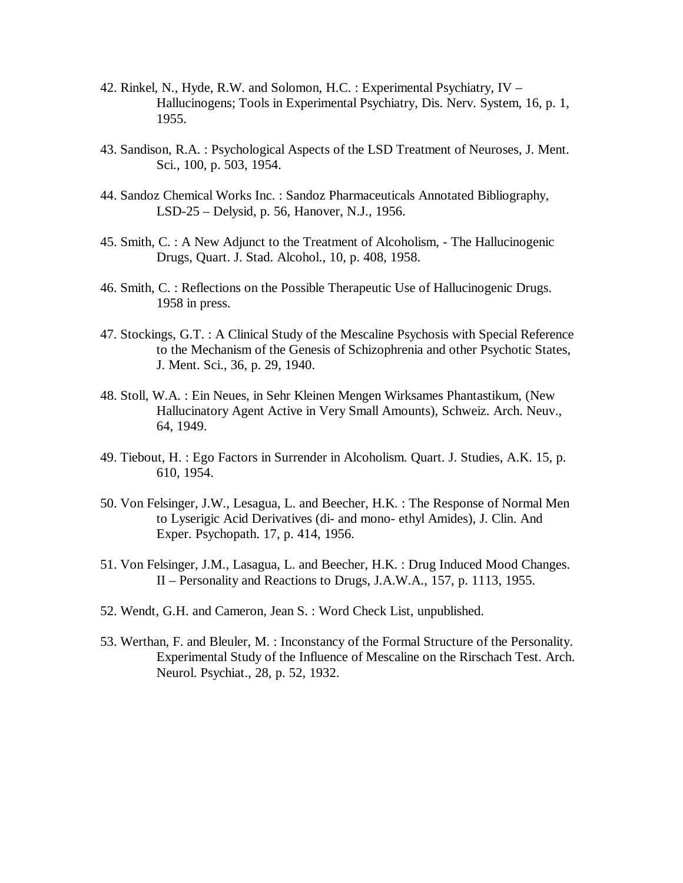42. Rinkel, N., Hyde, R.W. and Solomon, H.C. : Experimental Psychiatry, IV – Hallucinogens; Tools in Experimental Psychiatry, Dis. Nerv. System, 16, p. 1, 1955.

43. Sandison, R.A. : Psychological Aspects of the LSD Treatment of Neuroses, J. Ment. Sci., 100, p. 503, 1954.

44. Sandoz Chemical Works Inc. : Sandoz Pharmaceuticals Annotated Bibliography, LSD-25 – Delysid, p. 56, Hanover, N.J., 1956.

45. Smith, C. : A New Adjunct to the Treatment of Alcoholism, - The Hallucinogenic Drugs, Quart. J. Stad. Alcohol., 10, p. 408, 1958.

46. Smith, C. : Reflections on the Possible Therapeutic Use of Hallucinogenic Drugs. 1958 in press.

47. Stockings, G.T. : A Clinical Study of the Mescaline Psychosis with Special Reference to the Mechanism of the Genesis of Schizophrenia and other Psychotic States, J. Ment. Sci., 36, p. 29, 1940.

48. Stoll, W.A. : Ein Neues, in Sehr Kleinen Mengen Wirksames Phantastikum, (New Hallucinatory Agent Active in Very Small Amounts), Schweiz. Arch. Neuv., 64, 1949.

49. Tiebout, H. : Ego Factors in Surrender in Alcoholism. Quart. J. Studies, A.K. 15, p. 610, 1954.

50. Von Felsinger, J.W., Lesagua, L. and Beecher, H.K. : The Response of Normal Men to Lyserigic Acid Derivatives (di- and mono- ethyl Amides), J. Clin. And Exper. Psychopath. 17, p. 414, 1956.

51. Von Felsinger, J.M., Lasagua, L. and Beecher, H.K. : Drug Induced Mood Changes. II – Personality and Reactions to Drugs, J.A.W.A., 157, p. 1113, 1955.

52. Wendt, G.H. and Cameron, Jean S. : Word Check List, unpublished.

53. Werthan, F. and Bleuler, M. : Inconstancy of the Formal Structure of the Personality. Experimental Study of the Influence of Mescaline on the Rirschach Test. Arch. Neurol. Psychiat., 28, p. 52, 1932.